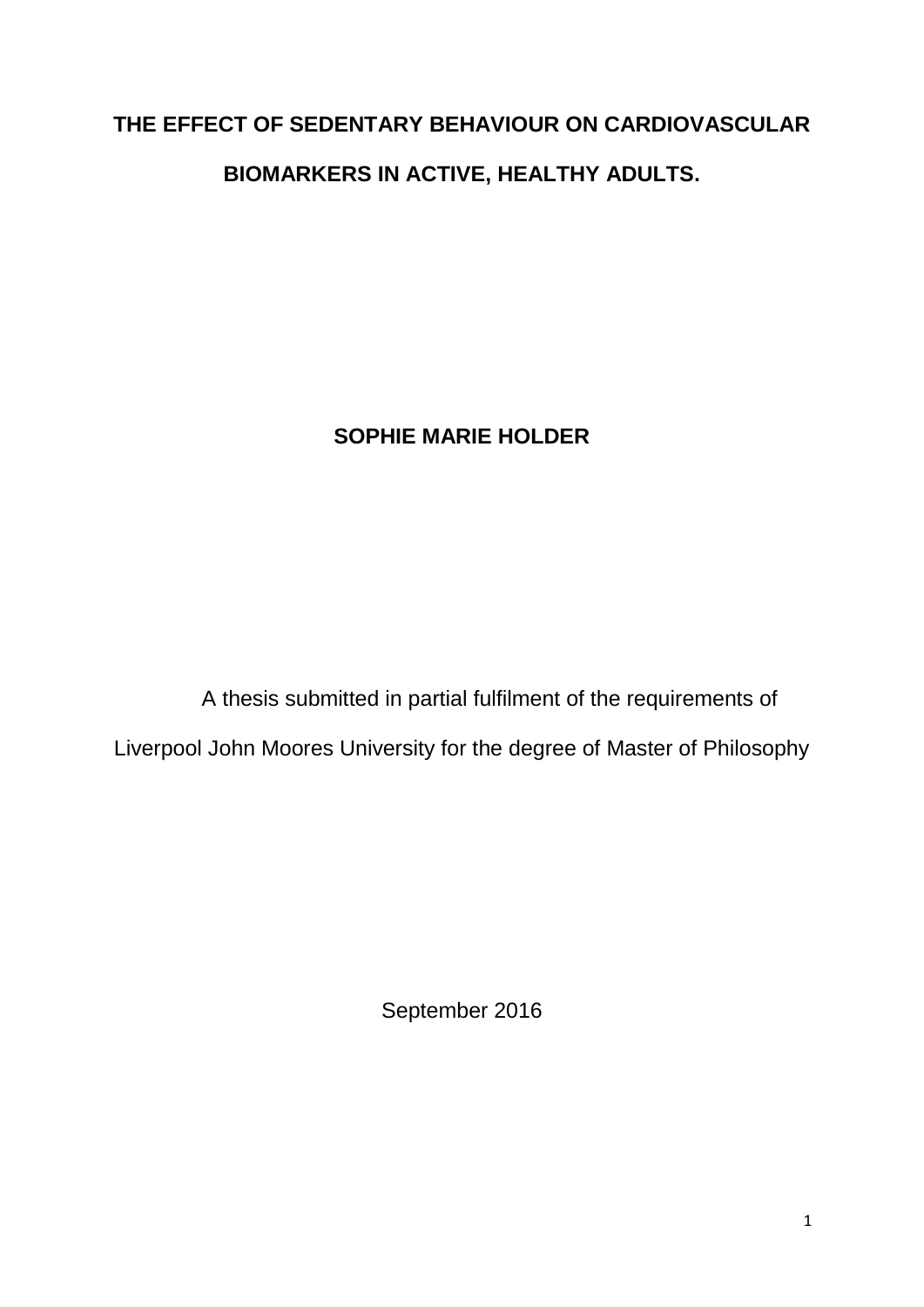# THE EFFECT OF SEDENTARY BEHAVIOUR ON CARDIOVASCULAR BIOMARKERS IN ACTIVE, HEALTHY ADULTS.

**SOPHIE MARIE HOLDER**

A thesis submitted in partial fulfilment of the requirements of Liverpool John Moores University for the degree of Master of Philosophy

September 2016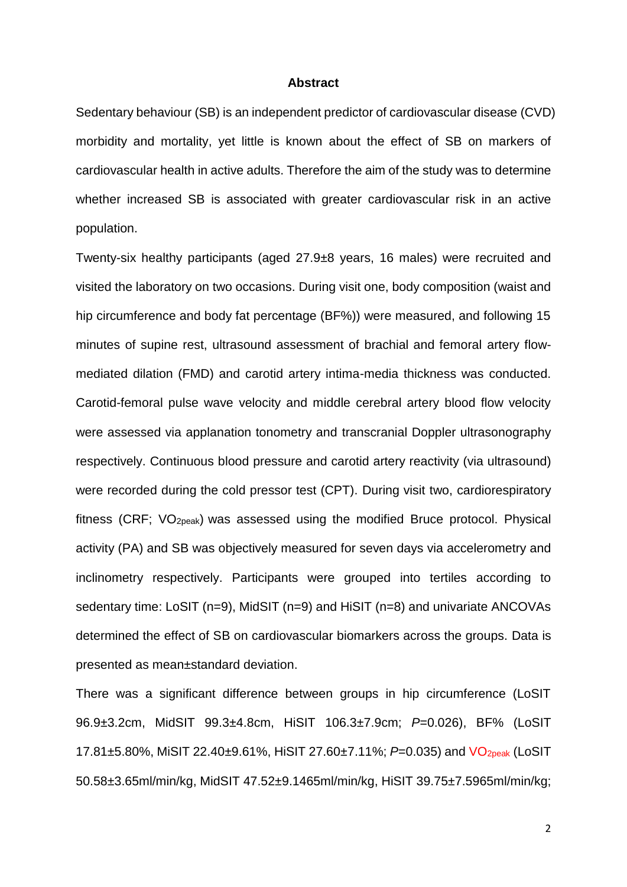## Abstract

Sedentary behaviour (SB) is an independent predictor of cardiovascular disease (CVD) morbidity and mortality, yet little is known about the effect of SB on markers of cardiovascular health in active adults. Therefore the aim of the study was to determine whether increased SB is associated with greater cardiovascular risk in an active population.

Twenty-six healthy participants (aged 27.9±8 years, 16 males) were recruited and visited the laboratory on two occasions. During visit one, body composition (waist and hip circumference and body fat percentage (BF%)) were measured, and following 15 minutes of supine rest, ultrasound assessment of brachial and femoral artery flow-mediated dilation (FMD) and carotid artery intima-media thickness was conducted. Carotid-femoral pulse wave velocity and middle cerebral artery blood flow velocity were assessed via applanation tonometry and transcranial Doppler ultrasonography respectively. Continuous blood pressure and carotid artery reactivity (via ultrasound) were recorded during the cold pressor test (CPT). During visit two, cardiorespiratory fitness (CRF; $VO_{2peak}$) was assessed using the modified Bruce protocol. Physical activity (PA) and SB was objectively measured for seven days via accelerometry and inclinometry respectively. Participants were grouped into tertiles according to sedentary time: LoSIT (n=9), MidSIT (n=9) and HiSIT (n=8) and univariate ANCOVAs determined the effect of SB on cardiovascular biomarkers across the groups. Data is presented as mean±standard deviation.

There was a significant difference between groups in hip circumference (LoSIT 96.9±3.2cm, MidSIT 99.3±4.8cm, HiSIT 106.3±7.9cm; *P*=0.026), BF% (LoSIT 17.81±5.80%, MiSIT 22.40±9.61%, HiSIT 27.60±7.11%; *P*=0.035) and $VO_{2peak}$ (LoSIT 50.58±3.65ml/min/kg, MidSIT 47.52±9.1465ml/min/kg, HiSIT 39.75±7.5965ml/min/kg;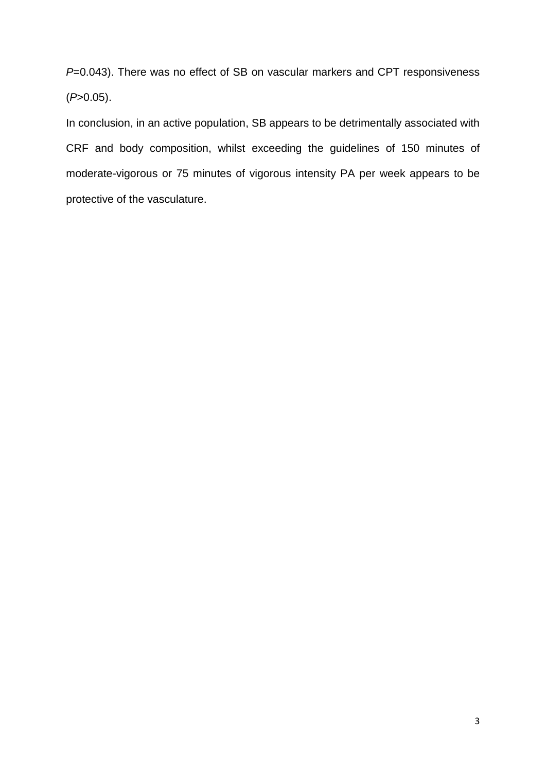$P$=0.043). There was no effect of SB on vascular markers and CPT responsiveness ($P$>0.05).

In conclusion, in an active population, SB appears to be detrimentally associated with CRF and body composition, whilst exceeding the guidelines of 150 minutes of moderate-vigorous or 75 minutes of vigorous intensity PA per week appears to be protective of the vasculature.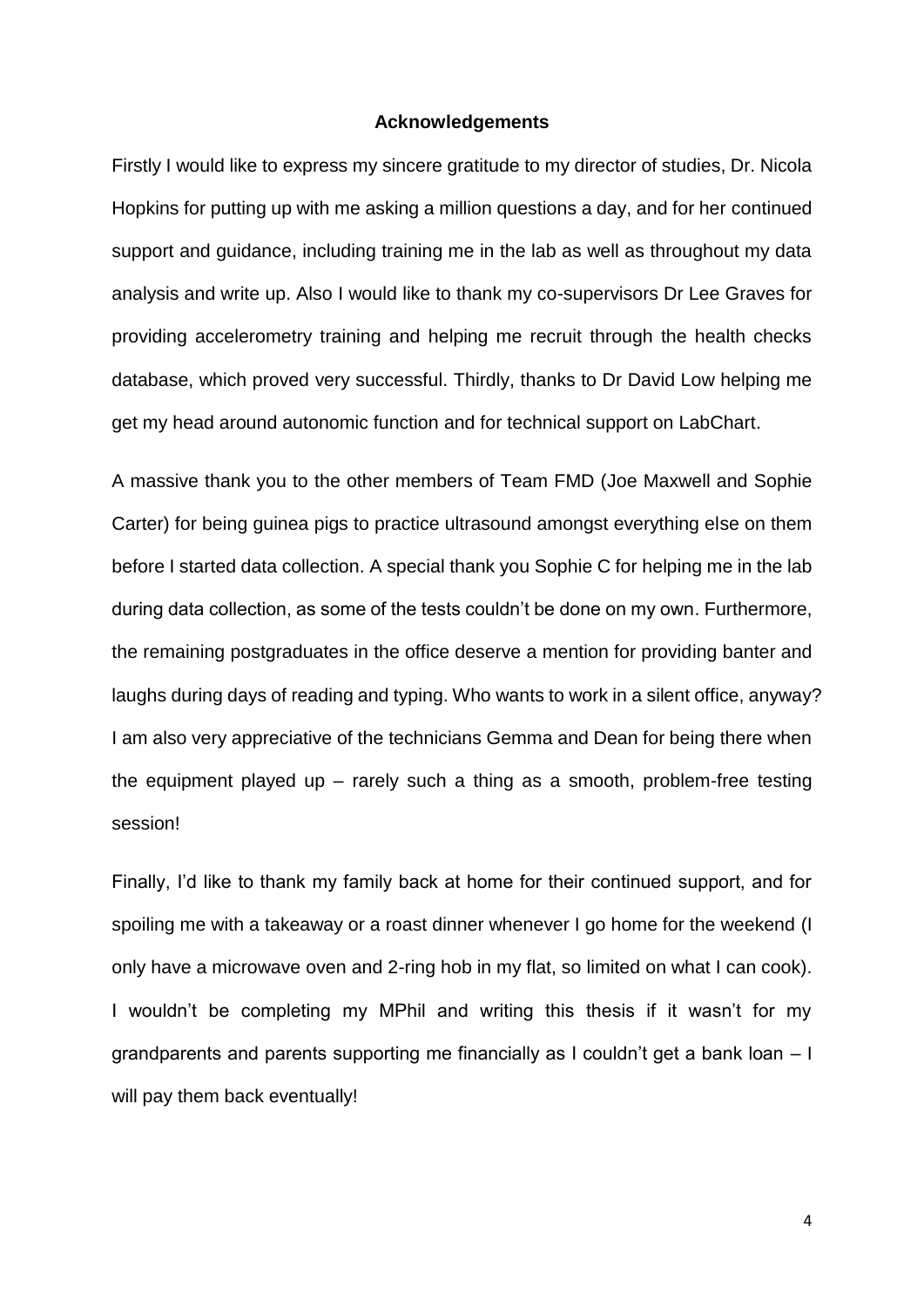## Acknowledgements

Firstly I would like to express my sincere gratitude to my director of studies, Dr. Nicola Hopkins for putting up with me asking a million questions a day, and for her continued support and guidance, including training me in the lab as well as throughout my data analysis and write up. Also I would like to thank my co-supervisors Dr Lee Graves for providing accelerometry training and helping me recruit through the health checks database, which proved very successful. Thirdly, thanks to Dr David Low helping me get my head around autonomic function and for technical support on LabChart.

A massive thank you to the other members of Team FMD (Joe Maxwell and Sophie Carter) for being guinea pigs to practice ultrasound amongst everything else on them before I started data collection. A special thank you Sophie C for helping me in the lab during data collection, as some of the tests couldn't be done on my own. Furthermore, the remaining postgraduates in the office deserve a mention for providing banter and laughs during days of reading and typing. Who wants to work in a silent office, anyway? I am also very appreciative of the technicians Gemma and Dean for being there when the equipment played up – rarely such a thing as a smooth, problem-free testing session!

Finally, I'd like to thank my family back at home for their continued support, and for spoiling me with a takeaway or a roast dinner whenever I go home for the weekend (I only have a microwave oven and 2-ring hob in my flat, so limited on what I can cook). I wouldn't be completing my MPhil and writing this thesis if it wasn't for my grandparents and parents supporting me financially as I couldn't get a bank loan – I will pay them back eventually!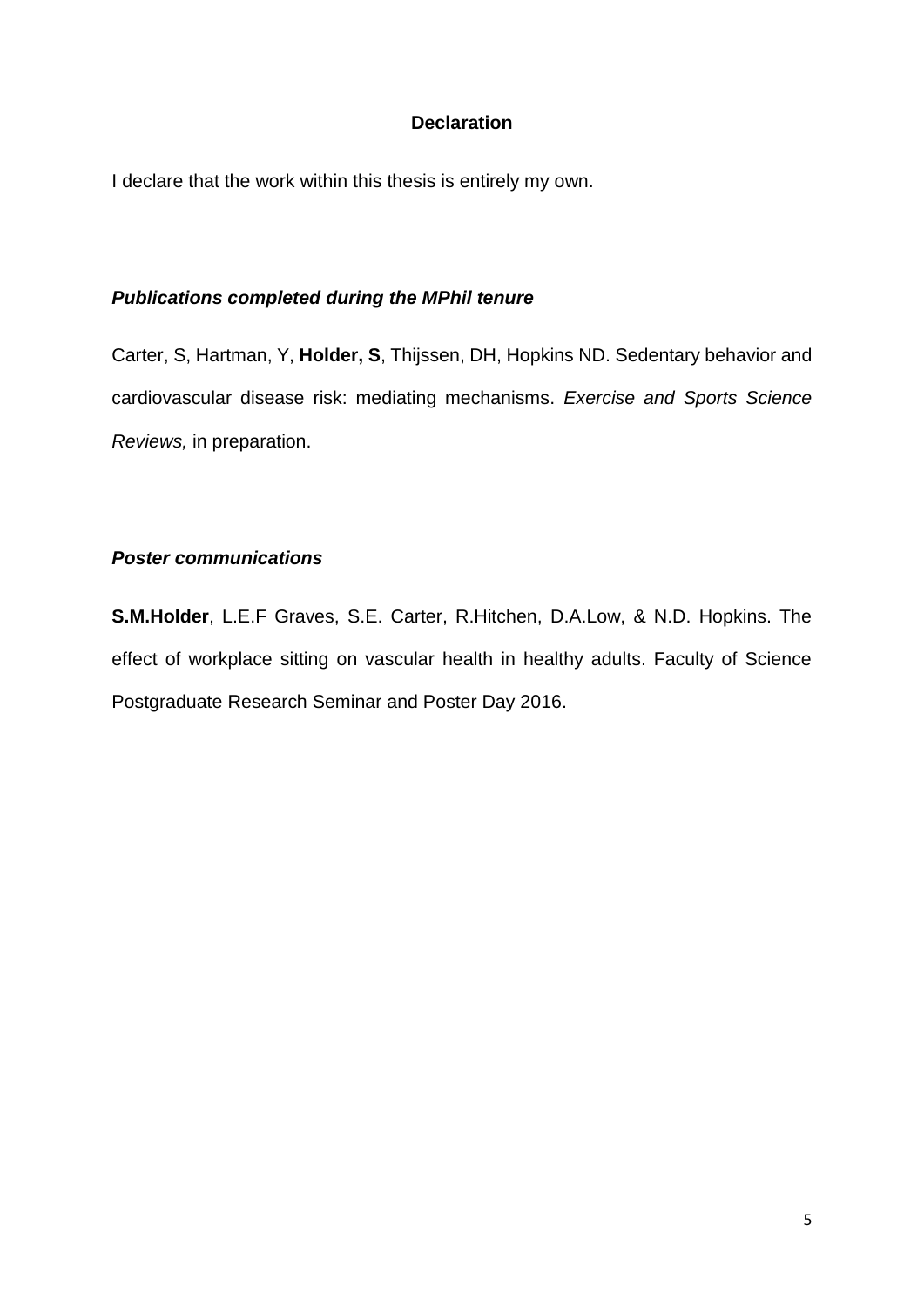## Declaration

I declare that the work within this thesis is entirely my own.

### *Publications completed during the MPhil tenure*

Carter, S, Hartman, Y, **Holder, S**, Thijssen, DH, Hopkins ND. Sedentary behavior and cardiovascular disease risk: mediating mechanisms. *Exercise and Sports Science Reviews,* in preparation.

### *Poster communications*

**S.M.Holder**, L.E.F Graves, S.E. Carter, R.Hitchen, D.A.Low, & N.D. Hopkins. The effect of workplace sitting on vascular health in healthy adults. Faculty of Science Postgraduate Research Seminar and Poster Day 2016.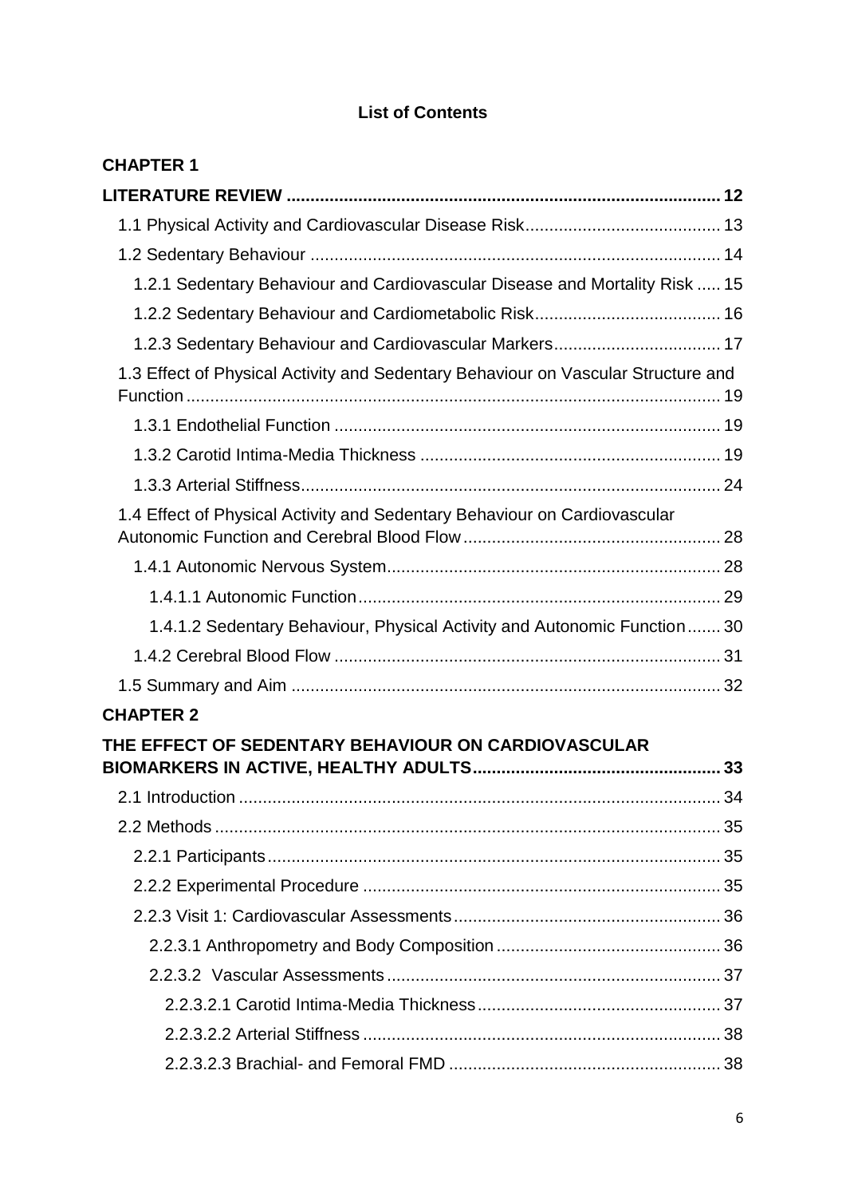**List of Contents**

**CHAPTER 1**

**LITERATURE REVIEW ........................................................................................ 12**

1.1 Physical Activity and Cardiovascular Disease Risk........................................ 13

1.2 Sedentary Behaviour ..................................................................................... 14

1.2.1 Sedentary Behaviour and Cardiovascular Disease and Mortality Risk ..... 15

1.2.2 Sedentary Behaviour and Cardiometabolic Risk...................................... 16

1.2.3 Sedentary Behaviour and Cardiovascular Markers.................................. 17

1.3 Effect of Physical Activity and Sedentary Behaviour on Vascular Structure and Function............................................................................................................... 19

1.3.1 Endothelial Function ................................................................................ 19

1.3.2 Carotid Intima-Media Thickness .............................................................. 19

1.3.3 Arterial Stiffness....................................................................................... 24

1.4 Effect of Physical Activity and Sedentary Behaviour on Cardiovascular Autonomic Function and Cerebral Blood Flow..................................................... 28

1.4.1 Autonomic Nervous System..................................................................... 28

1.4.1.1 Autonomic Function........................................................................... 29

1.4.1.2 Sedentary Behaviour, Physical Activity and Autonomic Function....... 30

1.4.2 Cerebral Blood Flow ................................................................................ 31

1.5 Summary and Aim ......................................................................................... 32

**CHAPTER 2**

**THE EFFECT OF SEDENTARY BEHAVIOUR ON CARDIOVASCULAR BIOMARKERS IN ACTIVE, HEALTHY ADULTS................................................... 33**

2.1 Introduction .................................................................................................... 34

2.2 Methods ......................................................................................................... 35

2.2.1 Participants.............................................................................................. 35

2.2.2 Experimental Procedure .......................................................................... 35

2.2.3 Visit 1: Cardiovascular Assessments....................................................... 36

2.2.3.1 Anthropometry and Body Composition .............................................. 36

2.2.3.2 Vascular Assessments ..................................................................... 37

2.2.3.2.1 Carotid Intima-Media Thickness.................................................. 37

2.2.3.2.2 Arterial Stiffness .......................................................................... 38

2.2.3.2.3 Brachial- and Femoral FMD ........................................................ 38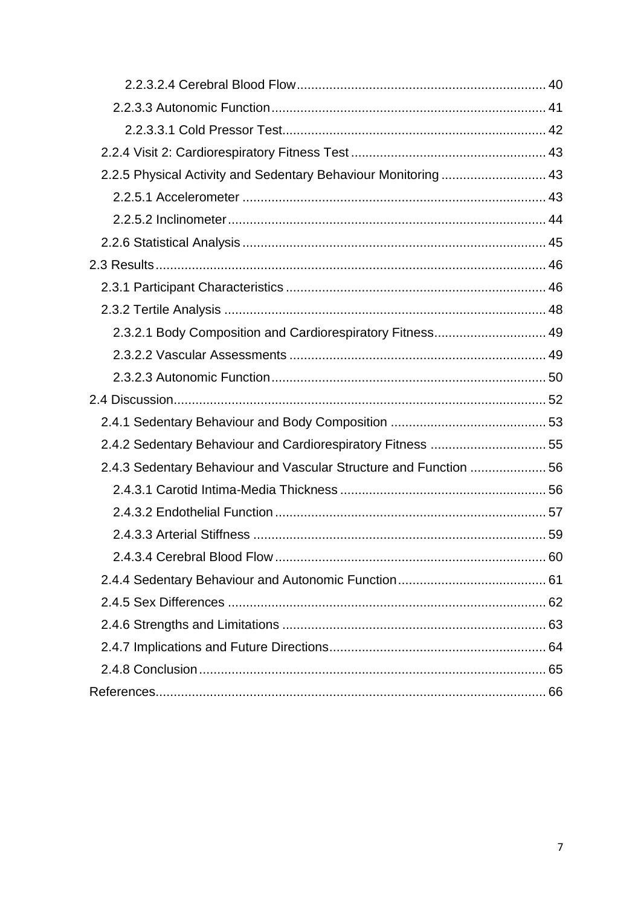2.2.3.2.4 Cerebral Blood Flow .................................................................... 40

2.2.3.3 Autonomic Function ........................................................................... 41

2.2.3.3.1 Cold Pressor Test ......................................................................... 42

2.2.4 Visit 2: Cardiorespiratory Fitness Test ..................................................... 43

2.2.5 Physical Activity and Sedentary Behaviour Monitoring ............................. 43

2.2.5.1 Accelerometer ..................................................................................... 43

2.2.5.2 Inclinometer ........................................................................................ 44

2.2.6 Statistical Analysis ...................................................................................... 45

2.3 Results ............................................................................................................ 46

2.3.1 Participant Characteristics ......................................................................... 46

2.3.2 Tertile Analysis ........................................................................................... 48

2.3.2.1 Body Composition and Cardiorespiratory Fitness ............................... 49

2.3.2.2 Vascular Assessments ........................................................................ 49

2.3.2.3 Autonomic Function ............................................................................ 50

2.4 Discussion ....................................................................................................... 52

2.4.1 Sedentary Behaviour and Body Composition ........................................... 53

2.4.2 Sedentary Behaviour and Cardiorespiratory Fitness ................................ 55

2.4.3 Sedentary Behaviour and Vascular Structure and Function ..................... 56

2.4.3.1 Carotid Intima-Media Thickness .......................................................... 56

2.4.3.2 Endothelial Function ............................................................................ 57

2.4.3.3 Arterial Stiffness .................................................................................. 59

2.4.3.4 Cerebral Blood Flow ............................................................................ 60

2.4.4 Sedentary Behaviour and Autonomic Function ......................................... 61

2.4.5 Sex Differences .......................................................................................... 62

2.4.6 Strengths and Limitations ........................................................................... 63

2.4.7 Implications and Future Directions ............................................................. 64

2.4.8 Conclusion .................................................................................................. 65

References ........................................................................................................... 66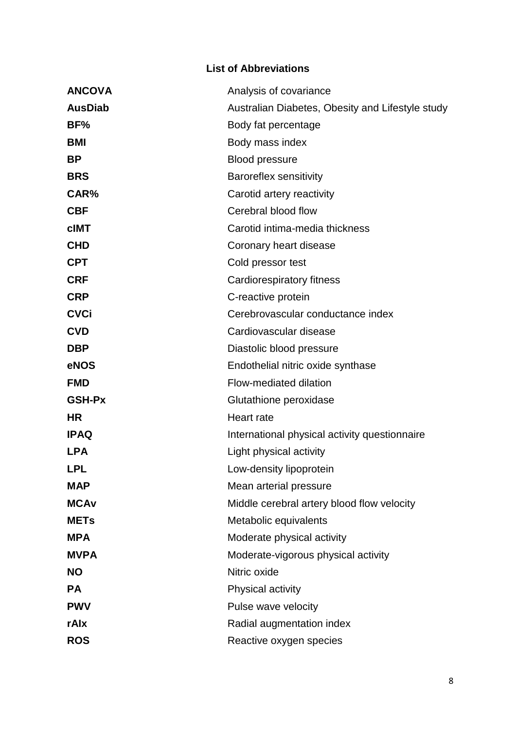## List of Abbreviations

| | |
|---|---|
| **ANCOVA** | Analysis of covariance |
| **AusDiab** | Australian Diabetes, Obesity and Lifestyle study |
| **BF%** | Body fat percentage |
| **BMI** | Body mass index |
| **BP** | Blood pressure |
| **BRS** | Baroreflex sensitivity |
| **CAR%** | Carotid artery reactivity |
| **CBF** | Cerebral blood flow |
| **cIMT** | Carotid intima-media thickness |
| **CHD** | Coronary heart disease |
| **CPT** | Cold pressor test |
| **CRF** | Cardiorespiratory fitness |
| **CRP** | C-reactive protein |
| **CVCi** | Cerebrovascular conductance index |
| **CVD** | Cardiovascular disease |
| **DBP** | Diastolic blood pressure |
| **eNOS** | Endothelial nitric oxide synthase |
| **FMD** | Flow-mediated dilation |
| **GSH-Px** | Glutathione peroxidase |
| **HR** | Heart rate |
| **IPAQ** | International physical activity questionnaire |
| **LPA** | Light physical activity |
| **LPL** | Low-density lipoprotein |
| **MAP** | Mean arterial pressure |
| **MCAv** | Middle cerebral artery blood flow velocity |
| **METs** | Metabolic equivalents |
| **MPA** | Moderate physical activity |
| **MVPA** | Moderate-vigorous physical activity |
| **NO** | Nitric oxide |
| **PA** | Physical activity |
| **PWV** | Pulse wave velocity |
| **rAIx** | Radial augmentation index |
| **ROS** | Reactive oxygen species |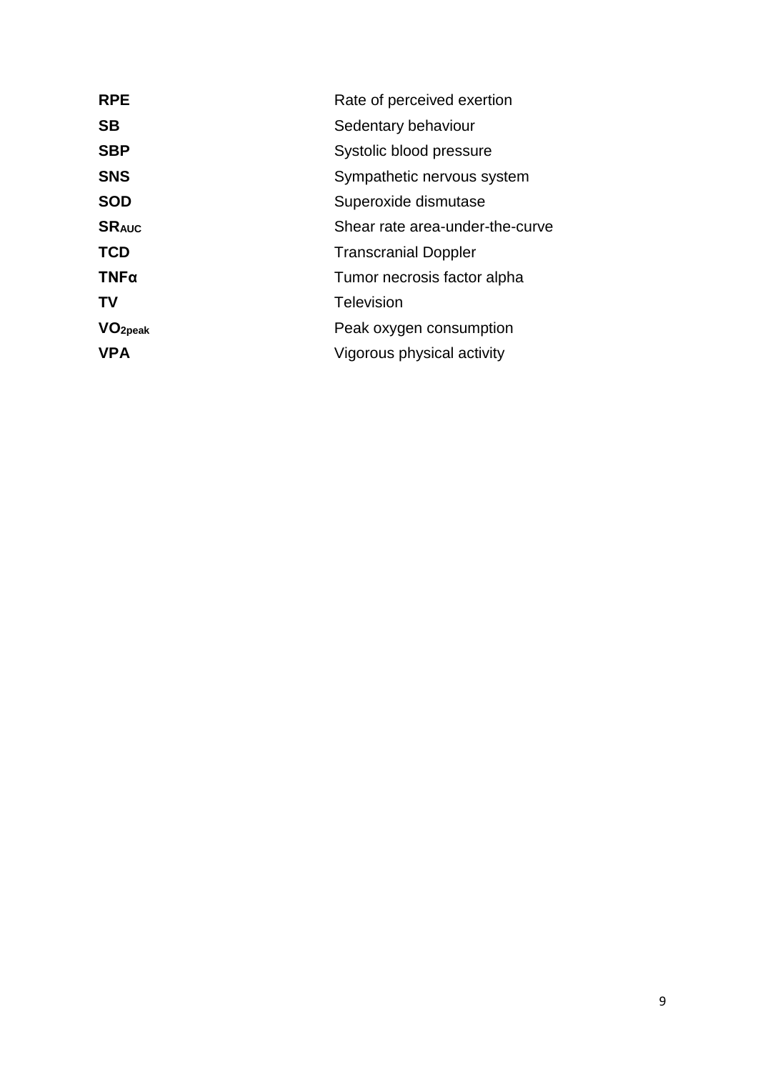| | |
|---|---|
| **RPE** | Rate of perceived exertion |
| **SB** | Sedentary behaviour |
| **SBP** | Systolic blood pressure |
| **SNS** | Sympathetic nervous system |
| **SOD** | Superoxide dismutase |
| **$SR_{AUC}$** | Shear rate area-under-the-curve |
| **TCD** | Transcranial Doppler |
| **TNFα** | Tumor necrosis factor alpha |
| **TV** | Television |
| **$VO_{2peak}$** | Peak oxygen consumption |
| **VPA** | Vigorous physical activity |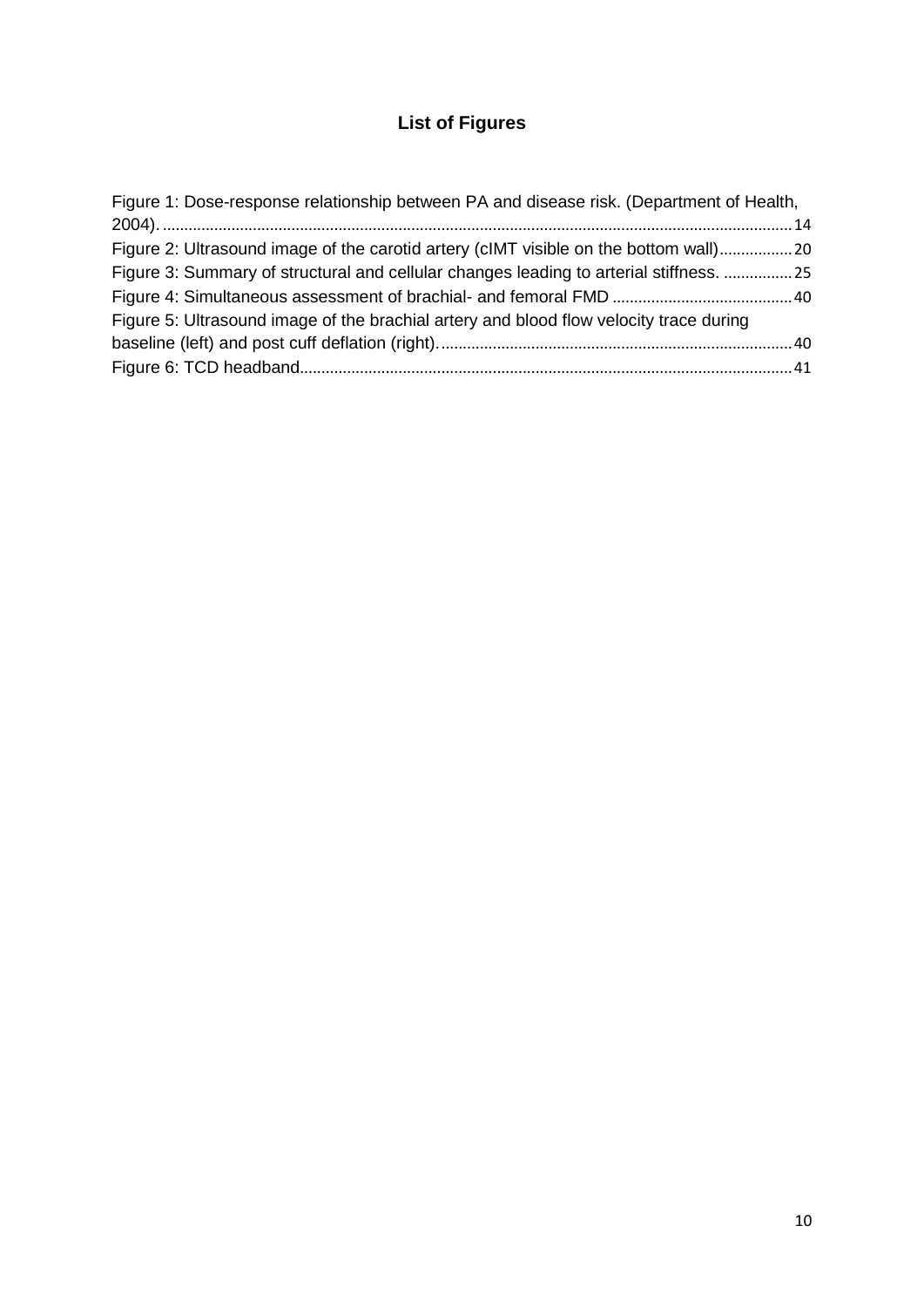# List of Figures

Figure 1: Dose-response relationship between PA and disease risk. (Department of Health, 2004). ..... 14

Figure 2: Ultrasound image of the carotid artery (cIMT visible on the bottom wall) ..... 20

Figure 3: Summary of structural and cellular changes leading to arterial stiffness. ..... 25

Figure 4: Simultaneous assessment of brachial- and femoral FMD ..... 40

Figure 5: Ultrasound image of the brachial artery and blood flow velocity trace during baseline (left) and post cuff deflation (right). ..... 40

Figure 6: TCD headband ..... 41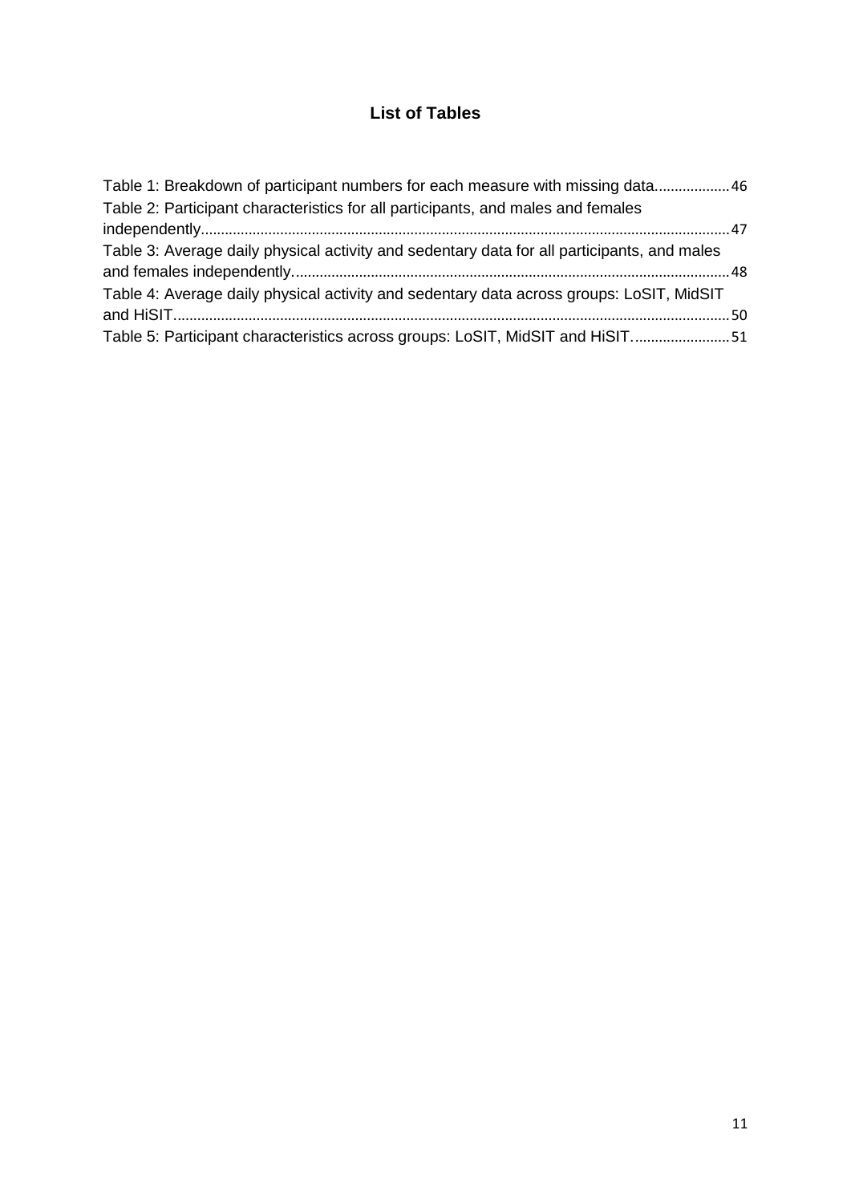# List of Tables

Table 1: Breakdown of participant numbers for each measure with missing data.................. 46
Table 2: Participant characteristics for all participants, and males and females independently..................................................................................................................................... 47
Table 3: Average daily physical activity and sedentary data for all participants, and males and females independently............................................................................................................. 48
Table 4: Average daily physical activity and sedentary data across groups: LoSIT, MidSIT and HiSIT........................................................................................................................................... 50
Table 5: Participant characteristics across groups: LoSIT, MidSIT and HiSIT........................ 51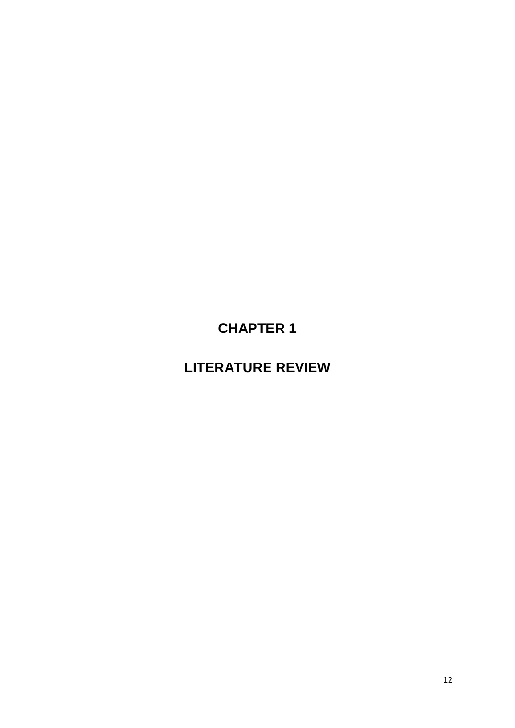# CHAPTER 1

# LITERATURE REVIEW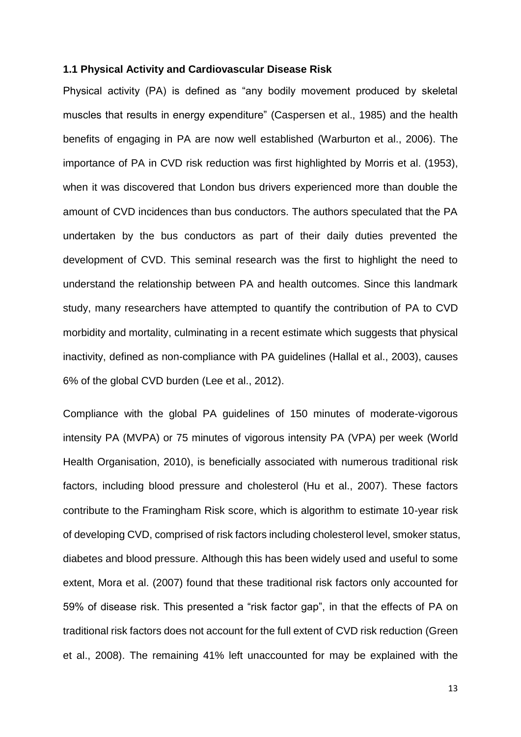### 1.1 Physical Activity and Cardiovascular Disease Risk

Physical activity (PA) is defined as "any bodily movement produced by skeletal muscles that results in energy expenditure" (Caspersen et al., 1985) and the health benefits of engaging in PA are now well established (Warburton et al., 2006). The importance of PA in CVD risk reduction was first highlighted by Morris et al. (1953), when it was discovered that London bus drivers experienced more than double the amount of CVD incidences than bus conductors. The authors speculated that the PA undertaken by the bus conductors as part of their daily duties prevented the development of CVD. This seminal research was the first to highlight the need to understand the relationship between PA and health outcomes. Since this landmark study, many researchers have attempted to quantify the contribution of PA to CVD morbidity and mortality, culminating in a recent estimate which suggests that physical inactivity, defined as non-compliance with PA guidelines (Hallal et al., 2003), causes 6% of the global CVD burden (Lee et al., 2012).

Compliance with the global PA guidelines of 150 minutes of moderate-vigorous intensity PA (MVPA) or 75 minutes of vigorous intensity PA (VPA) per week (World Health Organisation, 2010), is beneficially associated with numerous traditional risk factors, including blood pressure and cholesterol (Hu et al., 2007). These factors contribute to the Framingham Risk score, which is algorithm to estimate 10-year risk of developing CVD, comprised of risk factors including cholesterol level, smoker status, diabetes and blood pressure. Although this has been widely used and useful to some extent, Mora et al. (2007) found that these traditional risk factors only accounted for 59% of disease risk. This presented a "risk factor gap", in that the effects of PA on traditional risk factors does not account for the full extent of CVD risk reduction (Green et al., 2008). The remaining 41% left unaccounted for may be explained with the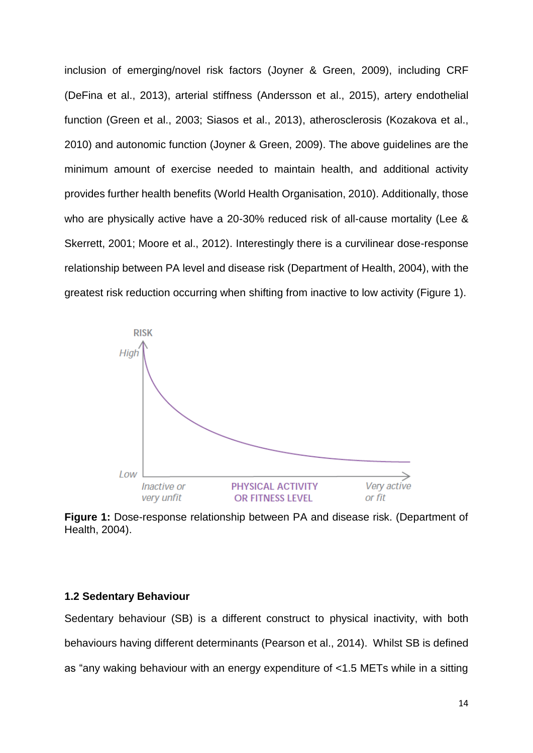inclusion of emerging/novel risk factors (Joyner & Green, 2009), including CRF (DeFina et al., 2013), arterial stiffness (Andersson et al., 2015), artery endothelial function (Green et al., 2003; Siasos et al., 2013), atherosclerosis (Kozakova et al., 2010) and autonomic function (Joyner & Green, 2009). The above guidelines are the minimum amount of exercise needed to maintain health, and additional activity provides further health benefits (World Health Organisation, 2010). Additionally, those who are physically active have a 20-30% reduced risk of all-cause mortality (Lee & Skerrett, 2001; Moore et al., 2012). Interestingly there is a curvilinear dose-response relationship between PA level and disease risk (Department of Health, 2004), with the greatest risk reduction occurring when shifting from inactive to low activity (Figure 1).

**Figure 1:** Dose-response relationship between PA and disease risk. (Department of Health, 2004).

### 1.2 Sedentary Behaviour

Sedentary behaviour (SB) is a different construct to physical inactivity, with both behaviours having different determinants (Pearson et al., 2014). Whilst SB is defined as "any waking behaviour with an energy expenditure of <1.5 METs while in a sitting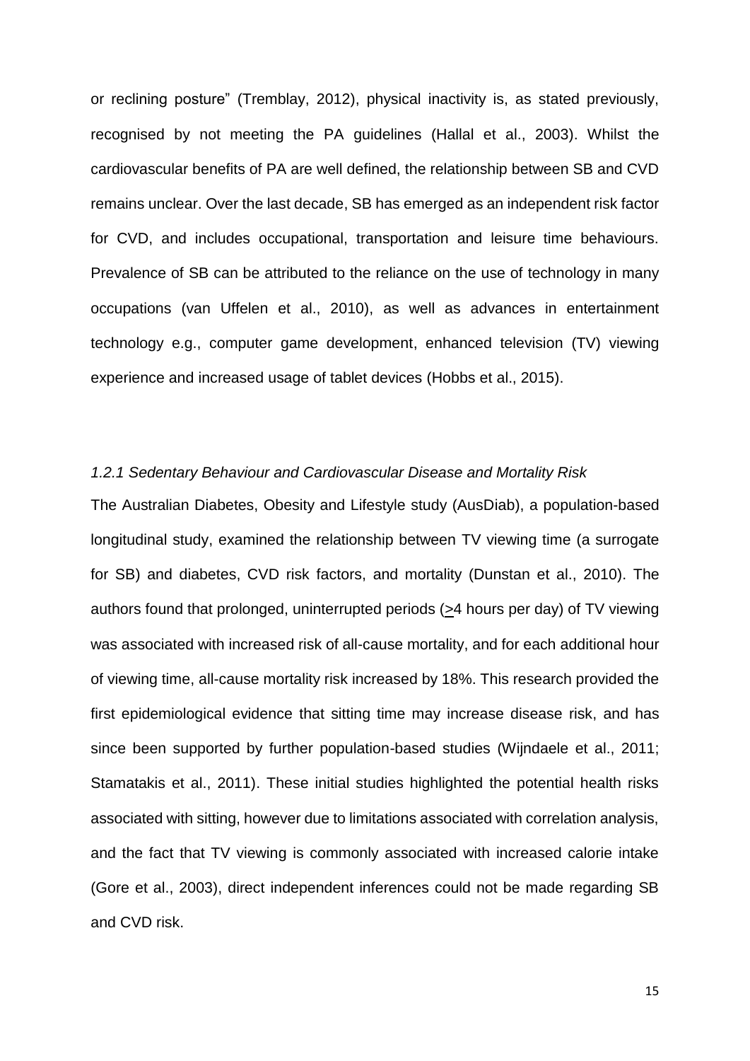or reclining posture" (Tremblay, 2012), physical inactivity is, as stated previously, recognised by not meeting the PA guidelines (Hallal et al., 2003). Whilst the cardiovascular benefits of PA are well defined, the relationship between SB and CVD remains unclear. Over the last decade, SB has emerged as an independent risk factor for CVD, and includes occupational, transportation and leisure time behaviours. Prevalence of SB can be attributed to the reliance on the use of technology in many occupations (van Uffelen et al., 2010), as well as advances in entertainment technology e.g., computer game development, enhanced television (TV) viewing experience and increased usage of tablet devices (Hobbs et al., 2015).

### *1.2.1 Sedentary Behaviour and Cardiovascular Disease and Mortality Risk*

The Australian Diabetes, Obesity and Lifestyle study (AusDiab), a population-based longitudinal study, examined the relationship between TV viewing time (a surrogate for SB) and diabetes, CVD risk factors, and mortality (Dunstan et al., 2010). The authors found that prolonged, uninterrupted periods (≥4 hours per day) of TV viewing was associated with increased risk of all-cause mortality, and for each additional hour of viewing time, all-cause mortality risk increased by 18%. This research provided the first epidemiological evidence that sitting time may increase disease risk, and has since been supported by further population-based studies (Wijndaele et al., 2011; Stamatakis et al., 2011). These initial studies highlighted the potential health risks associated with sitting, however due to limitations associated with correlation analysis, and the fact that TV viewing is commonly associated with increased calorie intake (Gore et al., 2003), direct independent inferences could not be made regarding SB and CVD risk.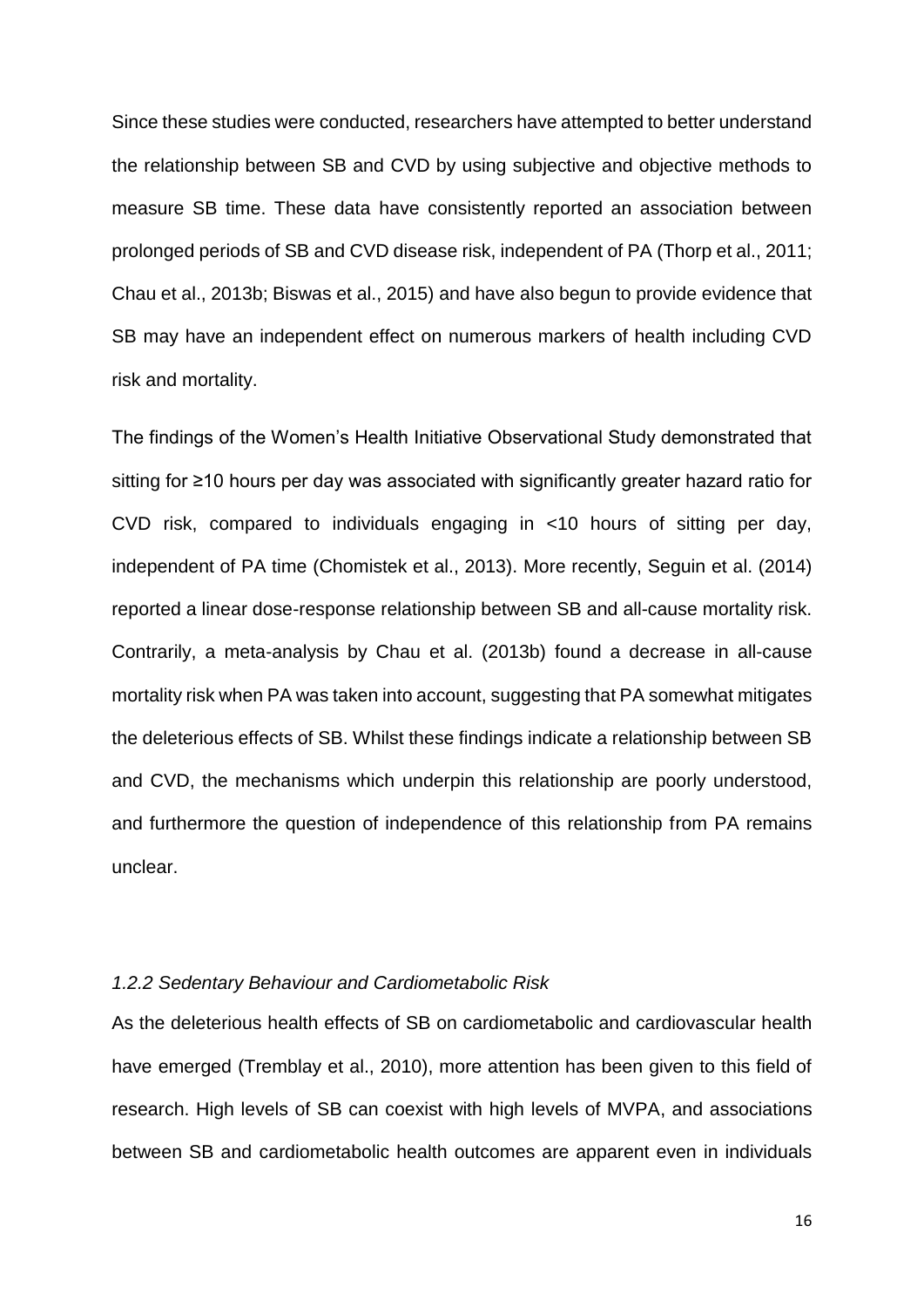Since these studies were conducted, researchers have attempted to better understand the relationship between SB and CVD by using subjective and objective methods to measure SB time. These data have consistently reported an association between prolonged periods of SB and CVD disease risk, independent of PA (Thorp et al., 2011; Chau et al., 2013b; Biswas et al., 2015) and have also begun to provide evidence that SB may have an independent effect on numerous markers of health including CVD risk and mortality.

The findings of the Women's Health Initiative Observational Study demonstrated that sitting for ≥10 hours per day was associated with significantly greater hazard ratio for CVD risk, compared to individuals engaging in <10 hours of sitting per day, independent of PA time (Chomistek et al., 2013). More recently, Seguin et al. (2014) reported a linear dose-response relationship between SB and all-cause mortality risk. Contrarily, a meta-analysis by Chau et al. (2013b) found a decrease in all-cause mortality risk when PA was taken into account, suggesting that PA somewhat mitigates the deleterious effects of SB. Whilst these findings indicate a relationship between SB and CVD, the mechanisms which underpin this relationship are poorly understood, and furthermore the question of independence of this relationship from PA remains unclear.

### *1.2.2 Sedentary Behaviour and Cardiometabolic Risk*

As the deleterious health effects of SB on cardiometabolic and cardiovascular health have emerged (Tremblay et al., 2010), more attention has been given to this field of research. High levels of SB can coexist with high levels of MVPA, and associations between SB and cardiometabolic health outcomes are apparent even in individuals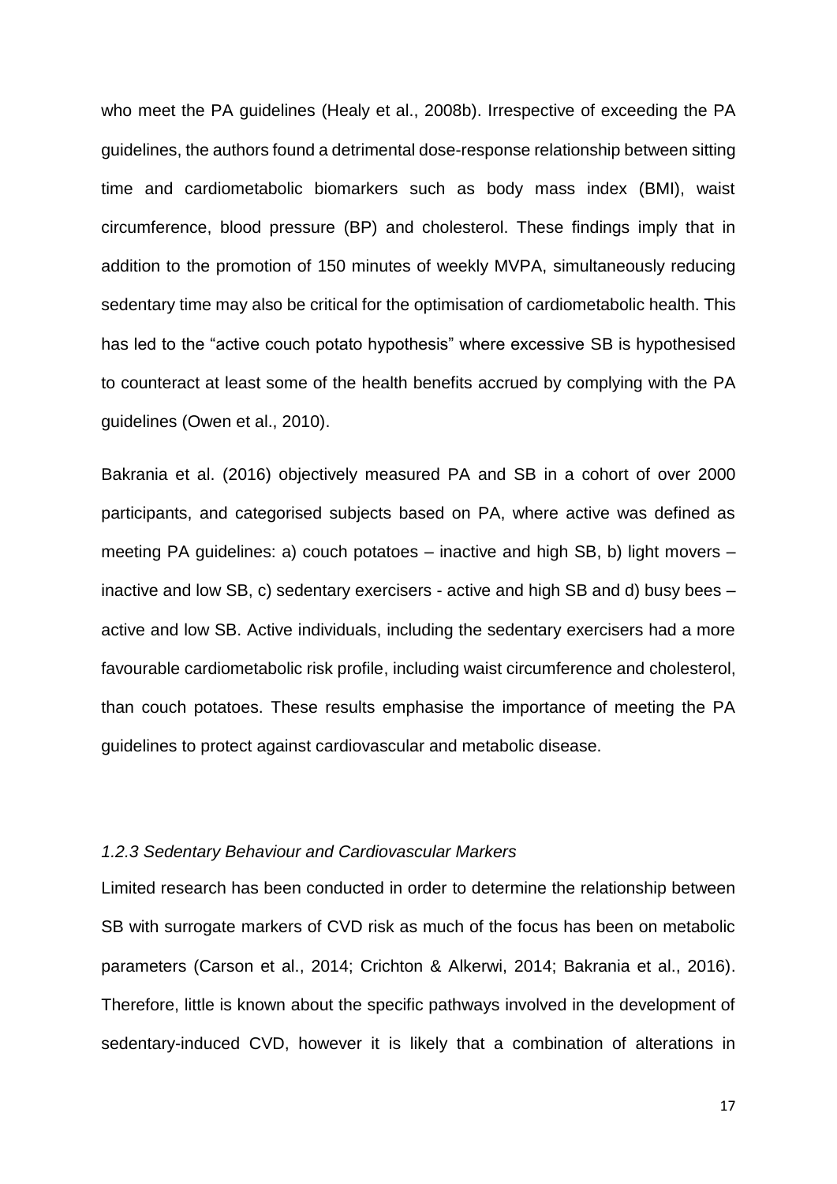who meet the PA guidelines (Healy et al., 2008b). Irrespective of exceeding the PA guidelines, the authors found a detrimental dose-response relationship between sitting time and cardiometabolic biomarkers such as body mass index (BMI), waist circumference, blood pressure (BP) and cholesterol. These findings imply that in addition to the promotion of 150 minutes of weekly MVPA, simultaneously reducing sedentary time may also be critical for the optimisation of cardiometabolic health. This has led to the "active couch potato hypothesis" where excessive SB is hypothesised to counteract at least some of the health benefits accrued by complying with the PA guidelines (Owen et al., 2010).

Bakrania et al. (2016) objectively measured PA and SB in a cohort of over 2000 participants, and categorised subjects based on PA, where active was defined as meeting PA guidelines: a) couch potatoes – inactive and high SB, b) light movers – inactive and low SB, c) sedentary exercisers - active and high SB and d) busy bees – active and low SB. Active individuals, including the sedentary exercisers had a more favourable cardiometabolic risk profile, including waist circumference and cholesterol, than couch potatoes. These results emphasise the importance of meeting the PA guidelines to protect against cardiovascular and metabolic disease.

### *1.2.3 Sedentary Behaviour and Cardiovascular Markers*

Limited research has been conducted in order to determine the relationship between SB with surrogate markers of CVD risk as much of the focus has been on metabolic parameters (Carson et al., 2014; Crichton & Alkerwi, 2014; Bakrania et al., 2016). Therefore, little is known about the specific pathways involved in the development of sedentary-induced CVD, however it is likely that a combination of alterations in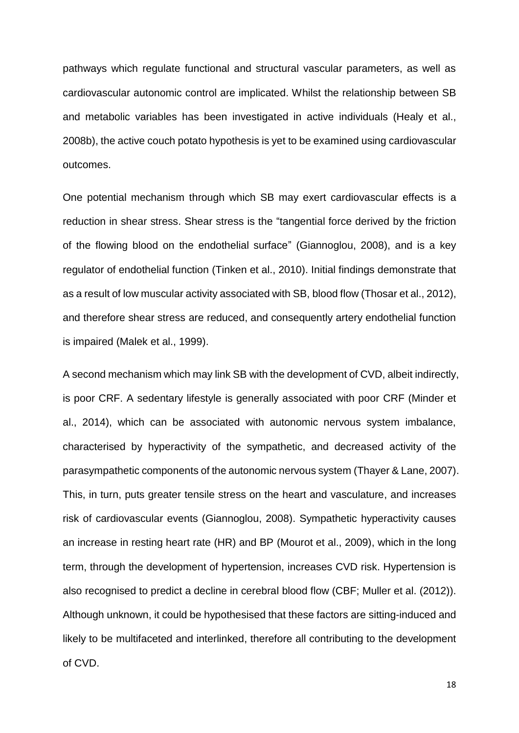pathways which regulate functional and structural vascular parameters, as well as cardiovascular autonomic control are implicated. Whilst the relationship between SB and metabolic variables has been investigated in active individuals (Healy et al., 2008b), the active couch potato hypothesis is yet to be examined using cardiovascular outcomes.

One potential mechanism through which SB may exert cardiovascular effects is a reduction in shear stress. Shear stress is the "tangential force derived by the friction of the flowing blood on the endothelial surface" (Giannoglou, 2008), and is a key regulator of endothelial function (Tinken et al., 2010). Initial findings demonstrate that as a result of low muscular activity associated with SB, blood flow (Thosar et al., 2012), and therefore shear stress are reduced, and consequently artery endothelial function is impaired (Malek et al., 1999).

A second mechanism which may link SB with the development of CVD, albeit indirectly, is poor CRF. A sedentary lifestyle is generally associated with poor CRF (Minder et al., 2014), which can be associated with autonomic nervous system imbalance, characterised by hyperactivity of the sympathetic, and decreased activity of the parasympathetic components of the autonomic nervous system (Thayer & Lane, 2007). This, in turn, puts greater tensile stress on the heart and vasculature, and increases risk of cardiovascular events (Giannoglou, 2008). Sympathetic hyperactivity causes an increase in resting heart rate (HR) and BP (Mourot et al., 2009), which in the long term, through the development of hypertension, increases CVD risk. Hypertension is also recognised to predict a decline in cerebral blood flow (CBF; Muller et al. (2012)). Although unknown, it could be hypothesised that these factors are sitting-induced and likely to be multifaceted and interlinked, therefore all contributing to the development of CVD.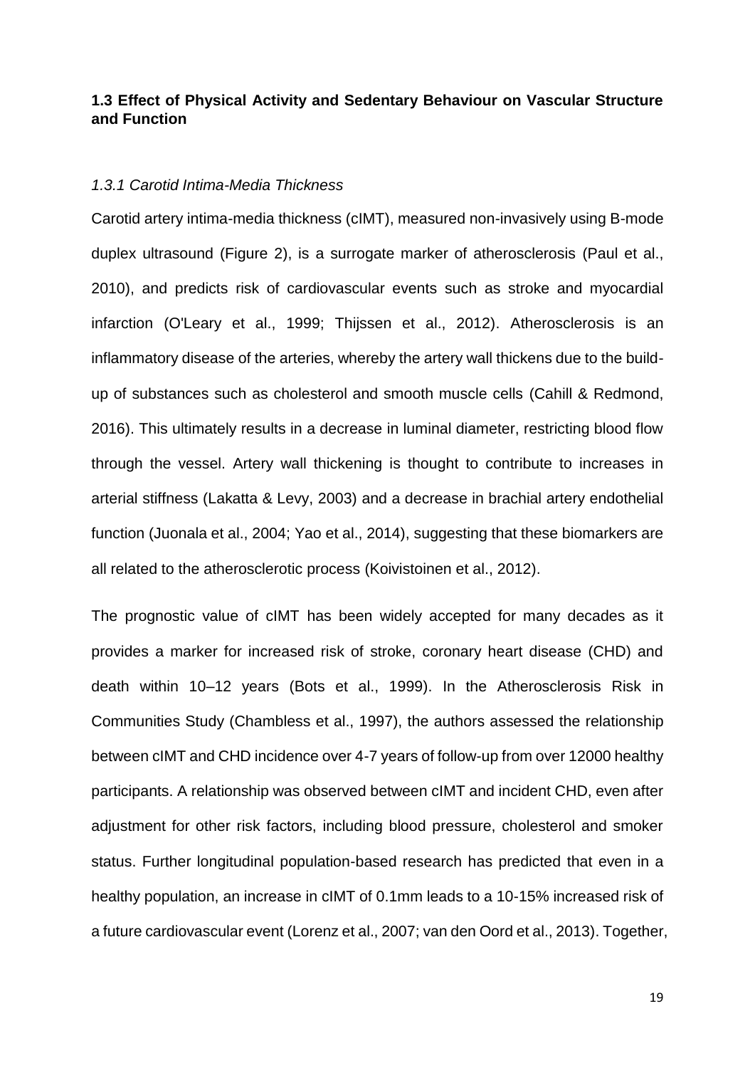## 1.3 Effect of Physical Activity and Sedentary Behaviour on Vascular Structure and Function

### *1.3.1 Carotid Intima-Media Thickness*

Carotid artery intima-media thickness (cIMT), measured non-invasively using B-mode duplex ultrasound (Figure 2), is a surrogate marker of atherosclerosis (Paul et al., 2010), and predicts risk of cardiovascular events such as stroke and myocardial infarction (O'Leary et al., 1999; Thijssen et al., 2012). Atherosclerosis is an inflammatory disease of the arteries, whereby the artery wall thickens due to the build-up of substances such as cholesterol and smooth muscle cells (Cahill & Redmond, 2016). This ultimately results in a decrease in luminal diameter, restricting blood flow through the vessel. Artery wall thickening is thought to contribute to increases in arterial stiffness (Lakatta & Levy, 2003) and a decrease in brachial artery endothelial function (Juonala et al., 2004; Yao et al., 2014), suggesting that these biomarkers are all related to the atherosclerotic process (Koivistoinen et al., 2012).

The prognostic value of cIMT has been widely accepted for many decades as it provides a marker for increased risk of stroke, coronary heart disease (CHD) and death within 10–12 years (Bots et al., 1999). In the Atherosclerosis Risk in Communities Study (Chambless et al., 1997), the authors assessed the relationship between cIMT and CHD incidence over 4-7 years of follow-up from over 12000 healthy participants. A relationship was observed between cIMT and incident CHD, even after adjustment for other risk factors, including blood pressure, cholesterol and smoker status. Further longitudinal population-based research has predicted that even in a healthy population, an increase in cIMT of 0.1mm leads to a 10-15% increased risk of a future cardiovascular event (Lorenz et al., 2007; van den Oord et al., 2013). Together,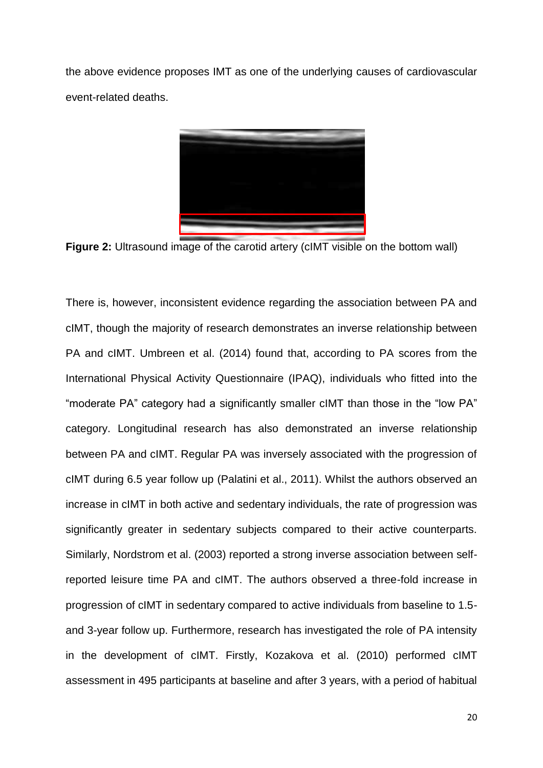the above evidence proposes IMT as one of the underlying causes of cardiovascular event-related deaths.

**Figure 2:** Ultrasound image of the carotid artery (cIMT visible on the bottom wall)

There is, however, inconsistent evidence regarding the association between PA and cIMT, though the majority of research demonstrates an inverse relationship between PA and cIMT. Umbreen et al. (2014) found that, according to PA scores from the International Physical Activity Questionnaire (IPAQ), individuals who fitted into the "moderate PA" category had a significantly smaller cIMT than those in the "low PA" category. Longitudinal research has also demonstrated an inverse relationship between PA and cIMT. Regular PA was inversely associated with the progression of cIMT during 6.5 year follow up (Palatini et al., 2011). Whilst the authors observed an increase in cIMT in both active and sedentary individuals, the rate of progression was significantly greater in sedentary subjects compared to their active counterparts. Similarly, Nordstrom et al. (2003) reported a strong inverse association between self-reported leisure time PA and cIMT. The authors observed a three-fold increase in progression of cIMT in sedentary compared to active individuals from baseline to 1.5- and 3-year follow up. Furthermore, research has investigated the role of PA intensity in the development of cIMT. Firstly, Kozakova et al. (2010) performed cIMT assessment in 495 participants at baseline and after 3 years, with a period of habitual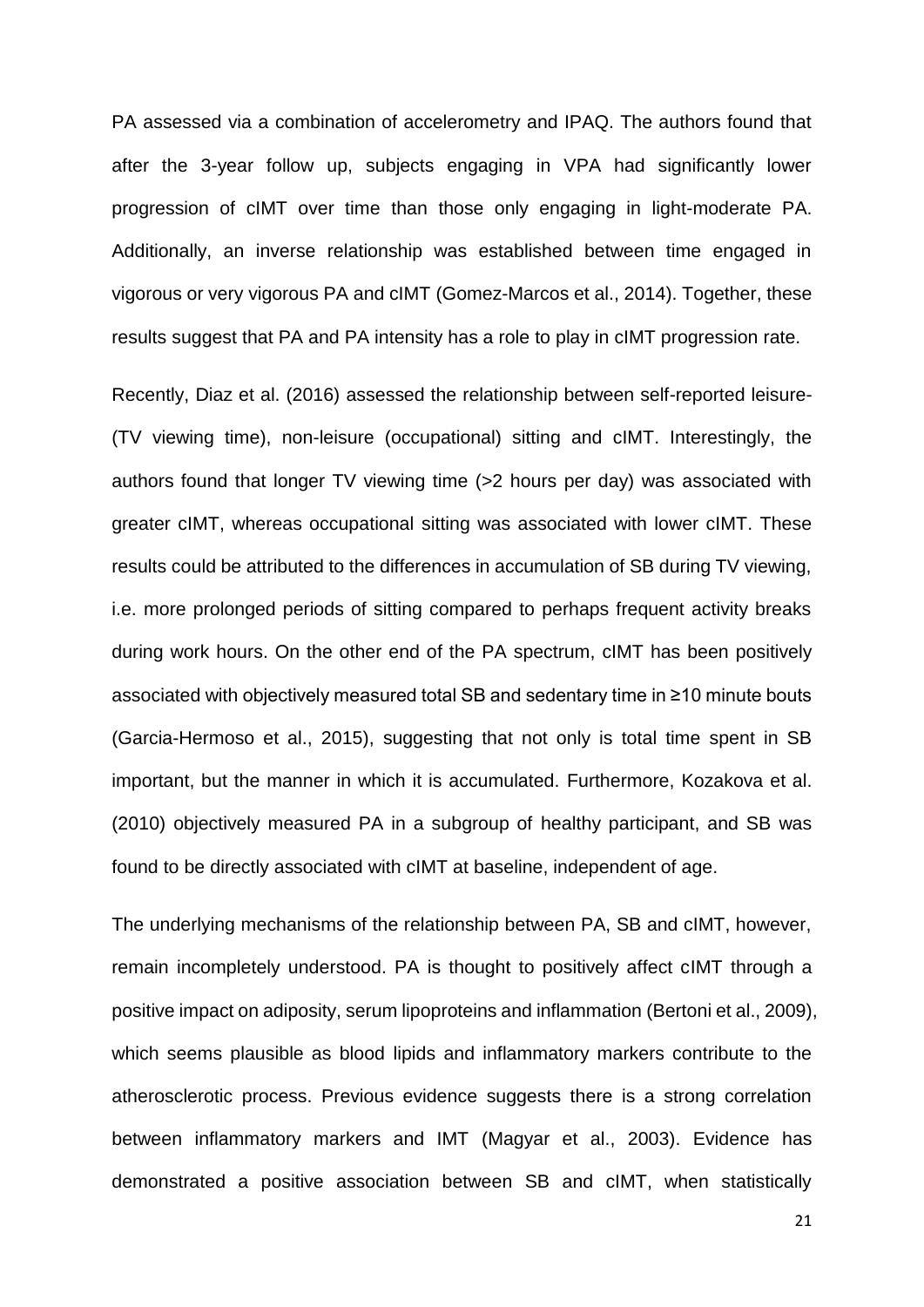PA assessed via a combination of accelerometry and IPAQ. The authors found that after the 3-year follow up, subjects engaging in VPA had significantly lower progression of cIMT over time than those only engaging in light-moderate PA. Additionally, an inverse relationship was established between time engaged in vigorous or very vigorous PA and cIMT (Gomez-Marcos et al., 2014). Together, these results suggest that PA and PA intensity has a role to play in cIMT progression rate.

Recently, Diaz et al. (2016) assessed the relationship between self-reported leisure- (TV viewing time), non-leisure (occupational) sitting and cIMT. Interestingly, the authors found that longer TV viewing time (>2 hours per day) was associated with greater cIMT, whereas occupational sitting was associated with lower cIMT. These results could be attributed to the differences in accumulation of SB during TV viewing, i.e. more prolonged periods of sitting compared to perhaps frequent activity breaks during work hours. On the other end of the PA spectrum, cIMT has been positively associated with objectively measured total SB and sedentary time in ≥10 minute bouts (Garcia-Hermoso et al., 2015), suggesting that not only is total time spent in SB important, but the manner in which it is accumulated. Furthermore, Kozakova et al. (2010) objectively measured PA in a subgroup of healthy participant, and SB was found to be directly associated with cIMT at baseline, independent of age.

The underlying mechanisms of the relationship between PA, SB and cIMT, however, remain incompletely understood. PA is thought to positively affect cIMT through a positive impact on adiposity, serum lipoproteins and inflammation (Bertoni et al., 2009), which seems plausible as blood lipids and inflammatory markers contribute to the atherosclerotic process. Previous evidence suggests there is a strong correlation between inflammatory markers and IMT (Magyar et al., 2003). Evidence has demonstrated a positive association between SB and cIMT, when statistically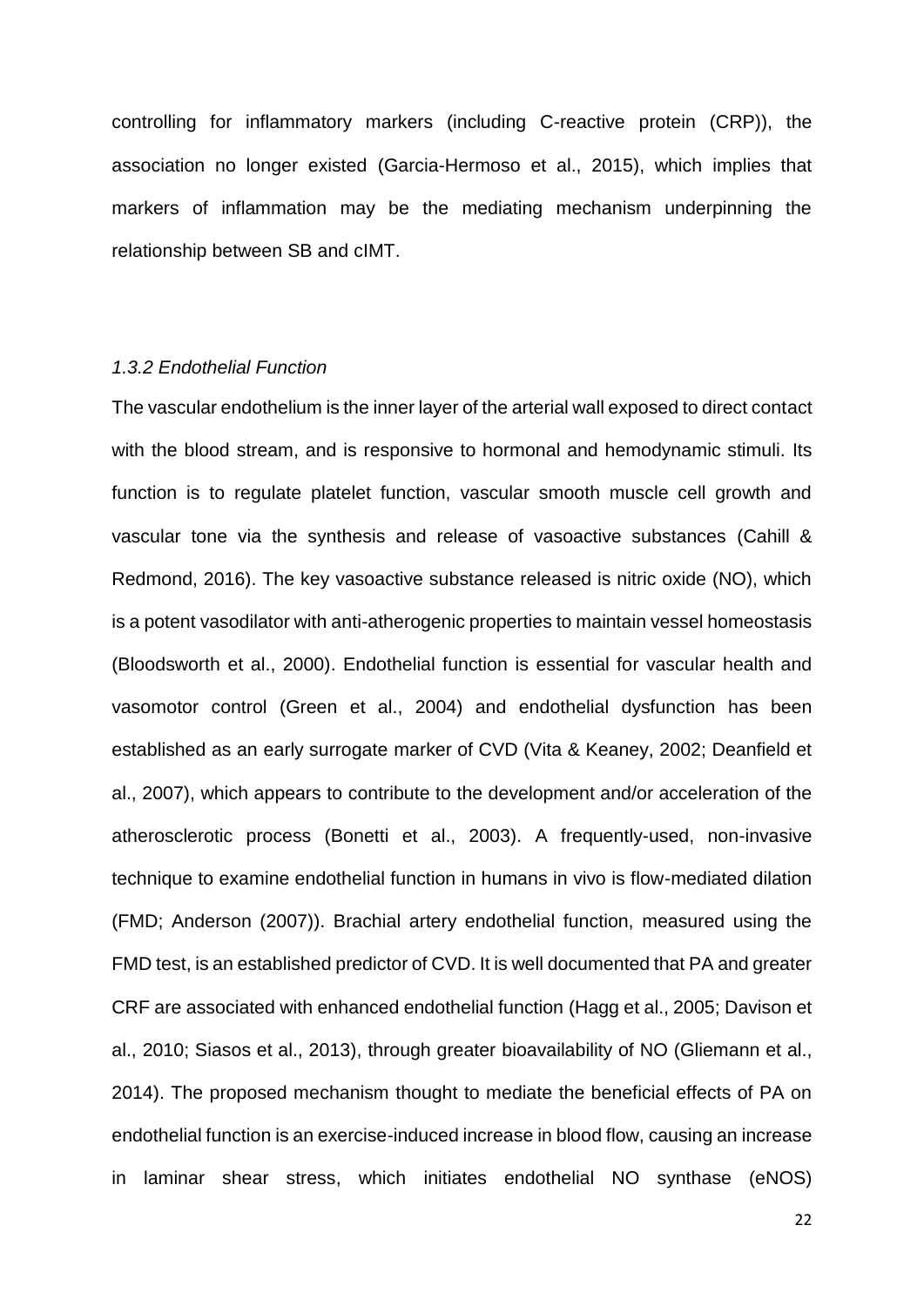controlling for inflammatory markers (including C-reactive protein (CRP)), the association no longer existed (Garcia-Hermoso et al., 2015), which implies that markers of inflammation may be the mediating mechanism underpinning the relationship between SB and cIMT.

### *1.3.2 Endothelial Function*

The vascular endothelium is the inner layer of the arterial wall exposed to direct contact with the blood stream, and is responsive to hormonal and hemodynamic stimuli. Its function is to regulate platelet function, vascular smooth muscle cell growth and vascular tone via the synthesis and release of vasoactive substances (Cahill & Redmond, 2016). The key vasoactive substance released is nitric oxide (NO), which is a potent vasodilator with anti-atherogenic properties to maintain vessel homeostasis (Bloodsworth et al., 2000). Endothelial function is essential for vascular health and vasomotor control (Green et al., 2004) and endothelial dysfunction has been established as an early surrogate marker of CVD (Vita & Keaney, 2002; Deanfield et al., 2007), which appears to contribute to the development and/or acceleration of the atherosclerotic process (Bonetti et al., 2003). A frequently-used, non-invasive technique to examine endothelial function in humans in vivo is flow-mediated dilation (FMD; Anderson (2007)). Brachial artery endothelial function, measured using the FMD test, is an established predictor of CVD. It is well documented that PA and greater CRF are associated with enhanced endothelial function (Hagg et al., 2005; Davison et al., 2010; Siasos et al., 2013), through greater bioavailability of NO (Gliemann et al., 2014). The proposed mechanism thought to mediate the beneficial effects of PA on endothelial function is an exercise-induced increase in blood flow, causing an increase in laminar shear stress, which initiates endothelial NO synthase (eNOS)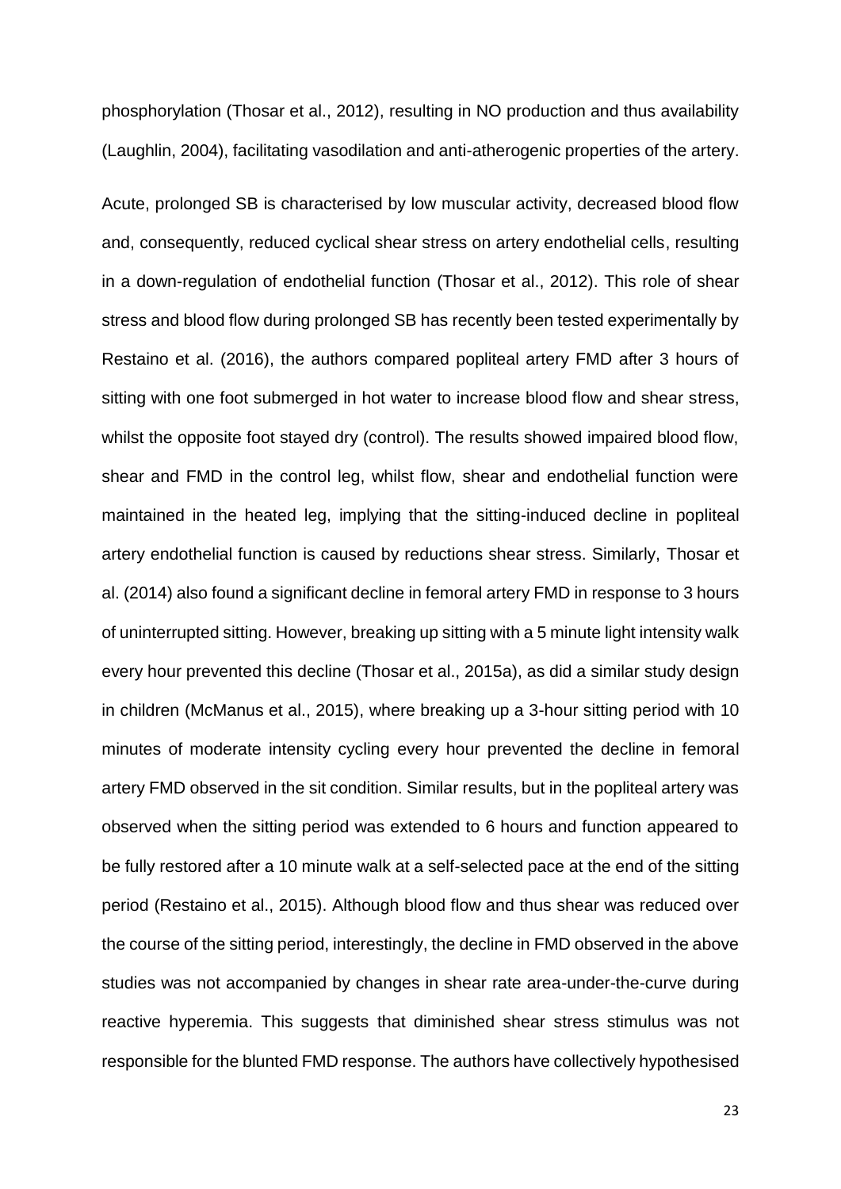phosphorylation (Thosar et al., 2012), resulting in NO production and thus availability (Laughlin, 2004), facilitating vasodilation and anti-atherogenic properties of the artery.

Acute, prolonged SB is characterised by low muscular activity, decreased blood flow and, consequently, reduced cyclical shear stress on artery endothelial cells, resulting in a down-regulation of endothelial function (Thosar et al., 2012). This role of shear stress and blood flow during prolonged SB has recently been tested experimentally by Restaino et al. (2016), the authors compared popliteal artery FMD after 3 hours of sitting with one foot submerged in hot water to increase blood flow and shear stress, whilst the opposite foot stayed dry (control). The results showed impaired blood flow, shear and FMD in the control leg, whilst flow, shear and endothelial function were maintained in the heated leg, implying that the sitting-induced decline in popliteal artery endothelial function is caused by reductions shear stress. Similarly, Thosar et al. (2014) also found a significant decline in femoral artery FMD in response to 3 hours of uninterrupted sitting. However, breaking up sitting with a 5 minute light intensity walk every hour prevented this decline (Thosar et al., 2015a), as did a similar study design in children (McManus et al., 2015), where breaking up a 3-hour sitting period with 10 minutes of moderate intensity cycling every hour prevented the decline in femoral artery FMD observed in the sit condition. Similar results, but in the popliteal artery was observed when the sitting period was extended to 6 hours and function appeared to be fully restored after a 10 minute walk at a self-selected pace at the end of the sitting period (Restaino et al., 2015). Although blood flow and thus shear was reduced over the course of the sitting period, interestingly, the decline in FMD observed in the above studies was not accompanied by changes in shear rate area-under-the-curve during reactive hyperemia. This suggests that diminished shear stress stimulus was not responsible for the blunted FMD response. The authors have collectively hypothesised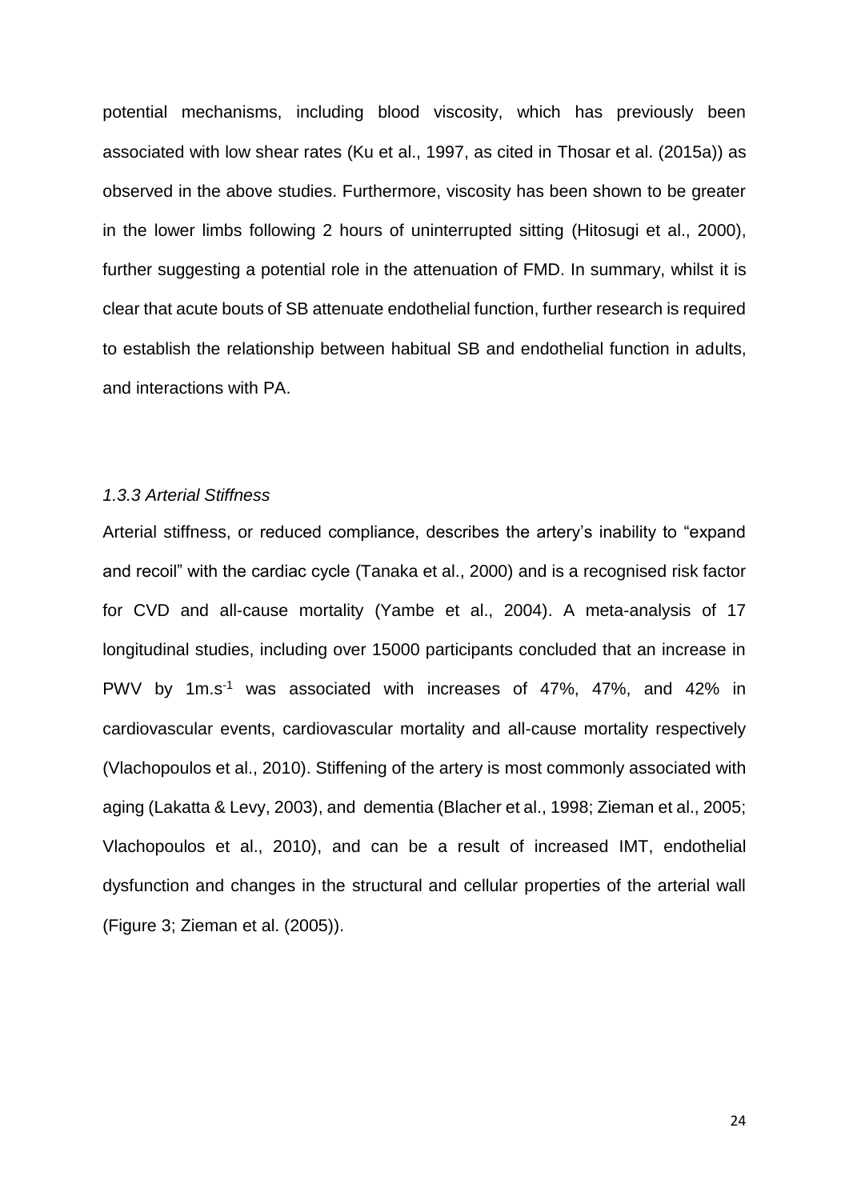potential mechanisms, including blood viscosity, which has previously been associated with low shear rates (Ku et al., 1997, as cited in Thosar et al. (2015a)) as observed in the above studies. Furthermore, viscosity has been shown to be greater in the lower limbs following 2 hours of uninterrupted sitting (Hitosugi et al., 2000), further suggesting a potential role in the attenuation of FMD. In summary, whilst it is clear that acute bouts of SB attenuate endothelial function, further research is required to establish the relationship between habitual SB and endothelial function in adults, and interactions with PA.

### *1.3.3 Arterial Stiffness*

Arterial stiffness, or reduced compliance, describes the artery's inability to "expand and recoil" with the cardiac cycle (Tanaka et al., 2000) and is a recognised risk factor for CVD and all-cause mortality (Yambe et al., 2004). A meta-analysis of 17 longitudinal studies, including over 15000 participants concluded that an increase in PWV by $1 m.s^{-1}$ was associated with increases of 47%, 47%, and 42% in cardiovascular events, cardiovascular mortality and all-cause mortality respectively (Vlachopoulos et al., 2010). Stiffening of the artery is most commonly associated with aging (Lakatta & Levy, 2003), and dementia (Blacher et al., 1998; Zieman et al., 2005; Vlachopoulos et al., 2010), and can be a result of increased IMT, endothelial dysfunction and changes in the structural and cellular properties of the arterial wall (Figure 3; Zieman et al. (2005)).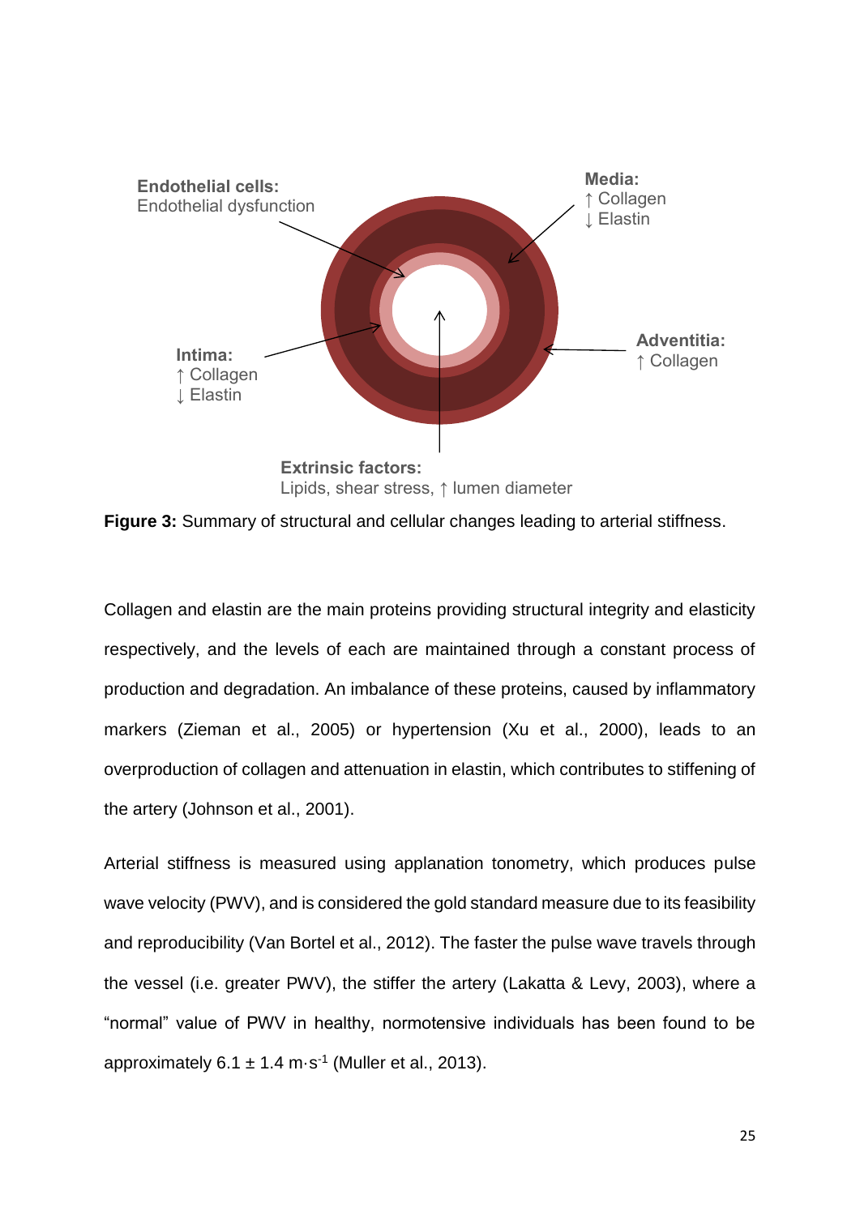**Endothelial cells:**
Endothelial dysfunction

**Media:**
↑ Collagen
↓ Elastin

**Intima:**
↑ Collagen
↓ Elastin

**Adventitia:**
↑ Collagen

**Extrinsic factors:**
Lipids, shear stress, ↑ lumen diameter

**Figure 3:** Summary of structural and cellular changes leading to arterial stiffness.

Collagen and elastin are the main proteins providing structural integrity and elasticity respectively, and the levels of each are maintained through a constant process of production and degradation. An imbalance of these proteins, caused by inflammatory markers (Zieman et al., 2005) or hypertension (Xu et al., 2000), leads to an overproduction of collagen and attenuation in elastin, which contributes to stiffening of the artery (Johnson et al., 2001).

Arterial stiffness is measured using applanation tonometry, which produces pulse wave velocity (PWV), and is considered the gold standard measure due to its feasibility and reproducibility (Van Bortel et al., 2012). The faster the pulse wave travels through the vessel (i.e. greater PWV), the stiffer the artery (Lakatta & Levy, 2003), where a "normal" value of PWV in healthy, normotensive individuals has been found to be approximately $6.1 \pm 1.4$ $m \cdot s^{-1}$ (Muller et al., 2013).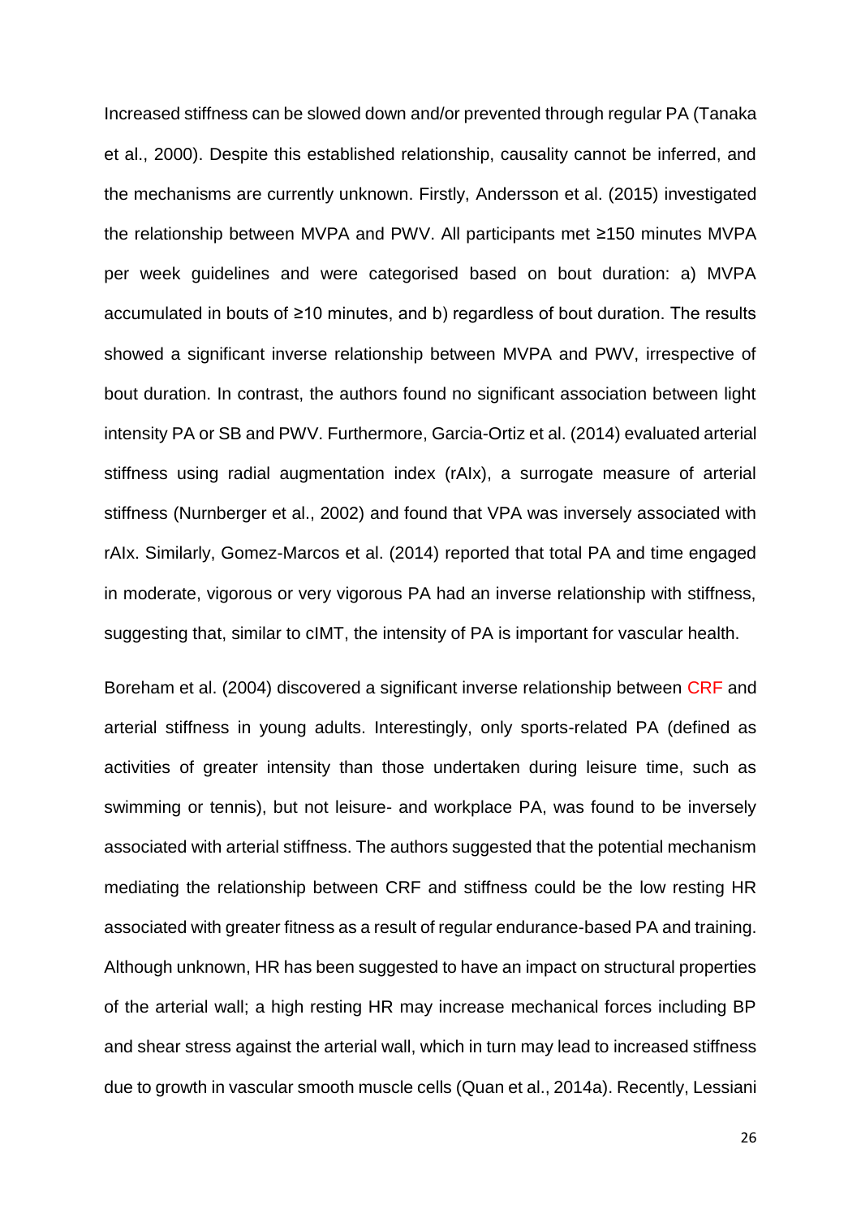Increased stiffness can be slowed down and/or prevented through regular PA (Tanaka et al., 2000). Despite this established relationship, causality cannot be inferred, and the mechanisms are currently unknown. Firstly, Andersson et al. (2015) investigated the relationship between MVPA and PWV. All participants met ≥150 minutes MVPA per week guidelines and were categorised based on bout duration: a) MVPA accumulated in bouts of ≥10 minutes, and b) regardless of bout duration. The results showed a significant inverse relationship between MVPA and PWV, irrespective of bout duration. In contrast, the authors found no significant association between light intensity PA or SB and PWV. Furthermore, Garcia-Ortiz et al. (2014) evaluated arterial stiffness using radial augmentation index (rAIx), a surrogate measure of arterial stiffness (Nurnberger et al., 2002) and found that VPA was inversely associated with rAIx. Similarly, Gomez-Marcos et al. (2014) reported that total PA and time engaged in moderate, vigorous or very vigorous PA had an inverse relationship with stiffness, suggesting that, similar to cIMT, the intensity of PA is important for vascular health.

Boreham et al. (2004) discovered a significant inverse relationship between CRF and arterial stiffness in young adults. Interestingly, only sports-related PA (defined as activities of greater intensity than those undertaken during leisure time, such as swimming or tennis), but not leisure- and workplace PA, was found to be inversely associated with arterial stiffness. The authors suggested that the potential mechanism mediating the relationship between CRF and stiffness could be the low resting HR associated with greater fitness as a result of regular endurance-based PA and training. Although unknown, HR has been suggested to have an impact on structural properties of the arterial wall; a high resting HR may increase mechanical forces including BP and shear stress against the arterial wall, which in turn may lead to increased stiffness due to growth in vascular smooth muscle cells (Quan et al., 2014a). Recently, Lessiani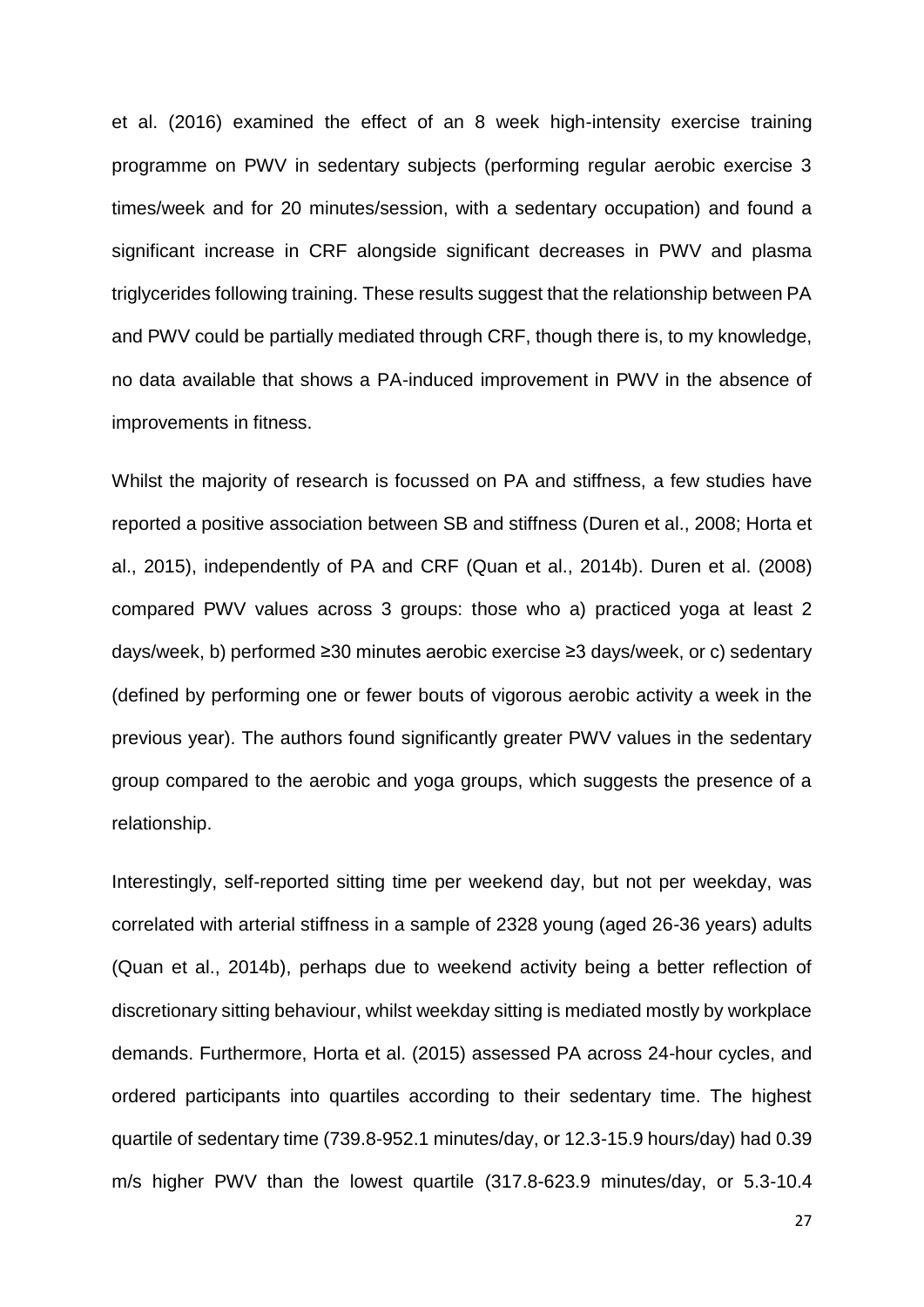et al. (2016) examined the effect of an 8 week high-intensity exercise training programme on PWV in sedentary subjects (performing regular aerobic exercise 3 times/week and for 20 minutes/session, with a sedentary occupation) and found a significant increase in CRF alongside significant decreases in PWV and plasma triglycerides following training. These results suggest that the relationship between PA and PWV could be partially mediated through CRF, though there is, to my knowledge, no data available that shows a PA-induced improvement in PWV in the absence of improvements in fitness.

Whilst the majority of research is focussed on PA and stiffness, a few studies have reported a positive association between SB and stiffness (Duren et al., 2008; Horta et al., 2015), independently of PA and CRF (Quan et al., 2014b). Duren et al. (2008) compared PWV values across 3 groups: those who a) practiced yoga at least 2 days/week, b) performed ≥30 minutes aerobic exercise ≥3 days/week, or c) sedentary (defined by performing one or fewer bouts of vigorous aerobic activity a week in the previous year). The authors found significantly greater PWV values in the sedentary group compared to the aerobic and yoga groups, which suggests the presence of a relationship.

Interestingly, self-reported sitting time per weekend day, but not per weekday, was correlated with arterial stiffness in a sample of 2328 young (aged 26-36 years) adults (Quan et al., 2014b), perhaps due to weekend activity being a better reflection of discretionary sitting behaviour, whilst weekday sitting is mediated mostly by workplace demands. Furthermore, Horta et al. (2015) assessed PA across 24-hour cycles, and ordered participants into quartiles according to their sedentary time. The highest quartile of sedentary time (739.8-952.1 minutes/day, or 12.3-15.9 hours/day) had 0.39 m/s higher PWV than the lowest quartile (317.8-623.9 minutes/day, or 5.3-10.4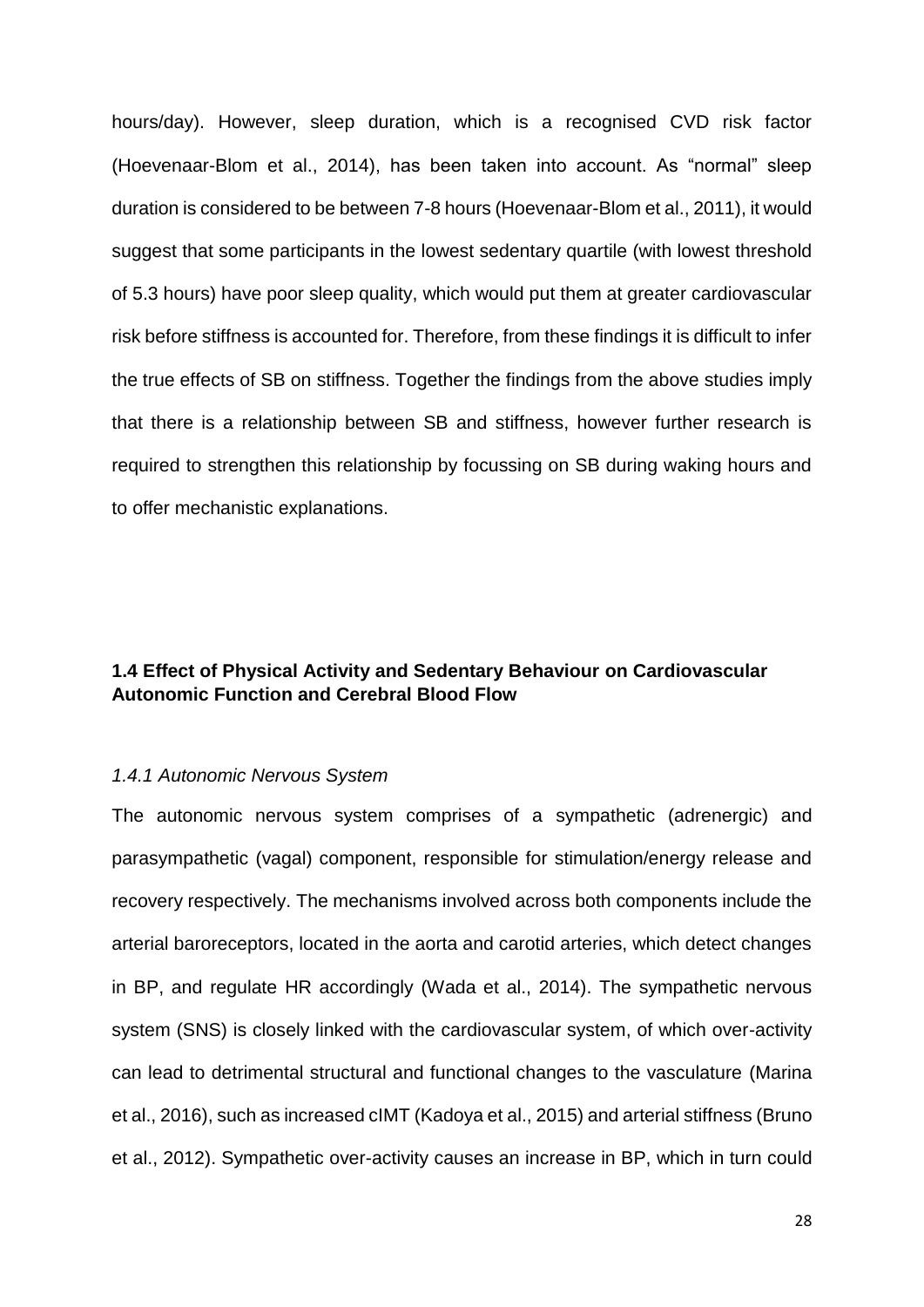hours/day). However, sleep duration, which is a recognised CVD risk factor (Hoevenaar-Blom et al., 2014), has been taken into account. As "normal" sleep duration is considered to be between 7-8 hours (Hoevenaar-Blom et al., 2011), it would suggest that some participants in the lowest sedentary quartile (with lowest threshold of 5.3 hours) have poor sleep quality, which would put them at greater cardiovascular risk before stiffness is accounted for. Therefore, from these findings it is difficult to infer the true effects of SB on stiffness. Together the findings from the above studies imply that there is a relationship between SB and stiffness, however further research is required to strengthen this relationship by focussing on SB during waking hours and to offer mechanistic explanations.

## 1.4 Effect of Physical Activity and Sedentary Behaviour on Cardiovascular Autonomic Function and Cerebral Blood Flow

### *1.4.1 Autonomic Nervous System*

The autonomic nervous system comprises of a sympathetic (adrenergic) and parasympathetic (vagal) component, responsible for stimulation/energy release and recovery respectively. The mechanisms involved across both components include the arterial baroreceptors, located in the aorta and carotid arteries, which detect changes in BP, and regulate HR accordingly (Wada et al., 2014). The sympathetic nervous system (SNS) is closely linked with the cardiovascular system, of which over-activity can lead to detrimental structural and functional changes to the vasculature (Marina et al., 2016), such as increased cIMT (Kadoya et al., 2015) and arterial stiffness (Bruno et al., 2012). Sympathetic over-activity causes an increase in BP, which in turn could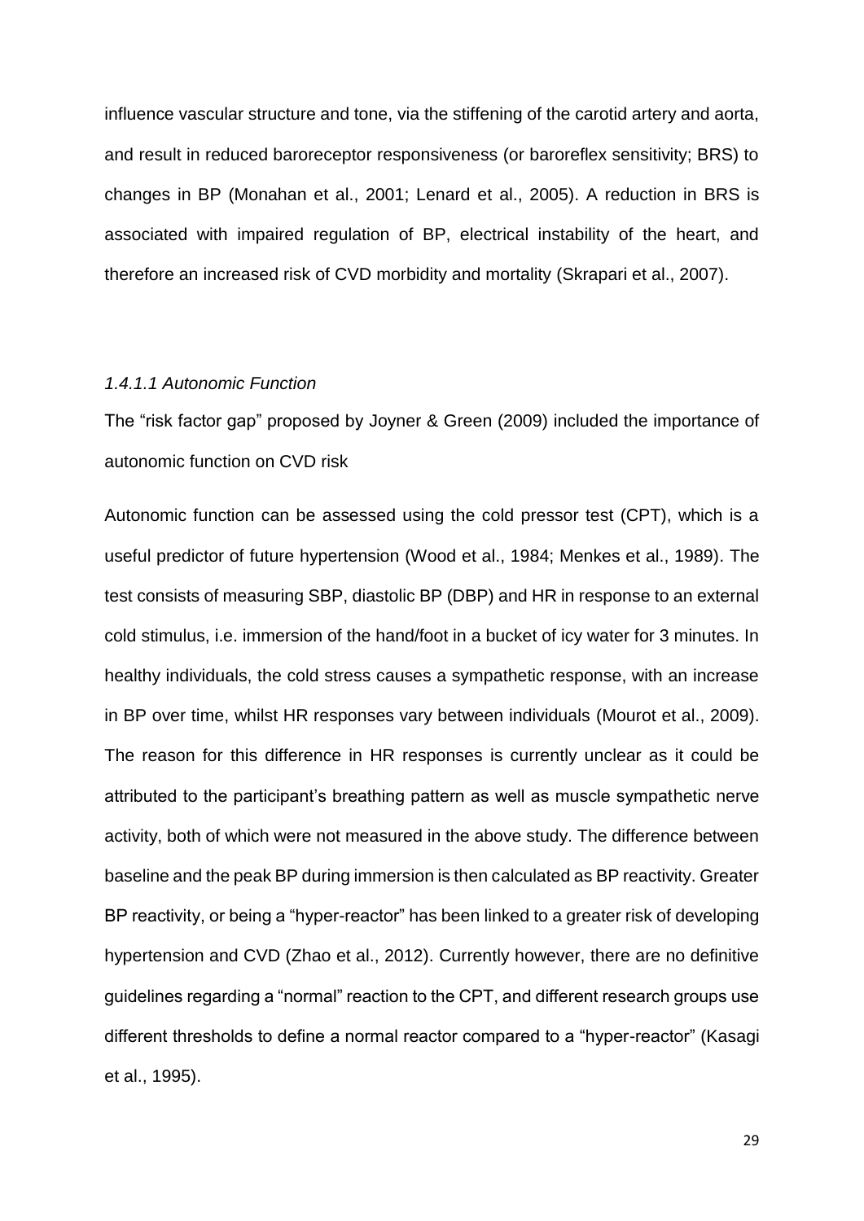influence vascular structure and tone, via the stiffening of the carotid artery and aorta, and result in reduced baroreceptor responsiveness (or baroreflex sensitivity; BRS) to changes in BP (Monahan et al., 2001; Lenard et al., 2005). A reduction in BRS is associated with impaired regulation of BP, electrical instability of the heart, and therefore an increased risk of CVD morbidity and mortality (Skrapari et al., 2007).

#### *1.4.1.1 Autonomic Function*

The "risk factor gap" proposed by Joyner & Green (2009) included the importance of autonomic function on CVD risk

Autonomic function can be assessed using the cold pressor test (CPT), which is a useful predictor of future hypertension (Wood et al., 1984; Menkes et al., 1989). The test consists of measuring SBP, diastolic BP (DBP) and HR in response to an external cold stimulus, i.e. immersion of the hand/foot in a bucket of icy water for 3 minutes. In healthy individuals, the cold stress causes a sympathetic response, with an increase in BP over time, whilst HR responses vary between individuals (Mourot et al., 2009). The reason for this difference in HR responses is currently unclear as it could be attributed to the participant's breathing pattern as well as muscle sympathetic nerve activity, both of which were not measured in the above study. The difference between baseline and the peak BP during immersion is then calculated as BP reactivity. Greater BP reactivity, or being a "hyper-reactor" has been linked to a greater risk of developing hypertension and CVD (Zhao et al., 2012). Currently however, there are no definitive guidelines regarding a "normal" reaction to the CPT, and different research groups use different thresholds to define a normal reactor compared to a "hyper-reactor" (Kasagi et al., 1995).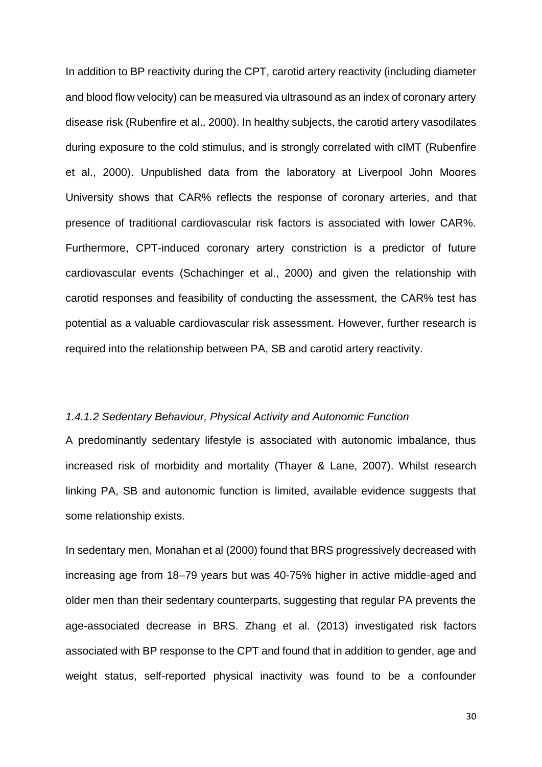In addition to BP reactivity during the CPT, carotid artery reactivity (including diameter and blood flow velocity) can be measured via ultrasound as an index of coronary artery disease risk (Rubenfire et al., 2000). In healthy subjects, the carotid artery vasodilates during exposure to the cold stimulus, and is strongly correlated with cIMT (Rubenfire et al., 2000). Unpublished data from the laboratory at Liverpool John Moores University shows that CAR% reflects the response of coronary arteries, and that presence of traditional cardiovascular risk factors is associated with lower CAR%. Furthermore, CPT-induced coronary artery constriction is a predictor of future cardiovascular events (Schachinger et al., 2000) and given the relationship with carotid responses and feasibility of conducting the assessment, the CAR% test has potential as a valuable cardiovascular risk assessment. However, further research is required into the relationship between PA, SB and carotid artery reactivity.

#### *1.4.1.2 Sedentary Behaviour, Physical Activity and Autonomic Function*

A predominantly sedentary lifestyle is associated with autonomic imbalance, thus increased risk of morbidity and mortality (Thayer & Lane, 2007). Whilst research linking PA, SB and autonomic function is limited, available evidence suggests that some relationship exists.

In sedentary men, Monahan et al (2000) found that BRS progressively decreased with increasing age from 18–79 years but was 40-75% higher in active middle-aged and older men than their sedentary counterparts, suggesting that regular PA prevents the age-associated decrease in BRS. Zhang et al. (2013) investigated risk factors associated with BP response to the CPT and found that in addition to gender, age and weight status, self-reported physical inactivity was found to be a confounder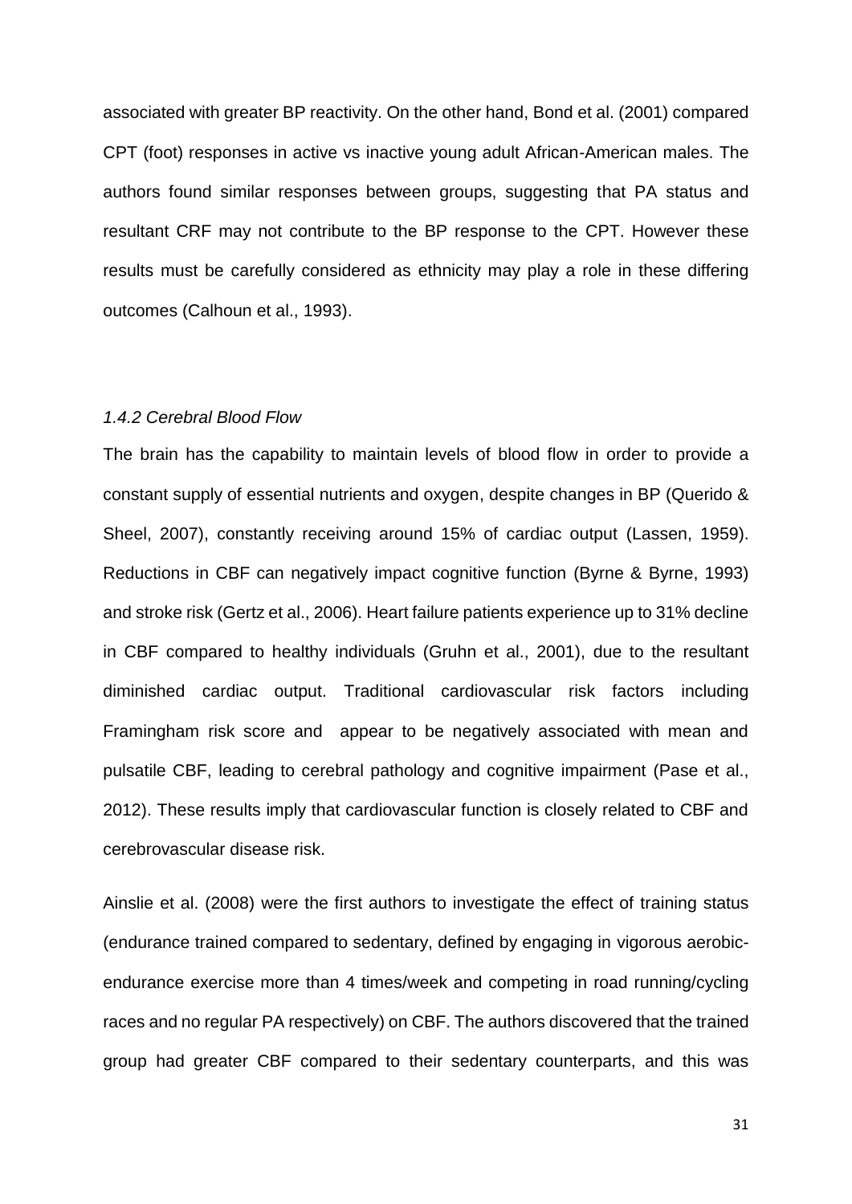associated with greater BP reactivity. On the other hand, Bond et al. (2001) compared CPT (foot) responses in active vs inactive young adult African-American males. The authors found similar responses between groups, suggesting that PA status and resultant CRF may not contribute to the BP response to the CPT. However these results must be carefully considered as ethnicity may play a role in these differing outcomes (Calhoun et al., 1993).

### *1.4.2 Cerebral Blood Flow*

The brain has the capability to maintain levels of blood flow in order to provide a constant supply of essential nutrients and oxygen, despite changes in BP (Querido & Sheel, 2007), constantly receiving around 15% of cardiac output (Lassen, 1959). Reductions in CBF can negatively impact cognitive function (Byrne & Byrne, 1993) and stroke risk (Gertz et al., 2006). Heart failure patients experience up to 31% decline in CBF compared to healthy individuals (Gruhn et al., 2001), due to the resultant diminished cardiac output. Traditional cardiovascular risk factors including Framingham risk score and  appear to be negatively associated with mean and pulsatile CBF, leading to cerebral pathology and cognitive impairment (Pase et al., 2012). These results imply that cardiovascular function is closely related to CBF and cerebrovascular disease risk.

Ainslie et al. (2008) were the first authors to investigate the effect of training status (endurance trained compared to sedentary, defined by engaging in vigorous aerobic-endurance exercise more than 4 times/week and competing in road running/cycling races and no regular PA respectively) on CBF. The authors discovered that the trained group had greater CBF compared to their sedentary counterparts, and this was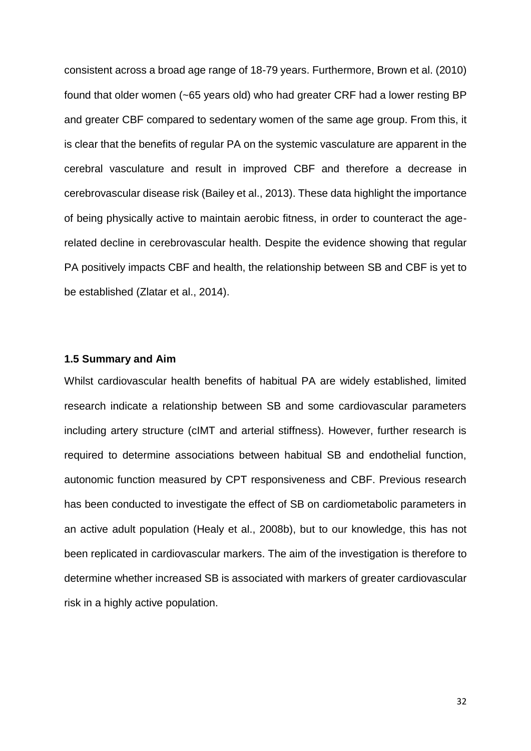consistent across a broad age range of 18-79 years. Furthermore, Brown et al. (2010) found that older women (~65 years old) who had greater CRF had a lower resting BP and greater CBF compared to sedentary women of the same age group. From this, it is clear that the benefits of regular PA on the systemic vasculature are apparent in the cerebral vasculature and result in improved CBF and therefore a decrease in cerebrovascular disease risk (Bailey et al., 2013). These data highlight the importance of being physically active to maintain aerobic fitness, in order to counteract the age-related decline in cerebrovascular health. Despite the evidence showing that regular PA positively impacts CBF and health, the relationship between SB and CBF is yet to be established (Zlatar et al., 2014).

### 1.5 Summary and Aim

Whilst cardiovascular health benefits of habitual PA are widely established, limited research indicate a relationship between SB and some cardiovascular parameters including artery structure (cIMT and arterial stiffness). However, further research is required to determine associations between habitual SB and endothelial function, autonomic function measured by CPT responsiveness and CBF. Previous research has been conducted to investigate the effect of SB on cardiometabolic parameters in an active adult population (Healy et al., 2008b), but to our knowledge, this has not been replicated in cardiovascular markers. The aim of the investigation is therefore to determine whether increased SB is associated with markers of greater cardiovascular risk in a highly active population.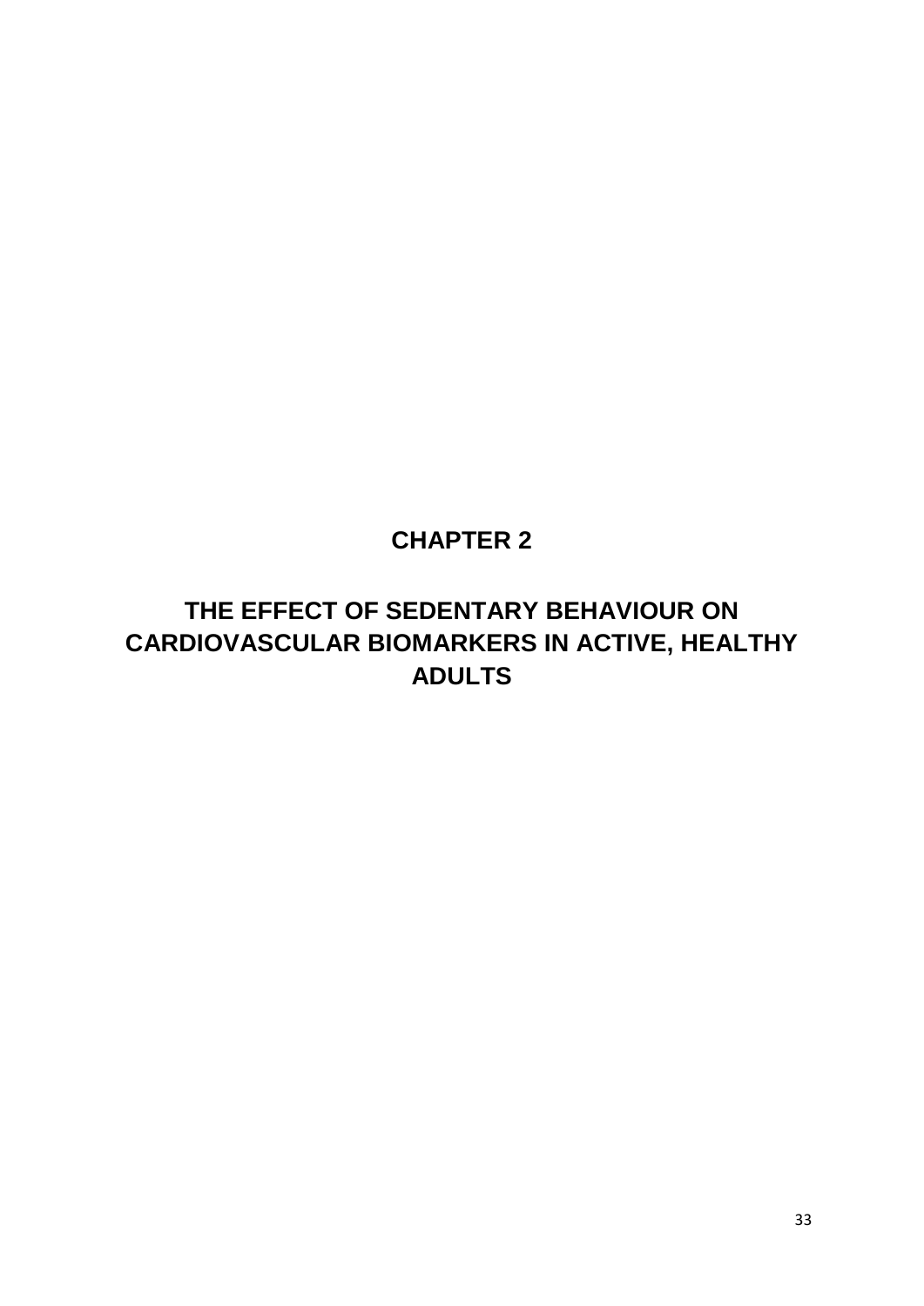# CHAPTER 2

# THE EFFECT OF SEDENTARY BEHAVIOUR ON CARDIOVASCULAR BIOMARKERS IN ACTIVE, HEALTHY ADULTS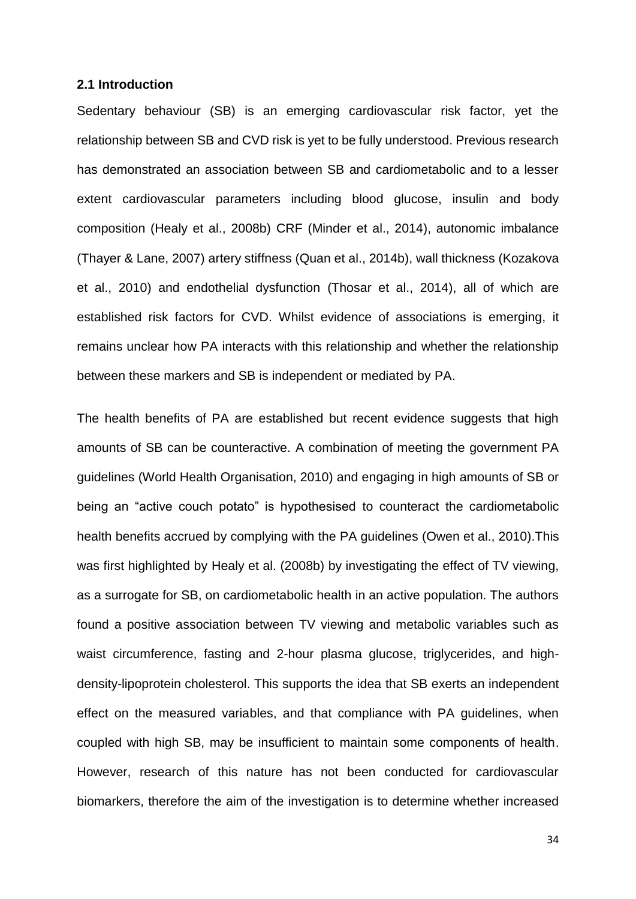### 2.1 Introduction

Sedentary behaviour (SB) is an emerging cardiovascular risk factor, yet the relationship between SB and CVD risk is yet to be fully understood. Previous research has demonstrated an association between SB and cardiometabolic and to a lesser extent cardiovascular parameters including blood glucose, insulin and body composition (Healy et al., 2008b) CRF (Minder et al., 2014), autonomic imbalance (Thayer & Lane, 2007) artery stiffness (Quan et al., 2014b), wall thickness (Kozakova et al., 2010) and endothelial dysfunction (Thosar et al., 2014), all of which are established risk factors for CVD. Whilst evidence of associations is emerging, it remains unclear how PA interacts with this relationship and whether the relationship between these markers and SB is independent or mediated by PA.

The health benefits of PA are established but recent evidence suggests that high amounts of SB can be counteractive. A combination of meeting the government PA guidelines (World Health Organisation, 2010) and engaging in high amounts of SB or being an "active couch potato" is hypothesised to counteract the cardiometabolic health benefits accrued by complying with the PA guidelines (Owen et al., 2010).This was first highlighted by Healy et al. (2008b) by investigating the effect of TV viewing, as a surrogate for SB, on cardiometabolic health in an active population. The authors found a positive association between TV viewing and metabolic variables such as waist circumference, fasting and 2-hour plasma glucose, triglycerides, and high-density-lipoprotein cholesterol. This supports the idea that SB exerts an independent effect on the measured variables, and that compliance with PA guidelines, when coupled with high SB, may be insufficient to maintain some components of health. However, research of this nature has not been conducted for cardiovascular biomarkers, therefore the aim of the investigation is to determine whether increased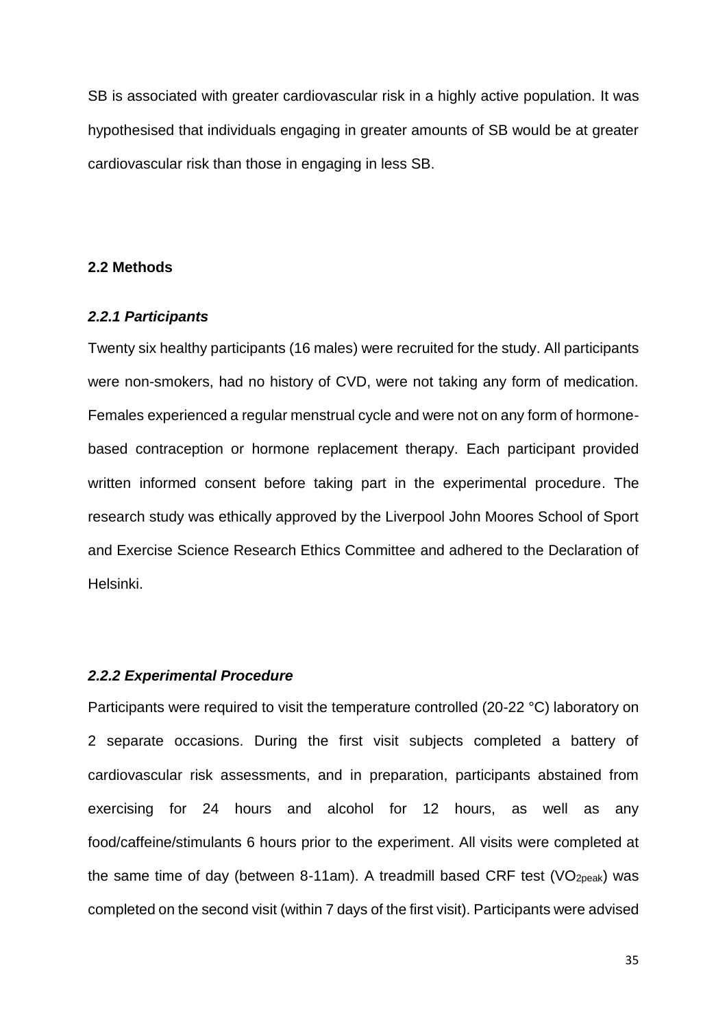SB is associated with greater cardiovascular risk in a highly active population. It was hypothesised that individuals engaging in greater amounts of SB would be at greater cardiovascular risk than those in engaging in less SB.

## 2.2 Methods

### *2.2.1 Participants*

Twenty six healthy participants (16 males) were recruited for the study. All participants were non-smokers, had no history of CVD, were not taking any form of medication. Females experienced a regular menstrual cycle and were not on any form of hormone-based contraception or hormone replacement therapy. Each participant provided written informed consent before taking part in the experimental procedure. The research study was ethically approved by the Liverpool John Moores School of Sport and Exercise Science Research Ethics Committee and adhered to the Declaration of Helsinki.

### *2.2.2 Experimental Procedure*

Participants were required to visit the temperature controlled (20-22 °C) laboratory on 2 separate occasions. During the first visit subjects completed a battery of cardiovascular risk assessments, and in preparation, participants abstained from exercising for 24 hours and alcohol for 12 hours, as well as any food/caffeine/stimulants 6 hours prior to the experiment. All visits were completed at the same time of day (between 8-11am). A treadmill based CRF test ($VO_{2peak}$) was completed on the second visit (within 7 days of the first visit). Participants were advised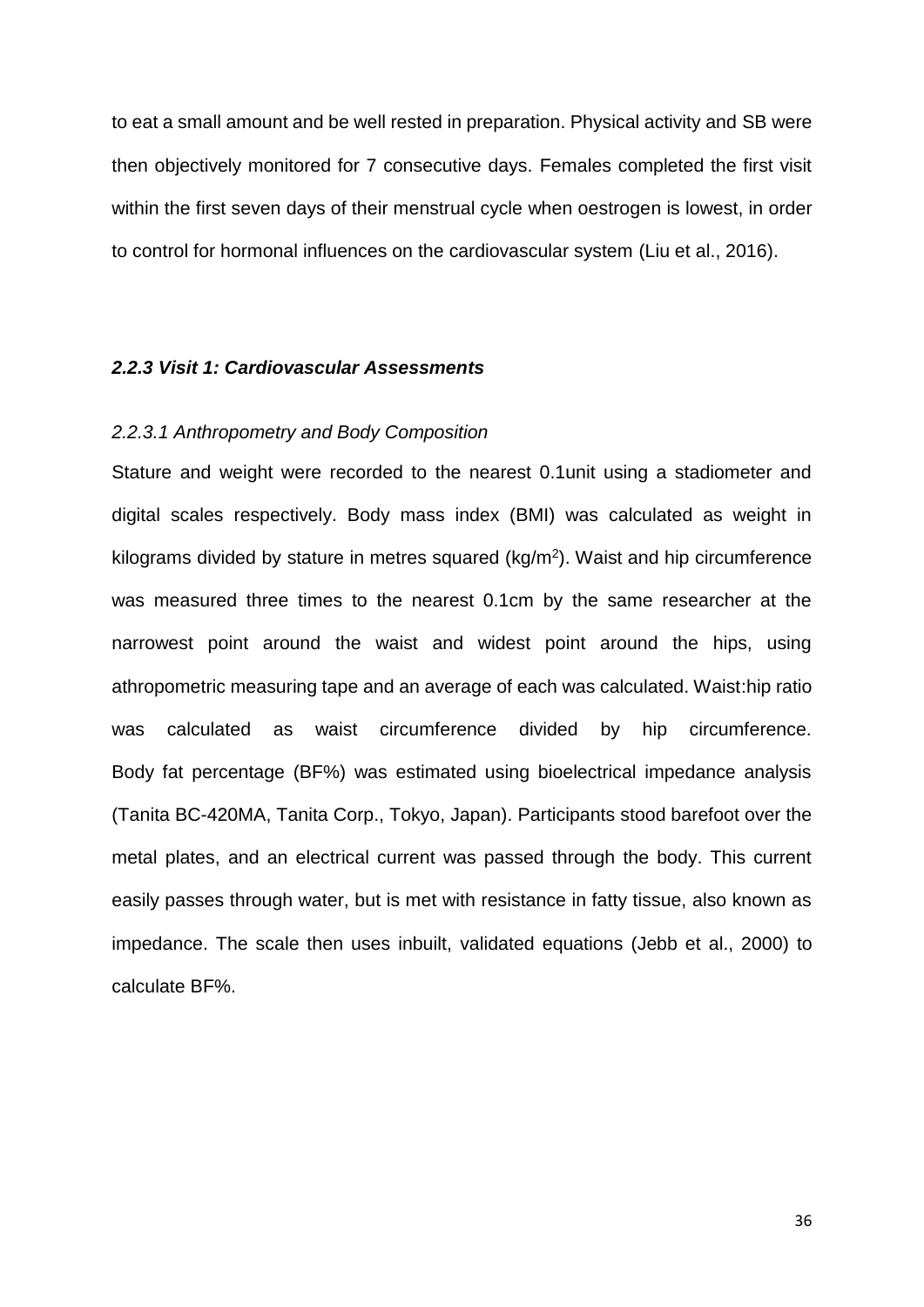to eat a small amount and be well rested in preparation. Physical activity and SB were then objectively monitored for 7 consecutive days. Females completed the first visit within the first seven days of their menstrual cycle when oestrogen is lowest, in order to control for hormonal influences on the cardiovascular system (Liu et al., 2016).

### *2.2.3 Visit 1: Cardiovascular Assessments*

#### *2.2.3.1 Anthropometry and Body Composition*

Stature and weight were recorded to the nearest 0.1unit using a stadiometer and digital scales respectively. Body mass index (BMI) was calculated as weight in kilograms divided by stature in metres squared ($kg/m^2$). Waist and hip circumference was measured three times to the nearest 0.1cm by the same researcher at the narrowest point around the waist and widest point around the hips, using athropometric measuring tape and an average of each was calculated. Waist:hip ratio was calculated as waist circumference divided by hip circumference. Body fat percentage (BF%) was estimated using bioelectrical impedance analysis (Tanita BC-420MA, Tanita Corp., Tokyo, Japan). Participants stood barefoot over the metal plates, and an electrical current was passed through the body. This current easily passes through water, but is met with resistance in fatty tissue, also known as impedance. The scale then uses inbuilt, validated equations (Jebb et al., 2000) to calculate BF%.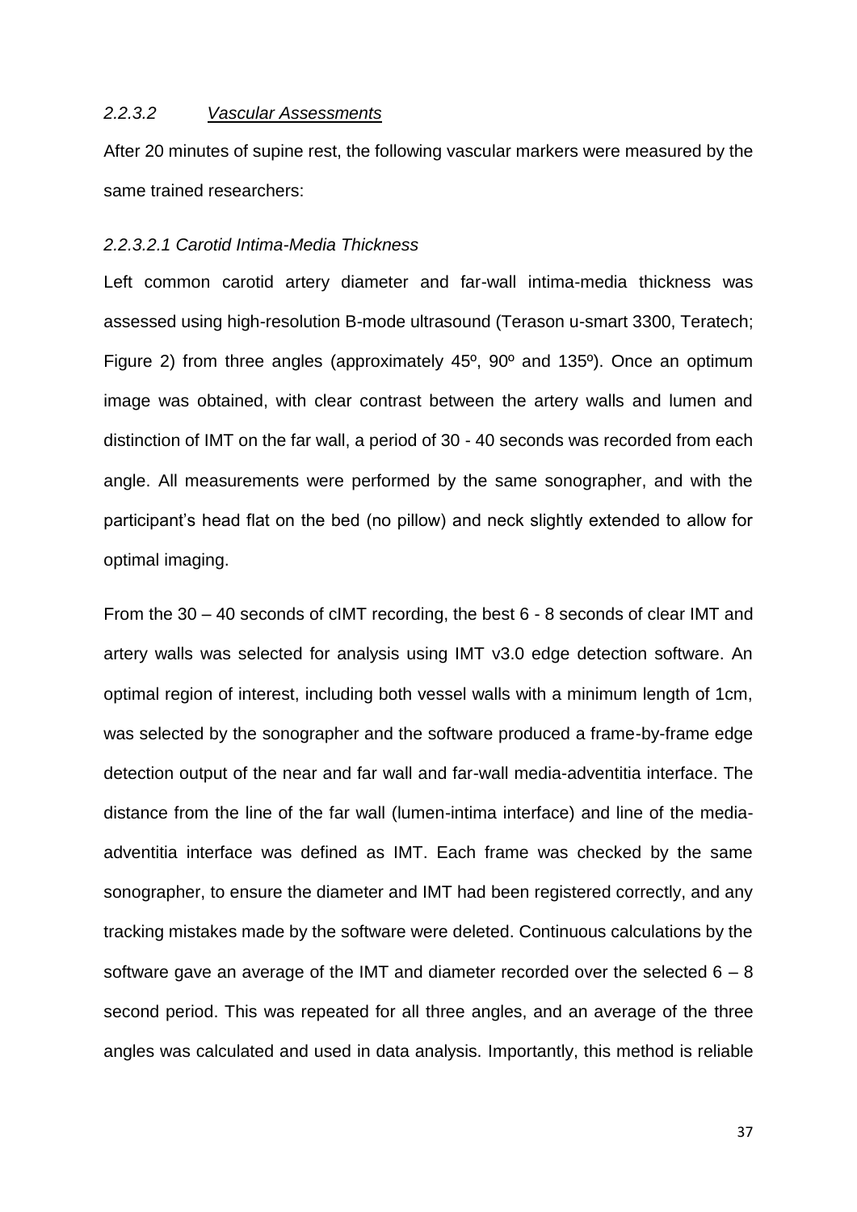### *2.2.3.2 Vascular Assessments*

After 20 minutes of supine rest, the following vascular markers were measured by the same trained researchers:

#### *2.2.3.2.1 Carotid Intima-Media Thickness*

Left common carotid artery diameter and far-wall intima-media thickness was assessed using high-resolution B-mode ultrasound (Terason u-smart 3300, Teratech; Figure 2) from three angles (approximately 45º, 90º and 135º). Once an optimum image was obtained, with clear contrast between the artery walls and lumen and distinction of IMT on the far wall, a period of 30 - 40 seconds was recorded from each angle. All measurements were performed by the same sonographer, and with the participant's head flat on the bed (no pillow) and neck slightly extended to allow for optimal imaging.

From the 30 – 40 seconds of cIMT recording, the best 6 - 8 seconds of clear IMT and artery walls was selected for analysis using IMT v3.0 edge detection software. An optimal region of interest, including both vessel walls with a minimum length of 1cm, was selected by the sonographer and the software produced a frame-by-frame edge detection output of the near and far wall and far-wall media-adventitia interface. The distance from the line of the far wall (lumen-intima interface) and line of the media-adventitia interface was defined as IMT. Each frame was checked by the same sonographer, to ensure the diameter and IMT had been registered correctly, and any tracking mistakes made by the software were deleted. Continuous calculations by the software gave an average of the IMT and diameter recorded over the selected 6 – 8 second period. This was repeated for all three angles, and an average of the three angles was calculated and used in data analysis. Importantly, this method is reliable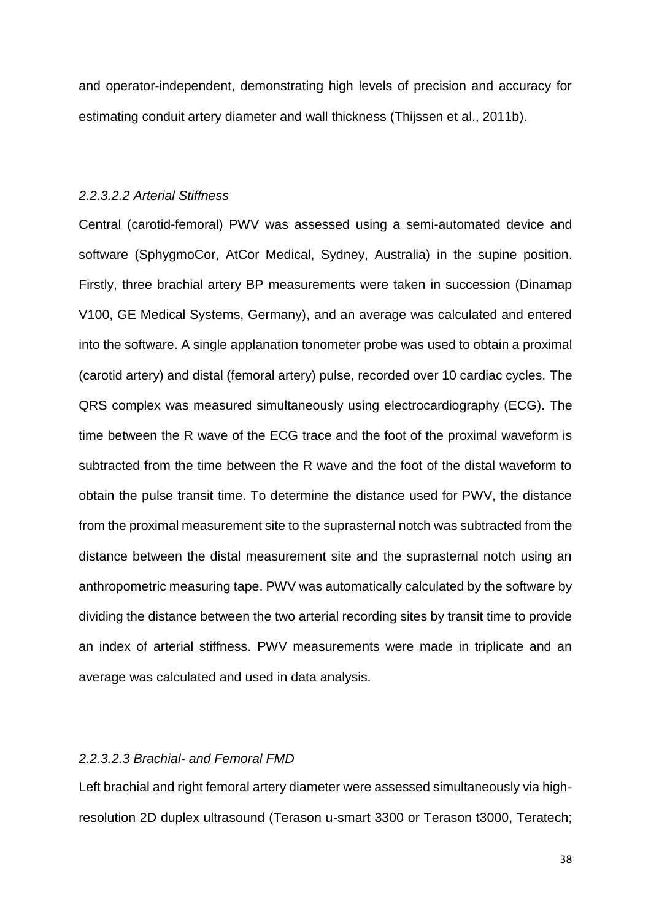and operator-independent, demonstrating high levels of precision and accuracy for estimating conduit artery diameter and wall thickness (Thijssen et al., 2011b).

#### *2.2.3.2.2 Arterial Stiffness*

Central (carotid-femoral) PWV was assessed using a semi-automated device and software (SphygmoCor, AtCor Medical, Sydney, Australia) in the supine position. Firstly, three brachial artery BP measurements were taken in succession (Dinamap V100, GE Medical Systems, Germany), and an average was calculated and entered into the software. A single applanation tonometer probe was used to obtain a proximal (carotid artery) and distal (femoral artery) pulse, recorded over 10 cardiac cycles. The QRS complex was measured simultaneously using electrocardiography (ECG). The time between the R wave of the ECG trace and the foot of the proximal waveform is subtracted from the time between the R wave and the foot of the distal waveform to obtain the pulse transit time. To determine the distance used for PWV, the distance from the proximal measurement site to the suprasternal notch was subtracted from the distance between the distal measurement site and the suprasternal notch using an anthropometric measuring tape. PWV was automatically calculated by the software by dividing the distance between the two arterial recording sites by transit time to provide an index of arterial stiffness. PWV measurements were made in triplicate and an average was calculated and used in data analysis.

#### *2.2.3.2.3 Brachial- and Femoral FMD*

Left brachial and right femoral artery diameter were assessed simultaneously via high-resolution 2D duplex ultrasound (Terason u-smart 3300 or Terason t3000, Teratech;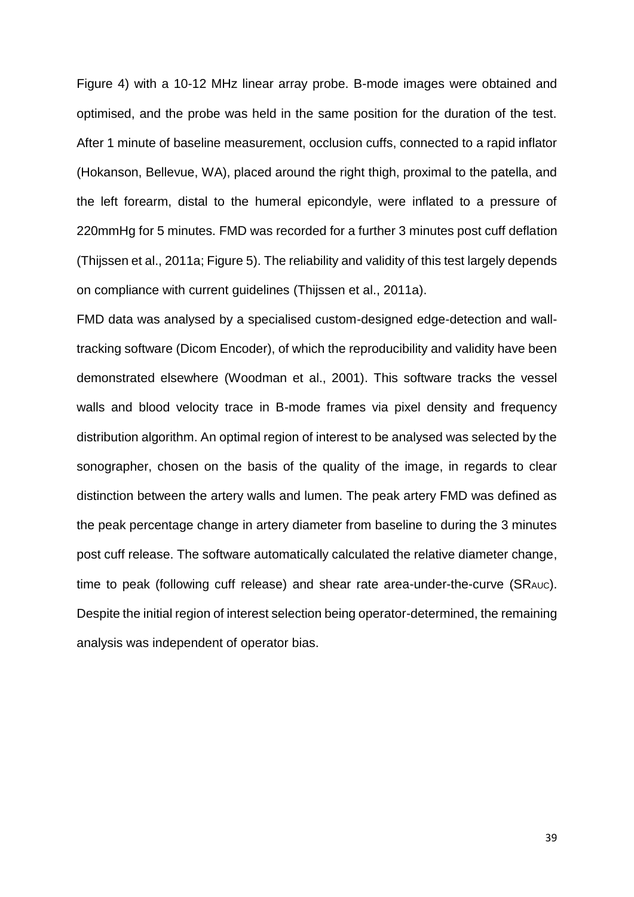Figure 4) with a 10-12 MHz linear array probe. B-mode images were obtained and optimised, and the probe was held in the same position for the duration of the test. After 1 minute of baseline measurement, occlusion cuffs, connected to a rapid inflator (Hokanson, Bellevue, WA), placed around the right thigh, proximal to the patella, and the left forearm, distal to the humeral epicondyle, were inflated to a pressure of 220mmHg for 5 minutes. FMD was recorded for a further 3 minutes post cuff deflation (Thijssen et al., 2011a; Figure 5). The reliability and validity of this test largely depends on compliance with current guidelines (Thijssen et al., 2011a).

FMD data was analysed by a specialised custom-designed edge-detection and wall-tracking software (Dicom Encoder), of which the reproducibility and validity have been demonstrated elsewhere (Woodman et al., 2001). This software tracks the vessel walls and blood velocity trace in B-mode frames via pixel density and frequency distribution algorithm. An optimal region of interest to be analysed was selected by the sonographer, chosen on the basis of the quality of the image, in regards to clear distinction between the artery walls and lumen. The peak artery FMD was defined as the peak percentage change in artery diameter from baseline to during the 3 minutes post cuff release. The software automatically calculated the relative diameter change, time to peak (following cuff release) and shear rate area-under-the-curve ($SR_{AUC}$). Despite the initial region of interest selection being operator-determined, the remaining analysis was independent of operator bias.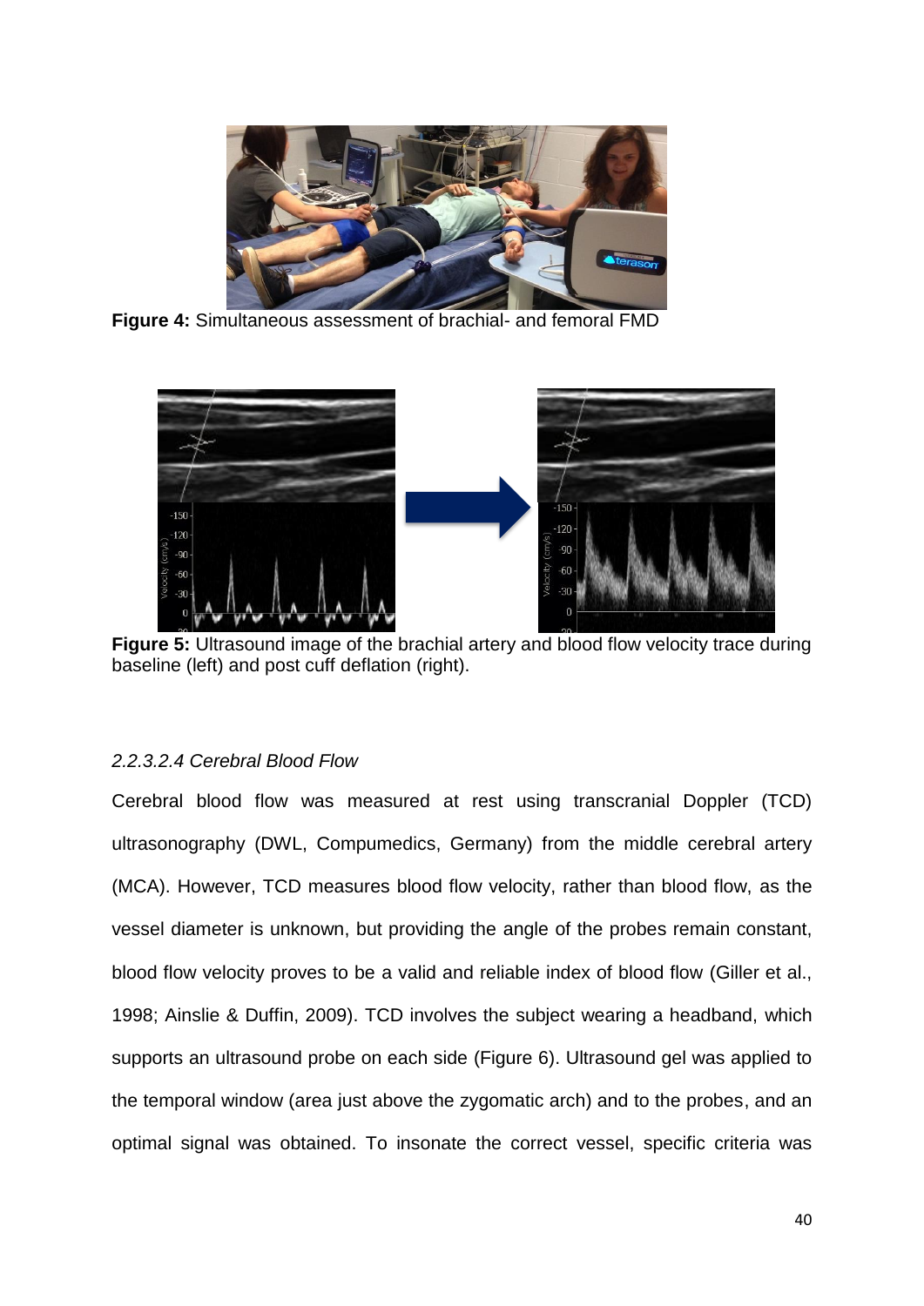**Figure 4:** Simultaneous assessment of brachial- and femoral FMD

**Figure 5:** Ultrasound image of the brachial artery and blood flow velocity trace during baseline (left) and post cuff deflation (right).

*2.2.3.2.4 Cerebral Blood Flow*

Cerebral blood flow was measured at rest using transcranial Doppler (TCD) ultrasonography (DWL, Compumedics, Germany) from the middle cerebral artery (MCA). However, TCD measures blood flow velocity, rather than blood flow, as the vessel diameter is unknown, but providing the angle of the probes remain constant, blood flow velocity proves to be a valid and reliable index of blood flow (Giller et al., 1998; Ainslie & Duffin, 2009). TCD involves the subject wearing a headband, which supports an ultrasound probe on each side (Figure 6). Ultrasound gel was applied to the temporal window (area just above the zygomatic arch) and to the probes, and an optimal signal was obtained. To insonate the correct vessel, specific criteria was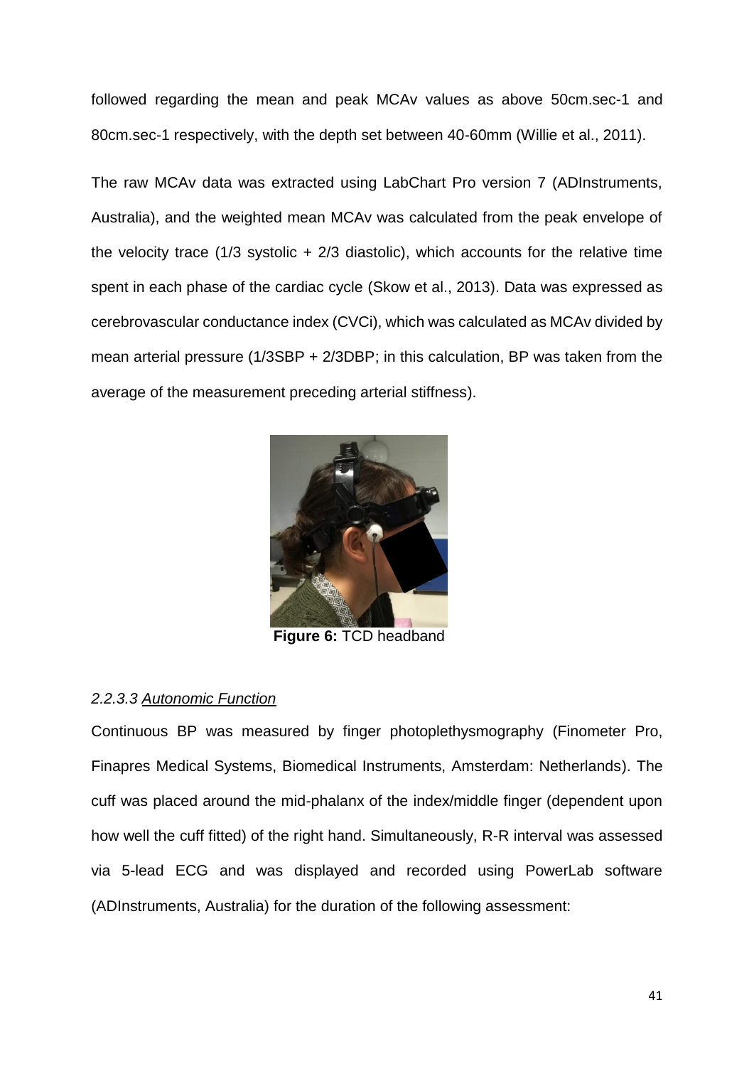followed regarding the mean and peak MCAv values as above 50cm.sec-1 and 80cm.sec-1 respectively, with the depth set between 40-60mm (Willie et al., 2011).

The raw MCAv data was extracted using LabChart Pro version 7 (ADInstruments, Australia), and the weighted mean MCAv was calculated from the peak envelope of the velocity trace (1/3 systolic + 2/3 diastolic), which accounts for the relative time spent in each phase of the cardiac cycle (Skow et al., 2013). Data was expressed as cerebrovascular conductance index (CVCi), which was calculated as MCAv divided by mean arterial pressure (1/3SBP + 2/3DBP; in this calculation, BP was taken from the average of the measurement preceding arterial stiffness).

**Figure 6:** TCD headband

#### *2.2.3.3 Autonomic Function*

Continuous BP was measured by finger photoplethysmography (Finometer Pro, Finapres Medical Systems, Biomedical Instruments, Amsterdam: Netherlands). The cuff was placed around the mid-phalanx of the index/middle finger (dependent upon how well the cuff fitted) of the right hand. Simultaneously, R-R interval was assessed via 5-lead ECG and was displayed and recorded using PowerLab software (ADInstruments, Australia) for the duration of the following assessment: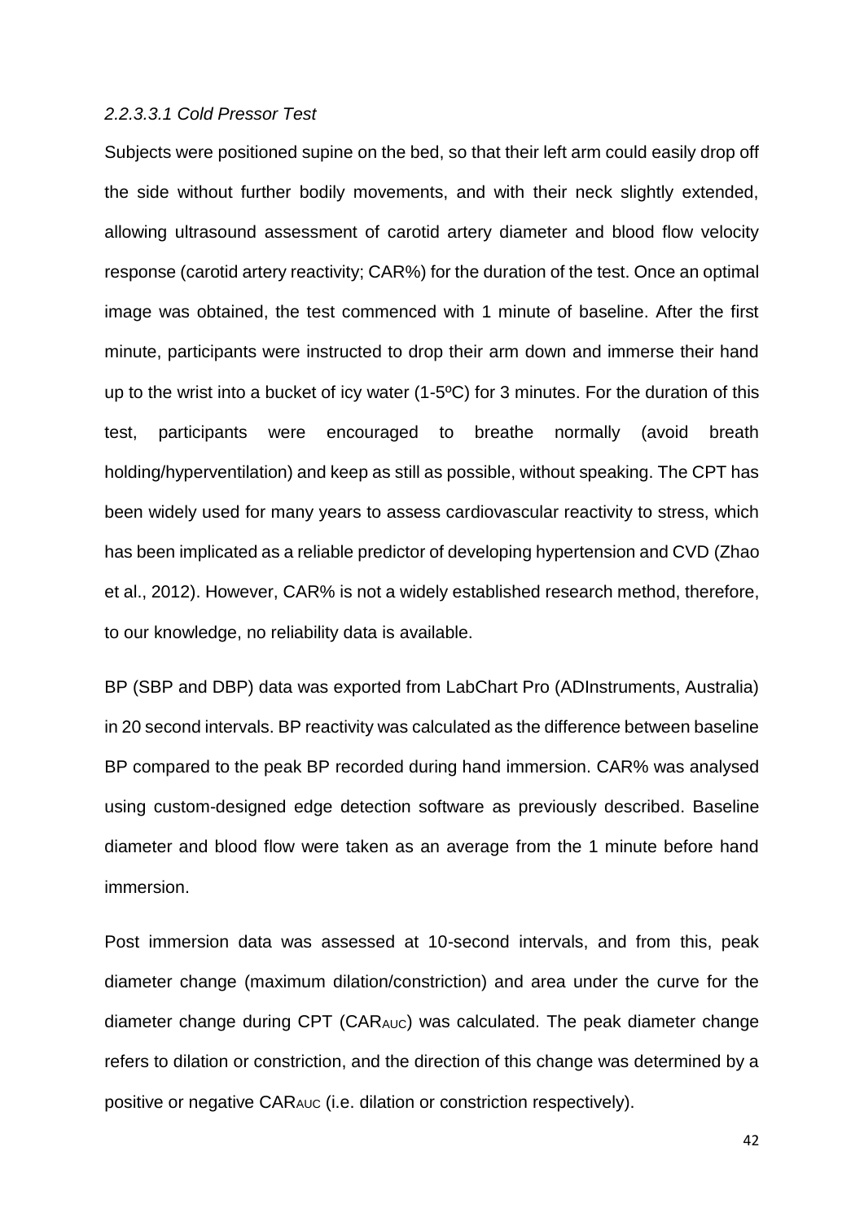*2.2.3.3.1 Cold Pressor Test*

Subjects were positioned supine on the bed, so that their left arm could easily drop off the side without further bodily movements, and with their neck slightly extended, allowing ultrasound assessment of carotid artery diameter and blood flow velocity response (carotid artery reactivity; CAR%) for the duration of the test. Once an optimal image was obtained, the test commenced with 1 minute of baseline. After the first minute, participants were instructed to drop their arm down and immerse their hand up to the wrist into a bucket of icy water (1-5ºC) for 3 minutes. For the duration of this test, participants were encouraged to breathe normally (avoid breath holding/hyperventilation) and keep as still as possible, without speaking. The CPT has been widely used for many years to assess cardiovascular reactivity to stress, which has been implicated as a reliable predictor of developing hypertension and CVD (Zhao et al., 2012). However, CAR% is not a widely established research method, therefore, to our knowledge, no reliability data is available.

BP (SBP and DBP) data was exported from LabChart Pro (ADInstruments, Australia) in 20 second intervals. BP reactivity was calculated as the difference between baseline BP compared to the peak BP recorded during hand immersion. CAR% was analysed using custom-designed edge detection software as previously described. Baseline diameter and blood flow were taken as an average from the 1 minute before hand immersion.

Post immersion data was assessed at 10-second intervals, and from this, peak diameter change (maximum dilation/constriction) and area under the curve for the diameter change during CPT ($CAR_{AUC}$) was calculated. The peak diameter change refers to dilation or constriction, and the direction of this change was determined by a positive or negative $CAR_{AUC}$ (i.e. dilation or constriction respectively).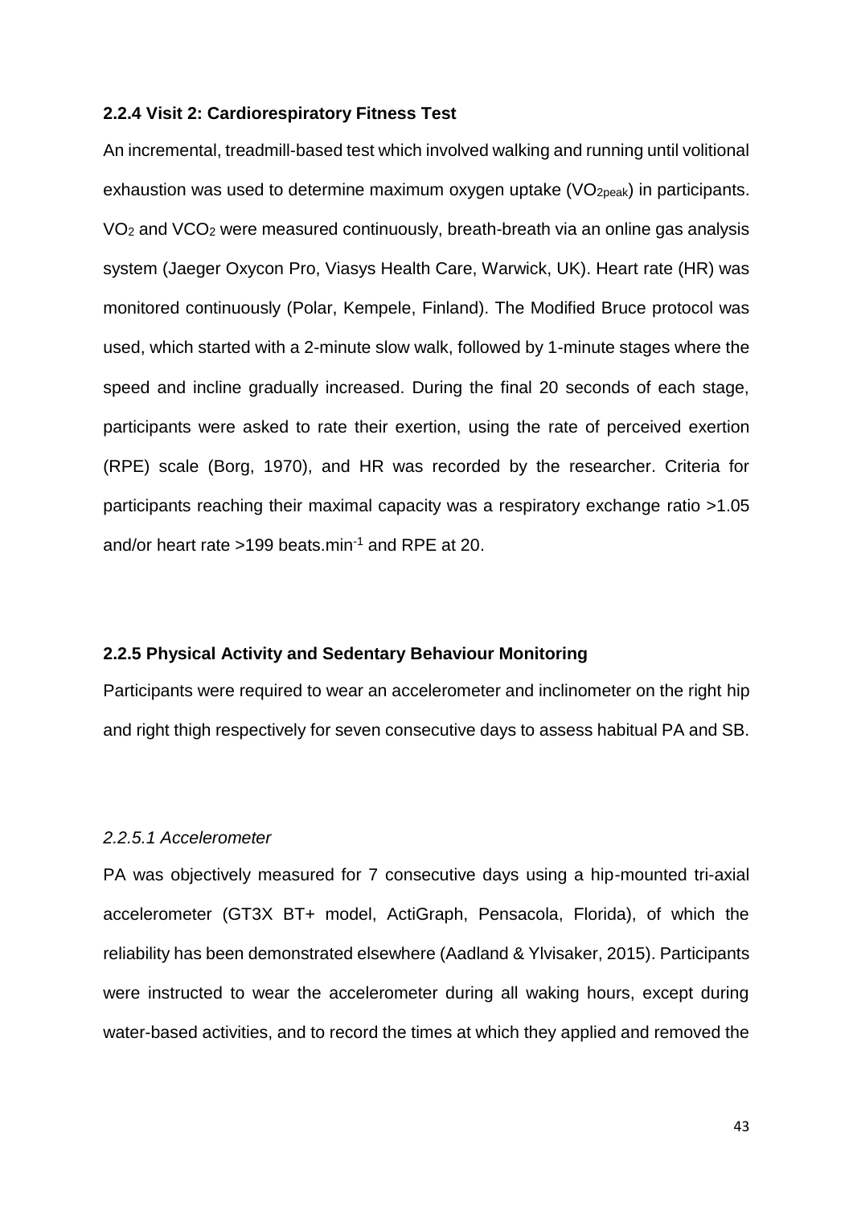### 2.2.4 Visit 2: Cardiorespiratory Fitness Test

An incremental, treadmill-based test which involved walking and running until volitional exhaustion was used to determine maximum oxygen uptake ($VO_{2peak}$) in participants. $VO_2$ and $VCO_2$ were measured continuously, breath-breath via an online gas analysis system (Jaeger Oxycon Pro, Viasys Health Care, Warwick, UK). Heart rate (HR) was monitored continuously (Polar, Kempele, Finland). The Modified Bruce protocol was used, which started with a 2-minute slow walk, followed by 1-minute stages where the speed and incline gradually increased. During the final 20 seconds of each stage, participants were asked to rate their exertion, using the rate of perceived exertion (RPE) scale (Borg, 1970), and HR was recorded by the researcher. Criteria for participants reaching their maximal capacity was a respiratory exchange ratio >1.05 and/or heart rate >199 beats.min$^{-1}$ and RPE at 20.

### 2.2.5 Physical Activity and Sedentary Behaviour Monitoring

Participants were required to wear an accelerometer and inclinometer on the right hip and right thigh respectively for seven consecutive days to assess habitual PA and SB.

#### *2.2.5.1 Accelerometer*

PA was objectively measured for 7 consecutive days using a hip-mounted tri-axial accelerometer (GT3X BT+ model, ActiGraph, Pensacola, Florida), of which the reliability has been demonstrated elsewhere (Aadland & Ylvisaker, 2015). Participants were instructed to wear the accelerometer during all waking hours, except during water-based activities, and to record the times at which they applied and removed the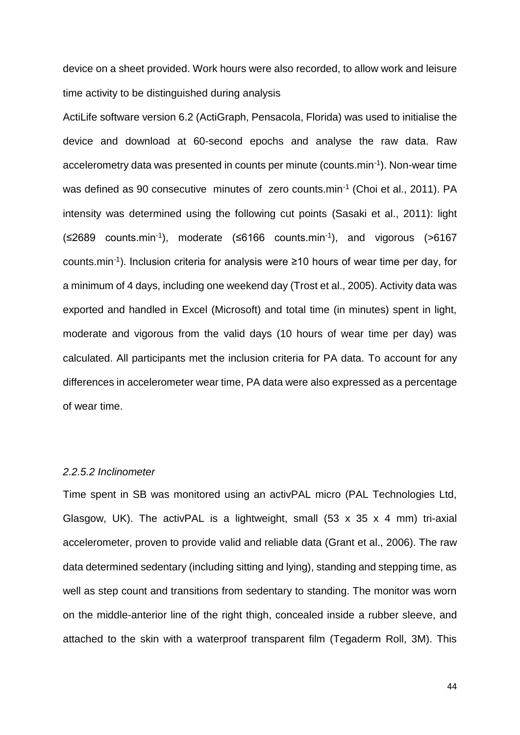device on a sheet provided. Work hours were also recorded, to allow work and leisure time activity to be distinguished during analysis

ActiLife software version 6.2 (ActiGraph, Pensacola, Florida) was used to initialise the device and download at 60-second epochs and analyse the raw data. Raw accelerometry data was presented in counts per minute (counts.min$^{-1}$). Non-wear time was defined as 90 consecutive minutes of zero counts.min$^{-1}$ (Choi et al., 2011). PA intensity was determined using the following cut points (Sasaki et al., 2011): light (≤2689 counts.min$^{-1}$), moderate (≤6166 counts.min$^{-1}$), and vigorous (>6167 counts.min$^{-1}$). Inclusion criteria for analysis were ≥10 hours of wear time per day, for a minimum of 4 days, including one weekend day (Trost et al., 2005). Activity data was exported and handled in Excel (Microsoft) and total time (in minutes) spent in light, moderate and vigorous from the valid days (10 hours of wear time per day) was calculated. All participants met the inclusion criteria for PA data. To account for any differences in accelerometer wear time, PA data were also expressed as a percentage of wear time.

#### *2.2.5.2 Inclinometer*

Time spent in SB was monitored using an activPAL micro (PAL Technologies Ltd, Glasgow, UK). The activPAL is a lightweight, small (53 x 35 x 4 mm) tri-axial accelerometer, proven to provide valid and reliable data (Grant et al., 2006). The raw data determined sedentary (including sitting and lying), standing and stepping time, as well as step count and transitions from sedentary to standing. The monitor was worn on the middle-anterior line of the right thigh, concealed inside a rubber sleeve, and attached to the skin with a waterproof transparent film (Tegaderm Roll, 3M). This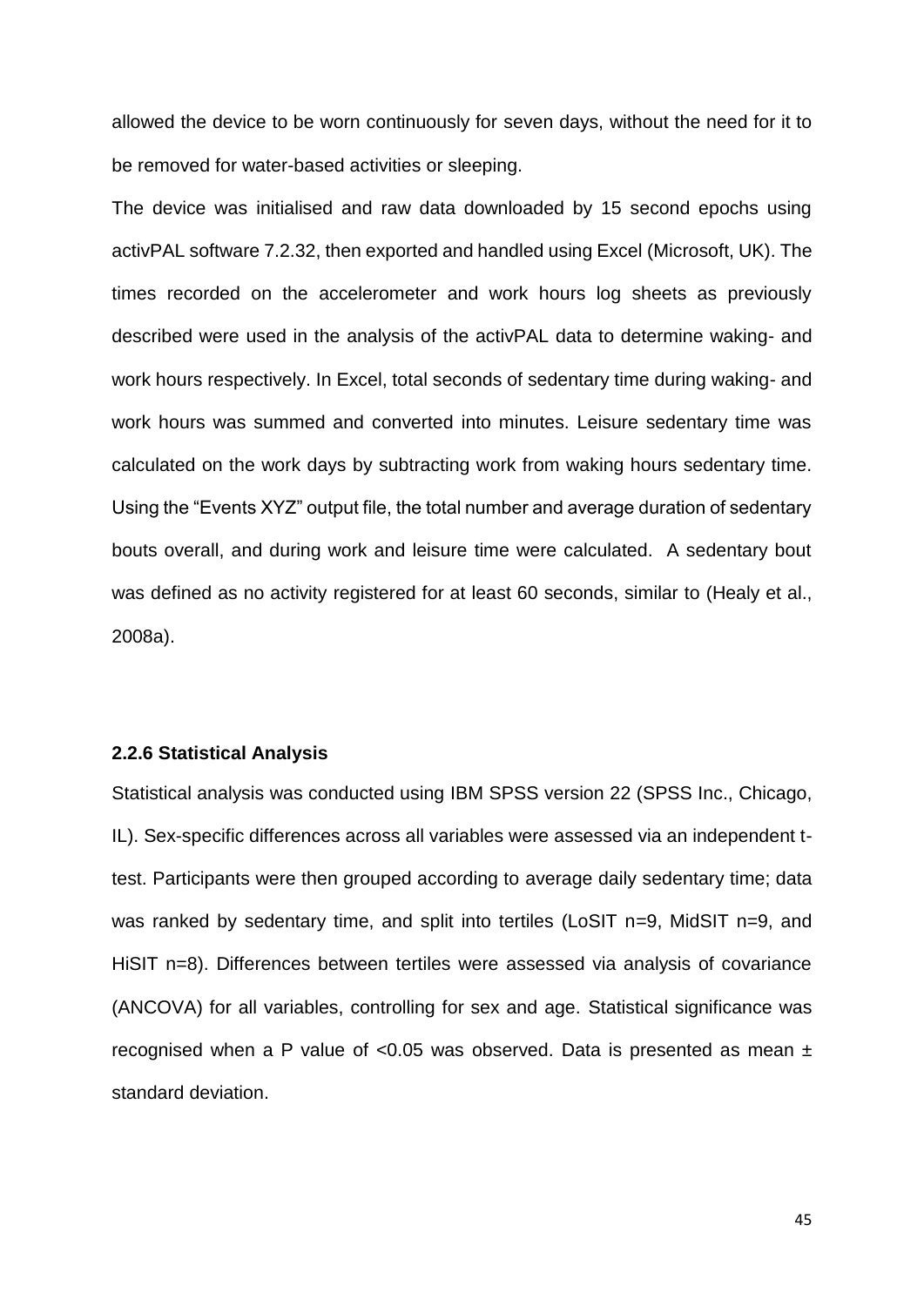allowed the device to be worn continuously for seven days, without the need for it to be removed for water-based activities or sleeping.

The device was initialised and raw data downloaded by 15 second epochs using activPAL software 7.2.32, then exported and handled using Excel (Microsoft, UK). The times recorded on the accelerometer and work hours log sheets as previously described were used in the analysis of the activPAL data to determine waking- and work hours respectively. In Excel, total seconds of sedentary time during waking- and work hours was summed and converted into minutes. Leisure sedentary time was calculated on the work days by subtracting work from waking hours sedentary time. Using the "Events XYZ" output file, the total number and average duration of sedentary bouts overall, and during work and leisure time were calculated. A sedentary bout was defined as no activity registered for at least 60 seconds, similar to (Healy et al., 2008a).

### 2.2.6 Statistical Analysis

Statistical analysis was conducted using IBM SPSS version 22 (SPSS Inc., Chicago, IL). Sex-specific differences across all variables were assessed via an independent t-test. Participants were then grouped according to average daily sedentary time; data was ranked by sedentary time, and split into tertiles (LoSIT n=9, MidSIT n=9, and HiSIT n=8). Differences between tertiles were assessed via analysis of covariance (ANCOVA) for all variables, controlling for sex and age. Statistical significance was recognised when a P value of <0.05 was observed. Data is presented as mean ± standard deviation.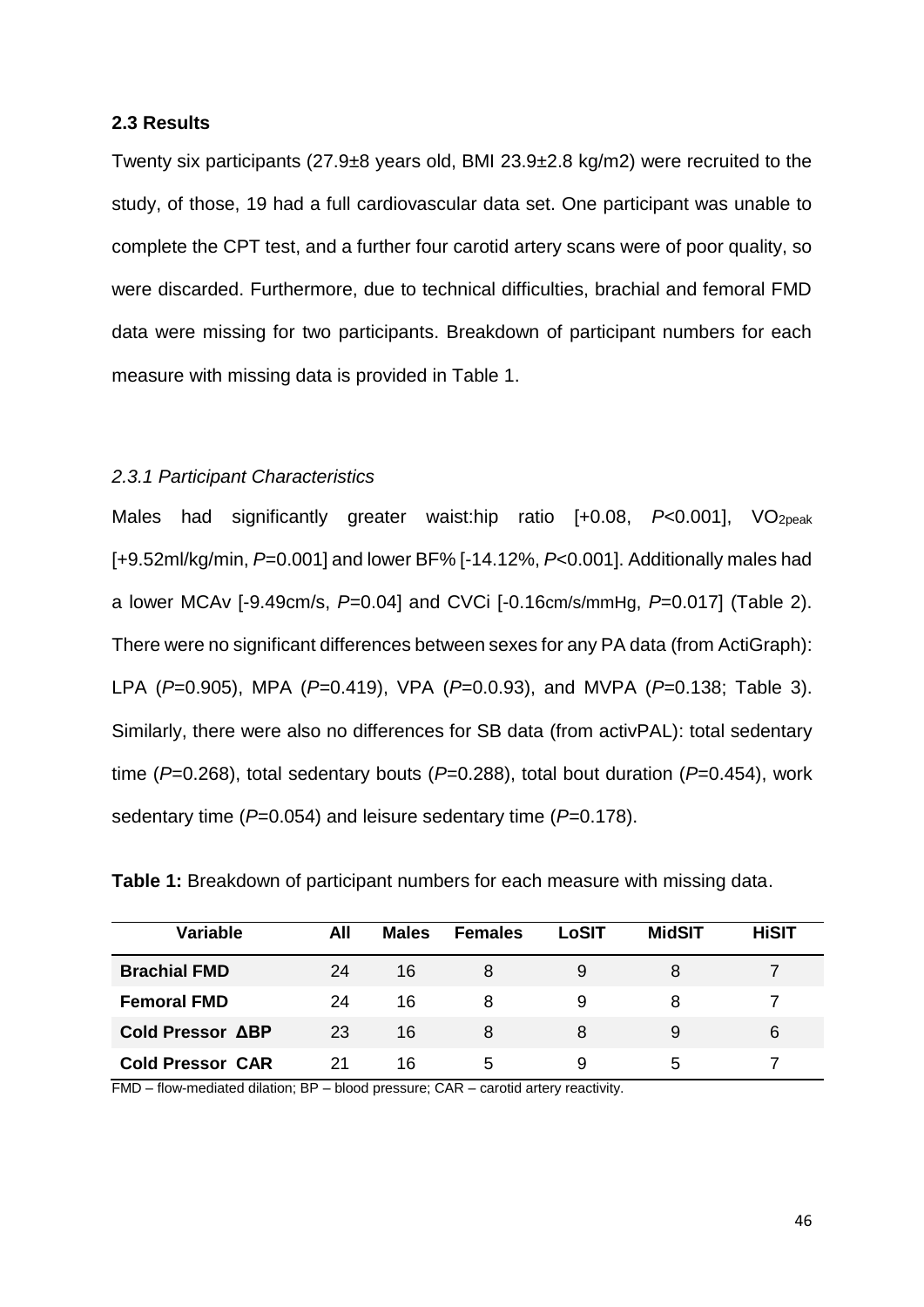## 2.3 Results

Twenty six participants (27.9±8 years old, BMI 23.9±2.8 kg/m2) were recruited to the study, of those, 19 had a full cardiovascular data set. One participant was unable to complete the CPT test, and a further four carotid artery scans were of poor quality, so were discarded. Furthermore, due to technical difficulties, brachial and femoral FMD data were missing for two participants. Breakdown of participant numbers for each measure with missing data is provided in Table 1.

### *2.3.1 Participant Characteristics*

Males had significantly greater waist:hip ratio [+0.08, $P$<0.001], $VO_{2peak}$ [+9.52ml/kg/min, $P$=0.001] and lower BF% [-14.12%, $P$<0.001]. Additionally males had a lower MCAv [-9.49cm/s, $P$=0.04] and CVCi [-0.16cm/s/mmHg, $P$=0.017] (Table 2). There were no significant differences between sexes for any PA data (from ActiGraph): LPA ($P$=0.905), MPA ($P$=0.419), VPA ($P$=0.0.93), and MVPA ($P$=0.138; Table 3). Similarly, there were also no differences for SB data (from activPAL): total sedentary time ($P$=0.268), total sedentary bouts ($P$=0.288), total bout duration ($P$=0.454), work sedentary time ($P$=0.054) and leisure sedentary time ($P$=0.178).

**Table 1:** Breakdown of participant numbers for each measure with missing data.

| Variable | All | Males | Females | LoSIT | MidSIT | HiSIT |
|---|---|---|---|---|---|---|
| **Brachial FMD** | 24 | 16 | 8 | 9 | 8 | 7 |
| **Femoral FMD** | 24 | 16 | 8 | 9 | 8 | 7 |
| **Cold Pressor ΔBP** | 23 | 16 | 8 | 8 | 9 | 6 |
| **Cold Pressor CAR** | 21 | 16 | 5 | 9 | 5 | 7 |

FMD – flow-mediated dilation; BP – blood pressure; CAR – carotid artery reactivity.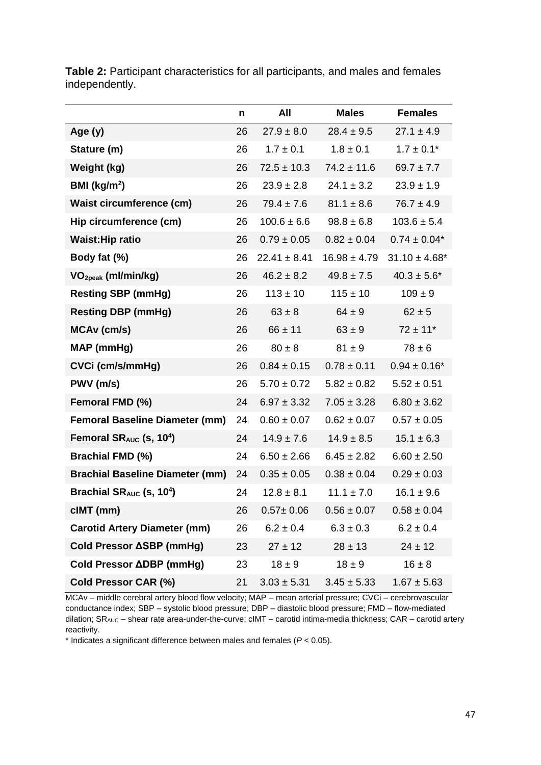**Table 2:** Participant characteristics for all participants, and males and females independently.

| | n | All | Males | Females |
|---|---|---|---|---|
| **Age (y)** | 26 | 27.9 ± 8.0 | 28.4 ± 9.5 | 27.1 ± 4.9 |
| **Stature (m)** | 26 | 1.7 ± 0.1 | 1.8 ± 0.1 | 1.7 ± 0.1* |
| **Weight (kg)** | 26 | 72.5 ± 10.3 | 74.2 ± 11.6 | 69.7 ± 7.7 |
| **BMI (kg/m$^2$)** | 26 | 23.9 ± 2.8 | 24.1 ± 3.2 | 23.9 ± 1.9 |
| **Waist circumference (cm)** | 26 | 79.4 ± 7.6 | 81.1 ± 8.6 | 76.7 ± 4.9 |
| **Hip circumference (cm)** | 26 | 100.6 ± 6.6 | 98.8 ± 6.8 | 103.6 ± 5.4 |
| **Waist:Hip ratio** | 26 | 0.79 ± 0.05 | 0.82 ± 0.04 | 0.74 ± 0.04* |
| **Body fat (%)** | 26 | 22.41 ± 8.41 | 16.98 ± 4.79 | 31.10 ± 4.68* |
| **$VO_{2peak}$ (ml/min/kg)** | 26 | 46.2 ± 8.2 | 49.8 ± 7.5 | 40.3 ± 5.6* |
| **Resting SBP (mmHg)** | 26 | 113 ± 10 | 115 ± 10 | 109 ± 9 |
| **Resting DBP (mmHg)** | 26 | 63 ± 8 | 64 ± 9 | 62 ± 5 |
| **MCAv (cm/s)** | 26 | 66 ± 11 | 63 ± 9 | 72 ± 11* |
| **MAP (mmHg)** | 26 | 80 ± 8 | 81 ± 9 | 78 ± 6 |
| **CVCi (cm/s/mmHg)** | 26 | 0.84 ± 0.15 | 0.78 ± 0.11 | 0.94 ± 0.16* |
| **PWV (m/s)** | 26 | 5.70 ± 0.72 | 5.82 ± 0.82 | 5.52 ± 0.51 |
| **Femoral FMD (%)** | 24 | 6.97 ± 3.32 | 7.05 ± 3.28 | 6.80 ± 3.62 |
| **Femoral Baseline Diameter (mm)** | 24 | 0.60 ± 0.07 | 0.62 ± 0.07 | 0.57 ± 0.05 |
| **Femoral $SR_{AUC}$ (s, $10^4$)** | 24 | 14.9 ± 7.6 | 14.9 ± 8.5 | 15.1 ± 6.3 |
| **Brachial FMD (%)** | 24 | 6.50 ± 2.66 | 6.45 ± 2.82 | 6.60 ± 2.50 |
| **Brachial Baseline Diameter (mm)** | 24 | 0.35 ± 0.05 | 0.38 ± 0.04 | 0.29 ± 0.03 |
| **Brachial $SR_{AUC}$ (s, $10^4$)** | 24 | 12.8 ± 8.1 | 11.1 ± 7.0 | 16.1 ± 9.6 |
| **cIMT (mm)** | 26 | 0.57± 0.06 | 0.56 ± 0.07 | 0.58 ± 0.04 |
| **Carotid Artery Diameter (mm)** | 26 | 6.2 ± 0.4 | 6.3 ± 0.3 | 6.2 ± 0.4 |
| **Cold Pressor ΔSBP (mmHg)** | 23 | 27 ± 12 | 28 ± 13 | 24 ± 12 |
| **Cold Pressor ΔDBP (mmHg)** | 23 | 18 ± 9 | 18 ± 9 | 16 ± 8 |
| **Cold Pressor CAR (%)** | 21 | 3.03 ± 5.31 | 3.45 ± 5.33 | 1.67 ± 5.63 |

MCAv – middle cerebral artery blood flow velocity; MAP – mean arterial pressure; CVCi – cerebrovascular conductance index; SBP – systolic blood pressure; DBP – diastolic blood pressure; FMD – flow-mediated dilation; $SR_{AUC}$ – shear rate area-under-the-curve; cIMT – carotid intima-media thickness; CAR – carotid artery reactivity.

* Indicates a significant difference between males and females ($P < 0.05$).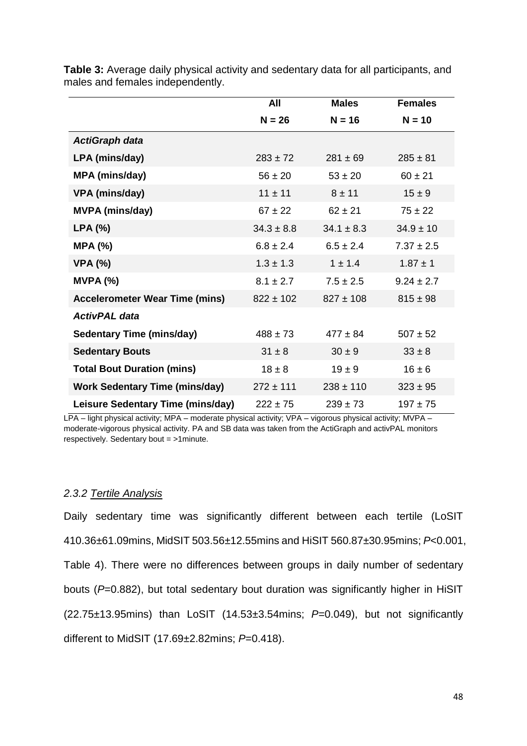**Table 3:** Average daily physical activity and sedentary data for all participants, and males and females independently.

| | All<br>N = 26 | Males<br>N = 16 | Females<br>N = 10 |
|---|---|---|---|
| ***ActiGraph data*** | | | |
| **LPA (mins/day)** | 283 ± 72 | 281 ± 69 | 285 ± 81 |
| **MPA (mins/day)** | 56 ± 20 | 53 ± 20 | 60 ± 21 |
| **VPA (mins/day)** | 11 ± 11 | 8 ± 11 | 15 ± 9 |
| **MVPA (mins/day)** | 67 ± 22 | 62 ± 21 | 75 ± 22 |
| **LPA (%)** | 34.3 ± 8.8 | 34.1 ± 8.3 | 34.9 ± 10 |
| **MPA (%)** | 6.8 ± 2.4 | 6.5 ± 2.4 | 7.37 ± 2.5 |
| **VPA (%)** | 1.3 ± 1.3 | 1 ± 1.4 | 1.87 ± 1 |
| **MVPA (%)** | 8.1 ± 2.7 | 7.5 ± 2.5 | 9.24 ± 2.7 |
| **Accelerometer Wear Time (mins)** | 822 ± 102 | 827 ± 108 | 815 ± 98 |
| ***ActivPAL data*** | | | |
| **Sedentary Time (mins/day)** | 488 ± 73 | 477 ± 84 | 507 ± 52 |
| **Sedentary Bouts** | 31 ± 8 | 30 ± 9 | 33 ± 8 |
| **Total Bout Duration (mins)** | 18 ± 8 | 19 ± 9 | 16 ± 6 |
| **Work Sedentary Time (mins/day)** | 272 ± 111 | 238 ± 110 | 323 ± 95 |
| **Leisure Sedentary Time (mins/day)** | 222 ± 75 | 239 ± 73 | 197 ± 75 |

LPA – light physical activity; MPA – moderate physical activity; VPA – vigorous physical activity; MVPA – moderate-vigorous physical activity. PA and SB data was taken from the ActiGraph and activPAL monitors respectively. Sedentary bout = >1minute.

### *2.3.2 Tertile Analysis*

Daily sedentary time was significantly different between each tertile (LoSIT 410.36±61.09mins, MidSIT 503.56±12.55mins and HiSIT 560.87±30.95mins; *P*<0.001, Table 4). There were no differences between groups in daily number of sedentary bouts (*P*=0.882), but total sedentary bout duration was significantly higher in HiSIT (22.75±13.95mins) than LoSIT (14.53±3.54mins; *P*=0.049), but not significantly different to MidSIT (17.69±2.82mins; *P*=0.418).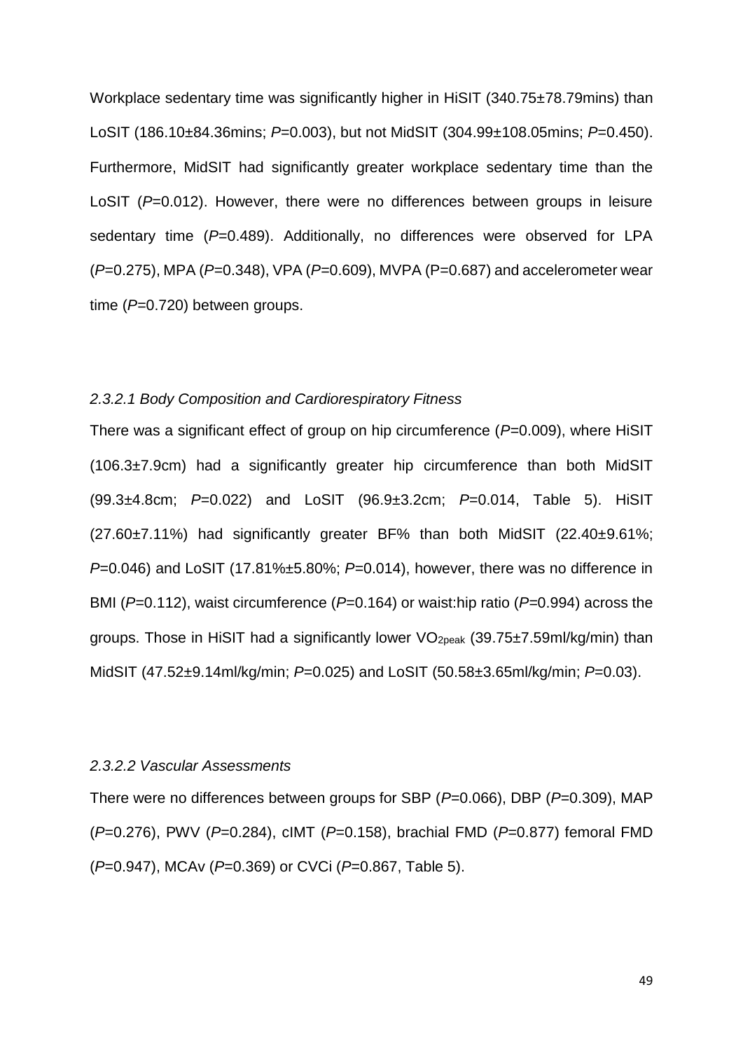Workplace sedentary time was significantly higher in HiSIT (340.75±78.79mins) than LoSIT (186.10±84.36mins; *P*=0.003), but not MidSIT (304.99±108.05mins; *P*=0.450). Furthermore, MidSIT had significantly greater workplace sedentary time than the LoSIT (*P*=0.012). However, there were no differences between groups in leisure sedentary time (*P*=0.489). Additionally, no differences were observed for LPA (*P*=0.275), MPA (*P*=0.348), VPA (*P*=0.609), MVPA (P=0.687) and accelerometer wear time (*P*=0.720) between groups.

#### *2.3.2.1 Body Composition and Cardiorespiratory Fitness*

There was a significant effect of group on hip circumference (*P*=0.009), where HiSIT (106.3±7.9cm) had a significantly greater hip circumference than both MidSIT (99.3±4.8cm; *P*=0.022) and LoSIT (96.9±3.2cm; *P*=0.014, Table 5). HiSIT (27.60±7.11%) had significantly greater BF% than both MidSIT (22.40±9.61%; *P*=0.046) and LoSIT (17.81%±5.80%; *P*=0.014), however, there was no difference in BMI (*P*=0.112), waist circumference (*P*=0.164) or waist:hip ratio (*P*=0.994) across the groups. Those in HiSIT had a significantly lower $VO_{2peak}$ (39.75±7.59ml/kg/min) than MidSIT (47.52±9.14ml/kg/min; *P*=0.025) and LoSIT (50.58±3.65ml/kg/min; *P*=0.03).

#### *2.3.2.2 Vascular Assessments*

There were no differences between groups for SBP (*P*=0.066), DBP (*P*=0.309), MAP (*P*=0.276), PWV (*P*=0.284), cIMT (*P*=0.158), brachial FMD (*P*=0.877) femoral FMD (*P*=0.947), MCAv (*P*=0.369) or CVCi (*P*=0.867, Table 5).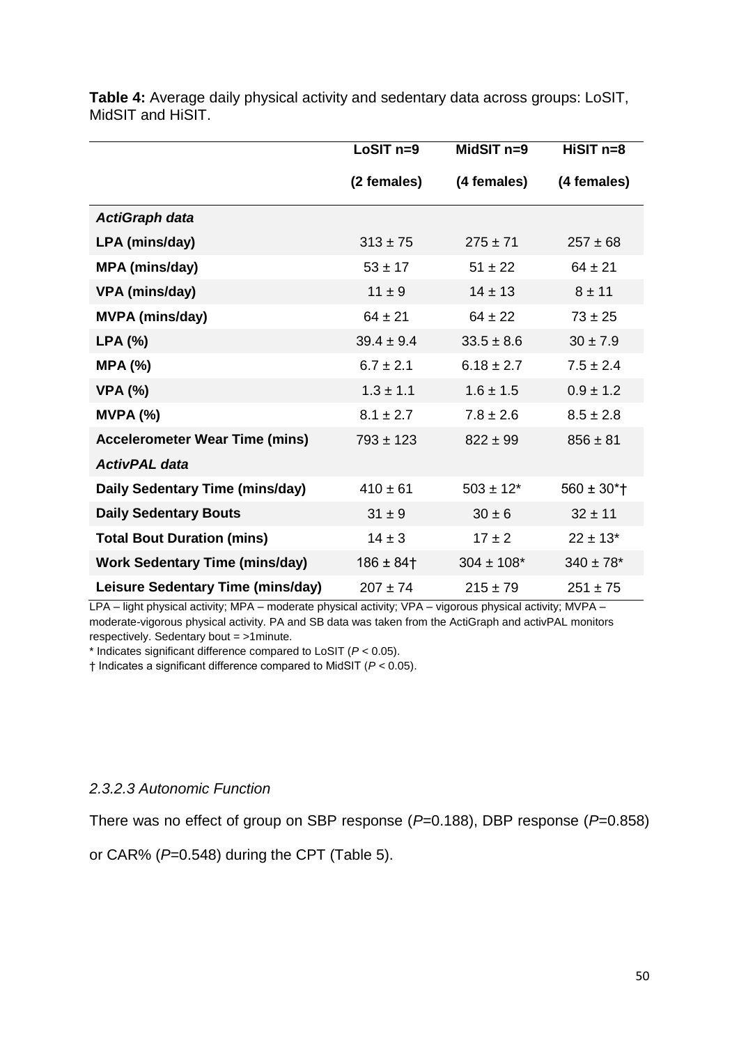**Table 4:** Average daily physical activity and sedentary data across groups: LoSIT, MidSIT and HiSIT.

| | LoSIT n=9 (2 females) | MidSIT n=9 (4 females) | HiSIT n=8 (4 females) |
|---|---|---|---|
| ***ActiGraph data*** | | | |
| **LPA (mins/day)** | 313 ± 75 | 275 ± 71 | 257 ± 68 |
| **MPA (mins/day)** | 53 ± 17 | 51 ± 22 | 64 ± 21 |
| **VPA (mins/day)** | 11 ± 9 | 14 ± 13 | 8 ± 11 |
| **MVPA (mins/day)** | 64 ± 21 | 64 ± 22 | 73 ± 25 |
| **LPA (%)** | 39.4 ± 9.4 | 33.5 ± 8.6 | 30 ± 7.9 |
| **MPA (%)** | 6.7 ± 2.1 | 6.18 ± 2.7 | 7.5 ± 2.4 |
| **VPA (%)** | 1.3 ± 1.1 | 1.6 ± 1.5 | 0.9 ± 1.2 |
| **MVPA (%)** | 8.1 ± 2.7 | 7.8 ± 2.6 | 8.5 ± 2.8 |
| **Accelerometer Wear Time (mins)** | 793 ± 123 | 822 ± 99 | 856 ± 81 |
| ***ActivPAL data*** | | | |
| **Daily Sedentary Time (mins/day)** | 410 ± 61 | 503 ± 12* | 560 ± 30*† |
| **Daily Sedentary Bouts** | 31 ± 9 | 30 ± 6 | 32 ± 11 |
| **Total Bout Duration (mins)** | 14 ± 3 | 17 ± 2 | 22 ± 13* |
| **Work Sedentary Time (mins/day)** | 186 ± 84† | 304 ± 108* | 340 ± 78* |
| **Leisure Sedentary Time (mins/day)** | 207 ± 74 | 215 ± 79 | 251 ± 75 |

LPA – light physical activity; MPA – moderate physical activity; VPA – vigorous physical activity; MVPA – moderate-vigorous physical activity. PA and SB data was taken from the ActiGraph and activPAL monitors respectively. Sedentary bout = >1minute.

* Indicates significant difference compared to LoSIT ($P < 0.05$).

† Indicates a significant difference compared to MidSIT ($P < 0.05$).

### *2.3.2.3 Autonomic Function*

There was no effect of group on SBP response ($P$=0.188), DBP response ($P$=0.858) or CAR% ($P$=0.548) during the CPT (Table 5).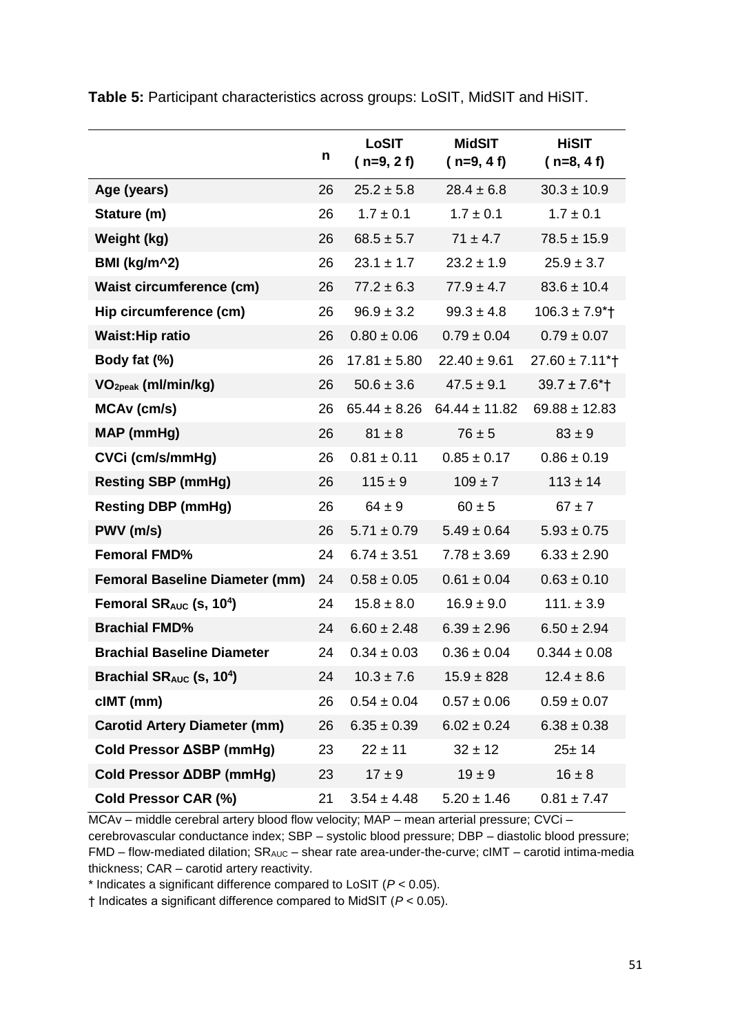**Table 5:** Participant characteristics across groups: LoSIT, MidSIT and HiSIT.

| | n | LoSIT ( n=9, 2 f) | MidSIT ( n=9, 4 f) | HiSIT ( n=8, 4 f) |
|---|---|---|---|---|
| **Age (years)** | 26 | 25.2 ± 5.8 | 28.4 ± 6.8 | 30.3 ± 10.9 |
| **Stature (m)** | 26 | 1.7 ± 0.1 | 1.7 ± 0.1 | 1.7 ± 0.1 |
| **Weight (kg)** | 26 | 68.5 ± 5.7 | 71 ± 4.7 | 78.5 ± 15.9 |
| **BMI (kg/m^2)** | 26 | 23.1 ± 1.7 | 23.2 ± 1.9 | 25.9 ± 3.7 |
| **Waist circumference (cm)** | 26 | 77.2 ± 6.3 | 77.9 ± 4.7 | 83.6 ± 10.4 |
| **Hip circumference (cm)** | 26 | 96.9 ± 3.2 | 99.3 ± 4.8 | 106.3 ± 7.9*† |
| **Waist:Hip ratio** | 26 | 0.80 ± 0.06 | 0.79 ± 0.04 | 0.79 ± 0.07 |
| **Body fat (%)** | 26 | 17.81 ± 5.80 | 22.40 ± 9.61 | 27.60 ± 7.11*† |
| **$VO_{2peak}$ (ml/min/kg)** | 26 | 50.6 ± 3.6 | 47.5 ± 9.1 | 39.7 ± 7.6*† |
| **MCAv (cm/s)** | 26 | 65.44 ± 8.26 | 64.44 ± 11.82 | 69.88 ± 12.83 |
| **MAP (mmHg)** | 26 | 81 ± 8 | 76 ± 5 | 83 ± 9 |
| **CVCi (cm/s/mmHg)** | 26 | 0.81 ± 0.11 | 0.85 ± 0.17 | 0.86 ± 0.19 |
| **Resting SBP (mmHg)** | 26 | 115 ± 9 | 109 ± 7 | 113 ± 14 |
| **Resting DBP (mmHg)** | 26 | 64 ± 9 | 60 ± 5 | 67 ± 7 |
| **PWV (m/s)** | 26 | 5.71 ± 0.79 | 5.49 ± 0.64 | 5.93 ± 0.75 |
| **Femoral FMD%** | 24 | 6.74 ± 3.51 | 7.78 ± 3.69 | 6.33 ± 2.90 |
| **Femoral Baseline Diameter (mm)** | 24 | 0.58 ± 0.05 | 0.61 ± 0.04 | 0.63 ± 0.10 |
| **Femoral $SR_{AUC}$ (s, $10^4$)** | 24 | 15.8 ± 8.0 | 16.9 ± 9.0 | 111. ± 3.9 |
| **Brachial FMD%** | 24 | 6.60 ± 2.48 | 6.39 ± 2.96 | 6.50 ± 2.94 |
| **Brachial Baseline Diameter** | 24 | 0.34 ± 0.03 | 0.36 ± 0.04 | 0.344 ± 0.08 |
| **Brachial $SR_{AUC}$ (s, $10^4$)** | 24 | 10.3 ± 7.6 | 15.9 ± 828 | 12.4 ± 8.6 |
| **cIMT (mm)** | 26 | 0.54 ± 0.04 | 0.57 ± 0.06 | 0.59 ± 0.07 |
| **Carotid Artery Diameter (mm)** | 26 | 6.35 ± 0.39 | 6.02 ± 0.24 | 6.38 ± 0.38 |
| **Cold Pressor ΔSBP (mmHg)** | 23 | 22 ± 11 | 32 ± 12 | 25± 14 |
| **Cold Pressor ΔDBP (mmHg)** | 23 | 17 ± 9 | 19 ± 9 | 16 ± 8 |
| **Cold Pressor CAR (%)** | 21 | 3.54 ± 4.48 | 5.20 ± 1.46 | 0.81 ± 7.47 |

MCAv – middle cerebral artery blood flow velocity; MAP – mean arterial pressure; CVCi – cerebrovascular conductance index; SBP – systolic blood pressure; DBP – diastolic blood pressure; FMD – flow-mediated dilation; $SR_{AUC}$ – shear rate area-under-the-curve; cIMT – carotid intima-media thickness; CAR – carotid artery reactivity.

\* Indicates a significant difference compared to LoSIT ($P < 0.05$).

† Indicates a significant difference compared to MidSIT ($P < 0.05$).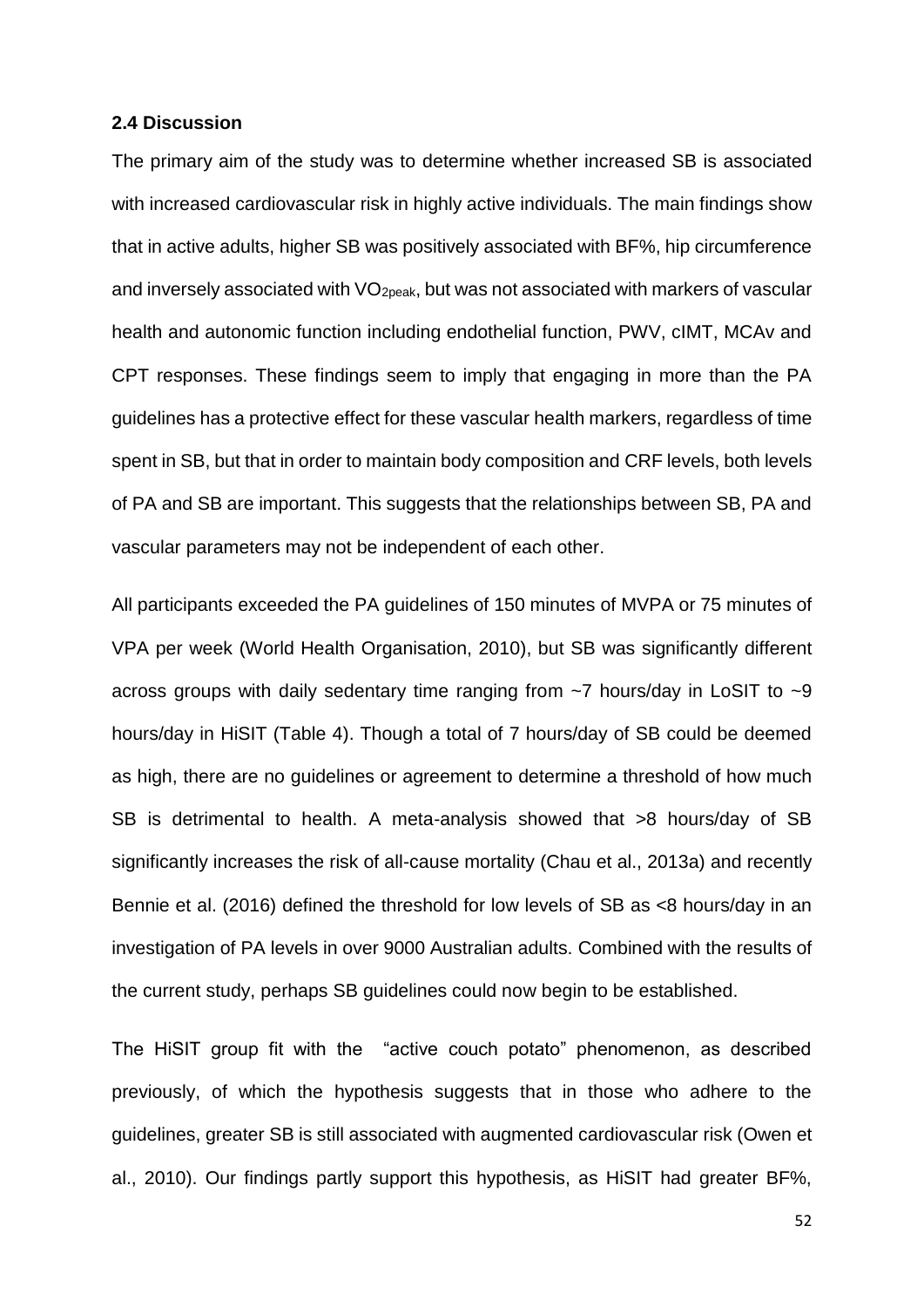### 2.4 Discussion

The primary aim of the study was to determine whether increased SB is associated with increased cardiovascular risk in highly active individuals. The main findings show that in active adults, higher SB was positively associated with BF%, hip circumference and inversely associated with $VO_{2peak}$, but was not associated with markers of vascular health and autonomic function including endothelial function, PWV, cIMT, MCAv and CPT responses. These findings seem to imply that engaging in more than the PA guidelines has a protective effect for these vascular health markers, regardless of time spent in SB, but that in order to maintain body composition and CRF levels, both levels of PA and SB are important. This suggests that the relationships between SB, PA and vascular parameters may not be independent of each other.

All participants exceeded the PA guidelines of 150 minutes of MVPA or 75 minutes of VPA per week (World Health Organisation, 2010), but SB was significantly different across groups with daily sedentary time ranging from ~7 hours/day in LoSIT to ~9 hours/day in HiSIT (Table 4). Though a total of 7 hours/day of SB could be deemed as high, there are no guidelines or agreement to determine a threshold of how much SB is detrimental to health. A meta-analysis showed that >8 hours/day of SB significantly increases the risk of all-cause mortality (Chau et al., 2013a) and recently Bennie et al. (2016) defined the threshold for low levels of SB as <8 hours/day in an investigation of PA levels in over 9000 Australian adults. Combined with the results of the current study, perhaps SB guidelines could now begin to be established.

The HiSIT group fit with the "active couch potato" phenomenon, as described previously, of which the hypothesis suggests that in those who adhere to the guidelines, greater SB is still associated with augmented cardiovascular risk (Owen et al., 2010). Our findings partly support this hypothesis, as HiSIT had greater BF%,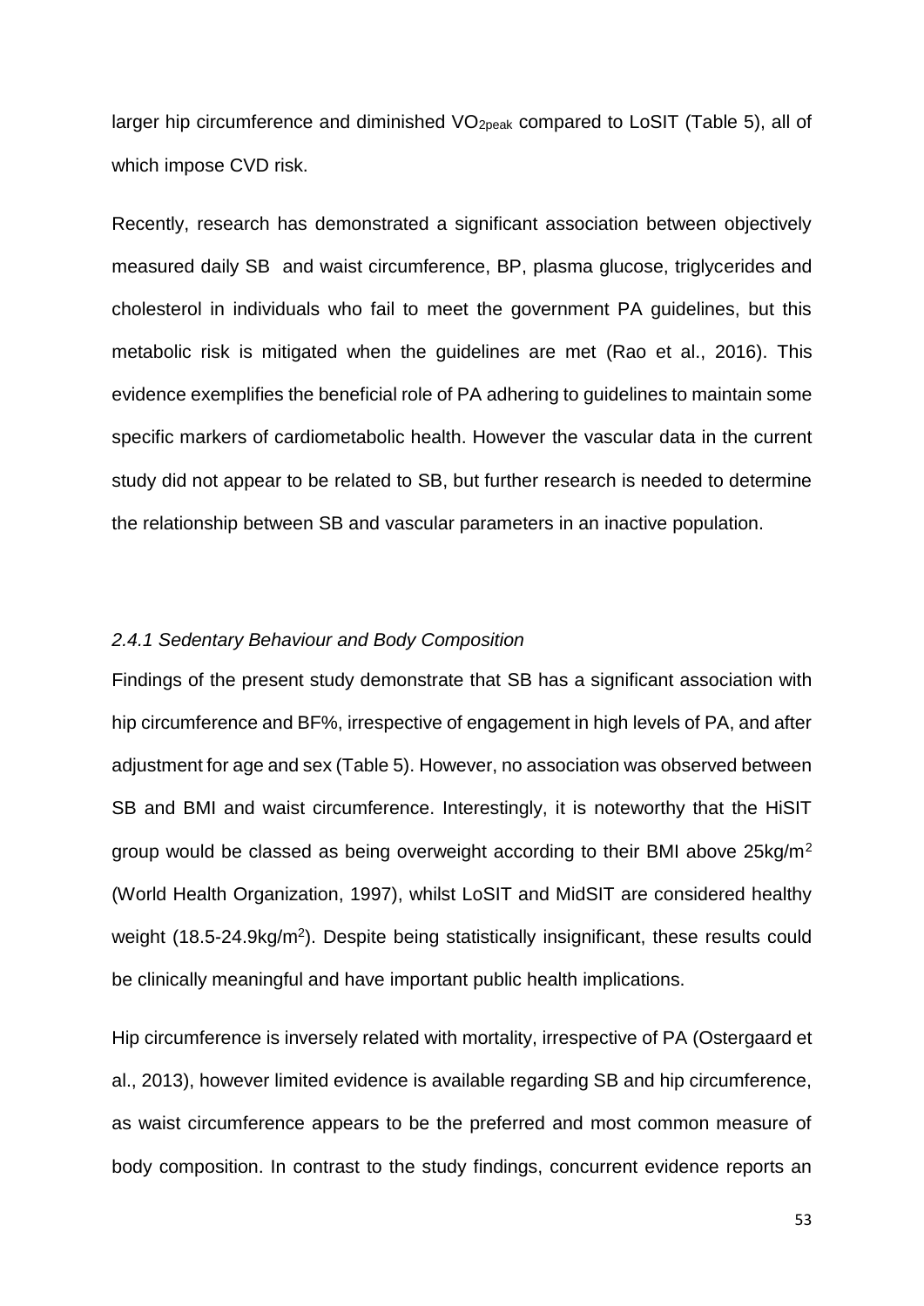larger hip circumference and diminished $VO_{2peak}$ compared to LoSIT (Table 5), all of which impose CVD risk.

Recently, research has demonstrated a significant association between objectively measured daily SB and waist circumference, BP, plasma glucose, triglycerides and cholesterol in individuals who fail to meet the government PA guidelines, but this metabolic risk is mitigated when the guidelines are met (Rao et al., 2016). This evidence exemplifies the beneficial role of PA adhering to guidelines to maintain some specific markers of cardiometabolic health. However the vascular data in the current study did not appear to be related to SB, but further research is needed to determine the relationship between SB and vascular parameters in an inactive population.

### *2.4.1 Sedentary Behaviour and Body Composition*

Findings of the present study demonstrate that SB has a significant association with hip circumference and BF%, irrespective of engagement in high levels of PA, and after adjustment for age and sex (Table 5). However, no association was observed between SB and BMI and waist circumference. Interestingly, it is noteworthy that the HiSIT group would be classed as being overweight according to their BMI above 25kg/$m^2$ (World Health Organization, 1997), whilst LoSIT and MidSIT are considered healthy weight (18.5-24.9kg/$m^2$). Despite being statistically insignificant, these results could be clinically meaningful and have important public health implications.

Hip circumference is inversely related with mortality, irrespective of PA (Ostergaard et al., 2013), however limited evidence is available regarding SB and hip circumference, as waist circumference appears to be the preferred and most common measure of body composition. In contrast to the study findings, concurrent evidence reports an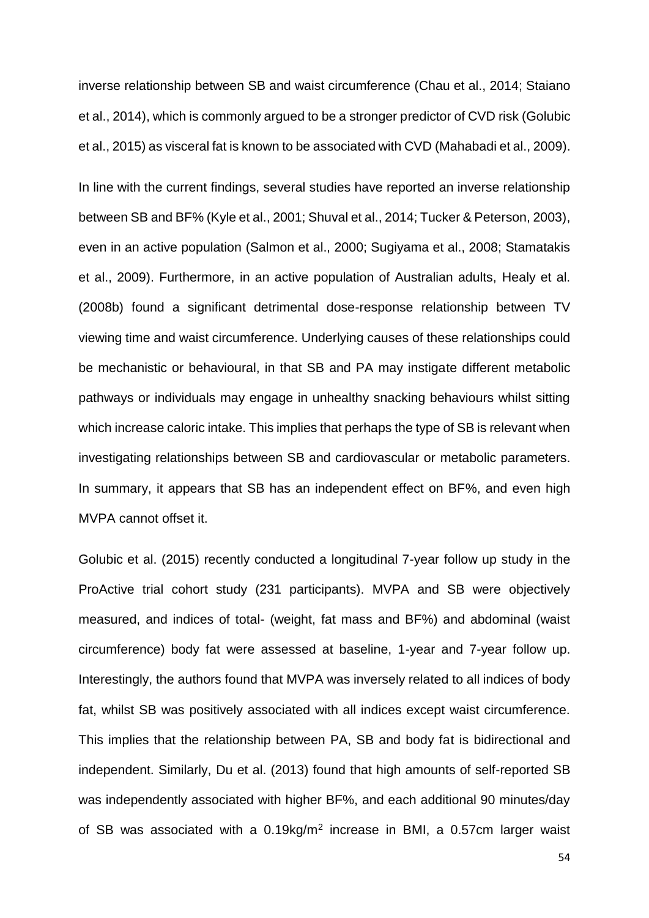inverse relationship between SB and waist circumference (Chau et al., 2014; Staiano et al., 2014), which is commonly argued to be a stronger predictor of CVD risk (Golubic et al., 2015) as visceral fat is known to be associated with CVD (Mahabadi et al., 2009).

In line with the current findings, several studies have reported an inverse relationship between SB and BF% (Kyle et al., 2001; Shuval et al., 2014; Tucker & Peterson, 2003), even in an active population (Salmon et al., 2000; Sugiyama et al., 2008; Stamatakis et al., 2009). Furthermore, in an active population of Australian adults, Healy et al. (2008b) found a significant detrimental dose-response relationship between TV viewing time and waist circumference. Underlying causes of these relationships could be mechanistic or behavioural, in that SB and PA may instigate different metabolic pathways or individuals may engage in unhealthy snacking behaviours whilst sitting which increase caloric intake. This implies that perhaps the type of SB is relevant when investigating relationships between SB and cardiovascular or metabolic parameters. In summary, it appears that SB has an independent effect on BF%, and even high MVPA cannot offset it.

Golubic et al. (2015) recently conducted a longitudinal 7-year follow up study in the ProActive trial cohort study (231 participants). MVPA and SB were objectively measured, and indices of total- (weight, fat mass and BF%) and abdominal (waist circumference) body fat were assessed at baseline, 1-year and 7-year follow up. Interestingly, the authors found that MVPA was inversely related to all indices of body fat, whilst SB was positively associated with all indices except waist circumference. This implies that the relationship between PA, SB and body fat is bidirectional and independent. Similarly, Du et al. (2013) found that high amounts of self-reported SB was independently associated with higher BF%, and each additional 90 minutes/day of SB was associated with a 0.19kg/m$^2$ increase in BMI, a 0.57cm larger waist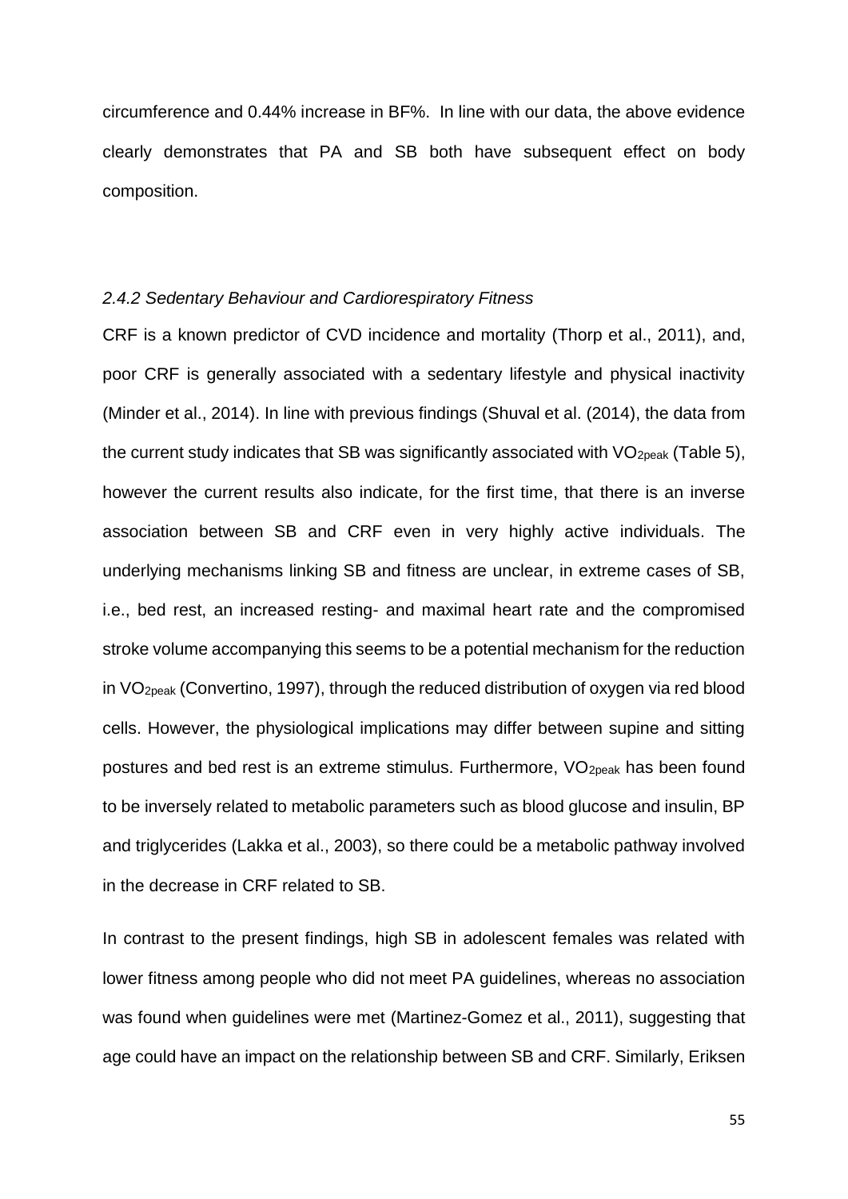circumference and 0.44% increase in BF%. In line with our data, the above evidence clearly demonstrates that PA and SB both have subsequent effect on body composition.

### *2.4.2 Sedentary Behaviour and Cardiorespiratory Fitness*

CRF is a known predictor of CVD incidence and mortality (Thorp et al., 2011), and, poor CRF is generally associated with a sedentary lifestyle and physical inactivity (Minder et al., 2014). In line with previous findings (Shuval et al. (2014), the data from the current study indicates that SB was significantly associated with $VO_{2peak}$ (Table 5), however the current results also indicate, for the first time, that there is an inverse association between SB and CRF even in very highly active individuals. The underlying mechanisms linking SB and fitness are unclear, in extreme cases of SB, i.e., bed rest, an increased resting- and maximal heart rate and the compromised stroke volume accompanying this seems to be a potential mechanism for the reduction in $VO_{2peak}$ (Convertino, 1997), through the reduced distribution of oxygen via red blood cells. However, the physiological implications may differ between supine and sitting postures and bed rest is an extreme stimulus. Furthermore, $VO_{2peak}$ has been found to be inversely related to metabolic parameters such as blood glucose and insulin, BP and triglycerides (Lakka et al., 2003), so there could be a metabolic pathway involved in the decrease in CRF related to SB.

In contrast to the present findings, high SB in adolescent females was related with lower fitness among people who did not meet PA guidelines, whereas no association was found when guidelines were met (Martinez-Gomez et al., 2011), suggesting that age could have an impact on the relationship between SB and CRF. Similarly, Eriksen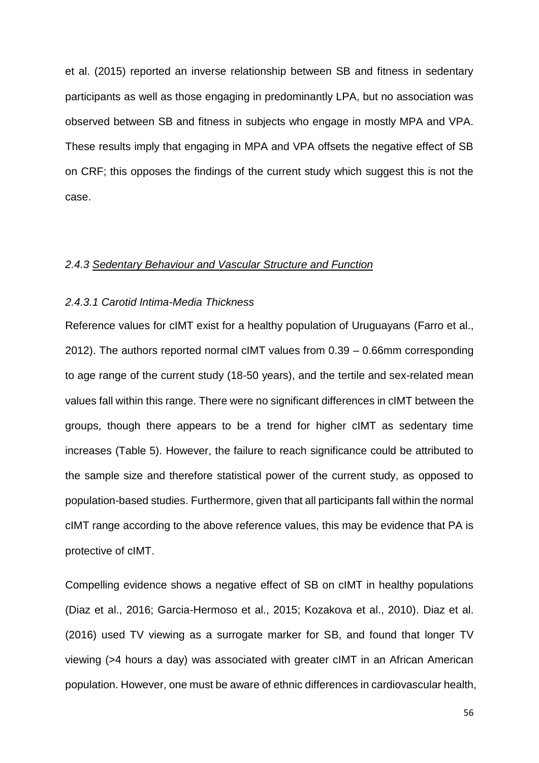et al. (2015) reported an inverse relationship between SB and fitness in sedentary participants as well as those engaging in predominantly LPA, but no association was observed between SB and fitness in subjects who engage in mostly MPA and VPA. These results imply that engaging in MPA and VPA offsets the negative effect of SB on CRF; this opposes the findings of the current study which suggest this is not the case.

### *2.4.3 Sedentary Behaviour and Vascular Structure and Function*

#### *2.4.3.1 Carotid Intima-Media Thickness*

Reference values for cIMT exist for a healthy population of Uruguayans (Farro et al., 2012). The authors reported normal cIMT values from 0.39 – 0.66mm corresponding to age range of the current study (18-50 years), and the tertile and sex-related mean values fall within this range. There were no significant differences in cIMT between the groups, though there appears to be a trend for higher cIMT as sedentary time increases (Table 5). However, the failure to reach significance could be attributed to the sample size and therefore statistical power of the current study, as opposed to population-based studies. Furthermore, given that all participants fall within the normal cIMT range according to the above reference values, this may be evidence that PA is protective of cIMT.

Compelling evidence shows a negative effect of SB on cIMT in healthy populations (Diaz et al., 2016; Garcia-Hermoso et al., 2015; Kozakova et al., 2010). Diaz et al. (2016) used TV viewing as a surrogate marker for SB, and found that longer TV viewing (>4 hours a day) was associated with greater cIMT in an African American population. However, one must be aware of ethnic differences in cardiovascular health,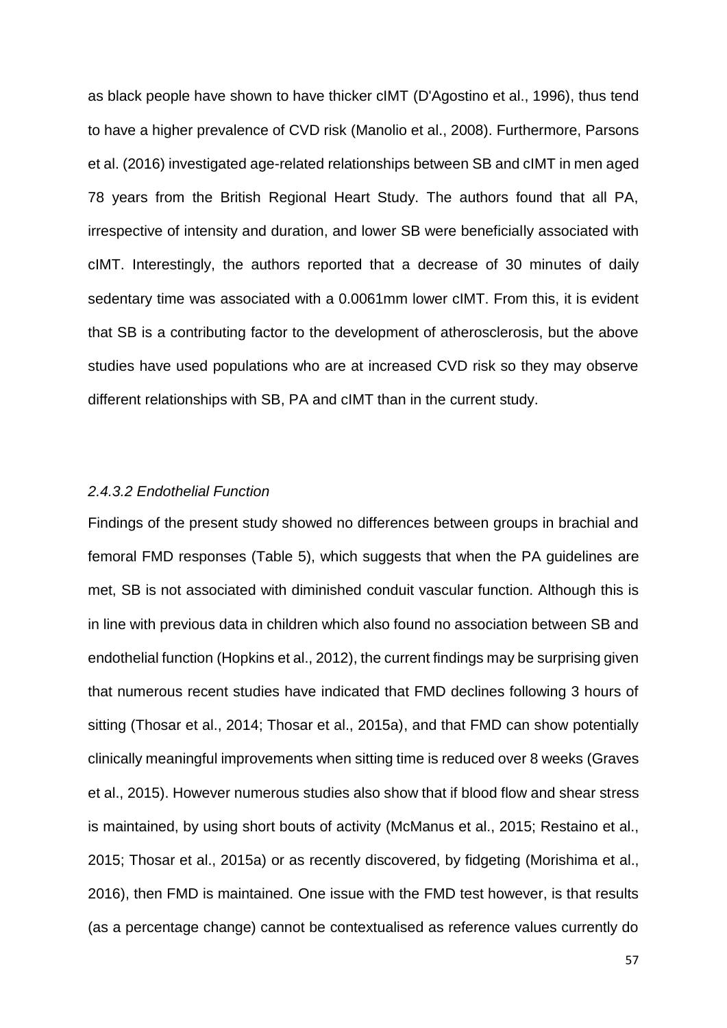as black people have shown to have thicker cIMT (D'Agostino et al., 1996), thus tend to have a higher prevalence of CVD risk (Manolio et al., 2008). Furthermore, Parsons et al. (2016) investigated age-related relationships between SB and cIMT in men aged 78 years from the British Regional Heart Study. The authors found that all PA, irrespective of intensity and duration, and lower SB were beneficially associated with cIMT. Interestingly, the authors reported that a decrease of 30 minutes of daily sedentary time was associated with a 0.0061mm lower cIMT. From this, it is evident that SB is a contributing factor to the development of atherosclerosis, but the above studies have used populations who are at increased CVD risk so they may observe different relationships with SB, PA and cIMT than in the current study.

#### *2.4.3.2 Endothelial Function*

Findings of the present study showed no differences between groups in brachial and femoral FMD responses (Table 5), which suggests that when the PA guidelines are met, SB is not associated with diminished conduit vascular function. Although this is in line with previous data in children which also found no association between SB and endothelial function (Hopkins et al., 2012), the current findings may be surprising given that numerous recent studies have indicated that FMD declines following 3 hours of sitting (Thosar et al., 2014; Thosar et al., 2015a), and that FMD can show potentially clinically meaningful improvements when sitting time is reduced over 8 weeks (Graves et al., 2015). However numerous studies also show that if blood flow and shear stress is maintained, by using short bouts of activity (McManus et al., 2015; Restaino et al., 2015; Thosar et al., 2015a) or as recently discovered, by fidgeting (Morishima et al., 2016), then FMD is maintained. One issue with the FMD test however, is that results (as a percentage change) cannot be contextualised as reference values currently do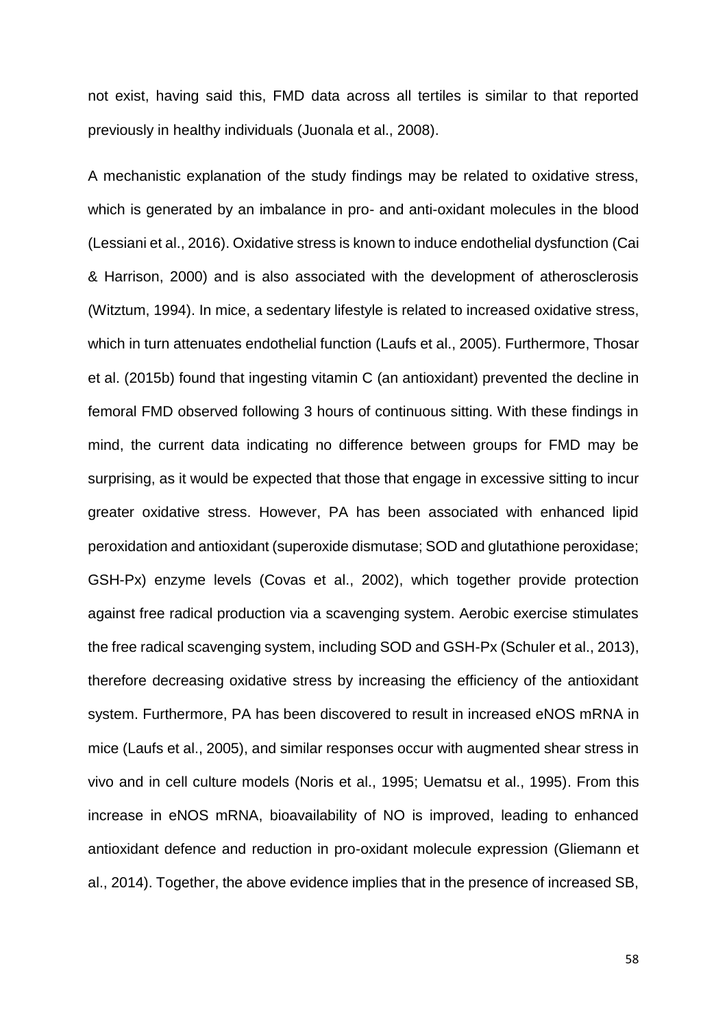not exist, having said this, FMD data across all tertiles is similar to that reported previously in healthy individuals (Juonala et al., 2008).

A mechanistic explanation of the study findings may be related to oxidative stress, which is generated by an imbalance in pro- and anti-oxidant molecules in the blood (Lessiani et al., 2016). Oxidative stress is known to induce endothelial dysfunction (Cai & Harrison, 2000) and is also associated with the development of atherosclerosis (Witztum, 1994). In mice, a sedentary lifestyle is related to increased oxidative stress, which in turn attenuates endothelial function (Laufs et al., 2005). Furthermore, Thosar et al. (2015b) found that ingesting vitamin C (an antioxidant) prevented the decline in femoral FMD observed following 3 hours of continuous sitting. With these findings in mind, the current data indicating no difference between groups for FMD may be surprising, as it would be expected that those that engage in excessive sitting to incur greater oxidative stress. However, PA has been associated with enhanced lipid peroxidation and antioxidant (superoxide dismutase; SOD and glutathione peroxidase; GSH-Px) enzyme levels (Covas et al., 2002), which together provide protection against free radical production via a scavenging system. Aerobic exercise stimulates the free radical scavenging system, including SOD and GSH-Px (Schuler et al., 2013), therefore decreasing oxidative stress by increasing the efficiency of the antioxidant system. Furthermore, PA has been discovered to result in increased eNOS mRNA in mice (Laufs et al., 2005), and similar responses occur with augmented shear stress in vivo and in cell culture models (Noris et al., 1995; Uematsu et al., 1995). From this increase in eNOS mRNA, bioavailability of NO is improved, leading to enhanced antioxidant defence and reduction in pro-oxidant molecule expression (Gliemann et al., 2014). Together, the above evidence implies that in the presence of increased SB,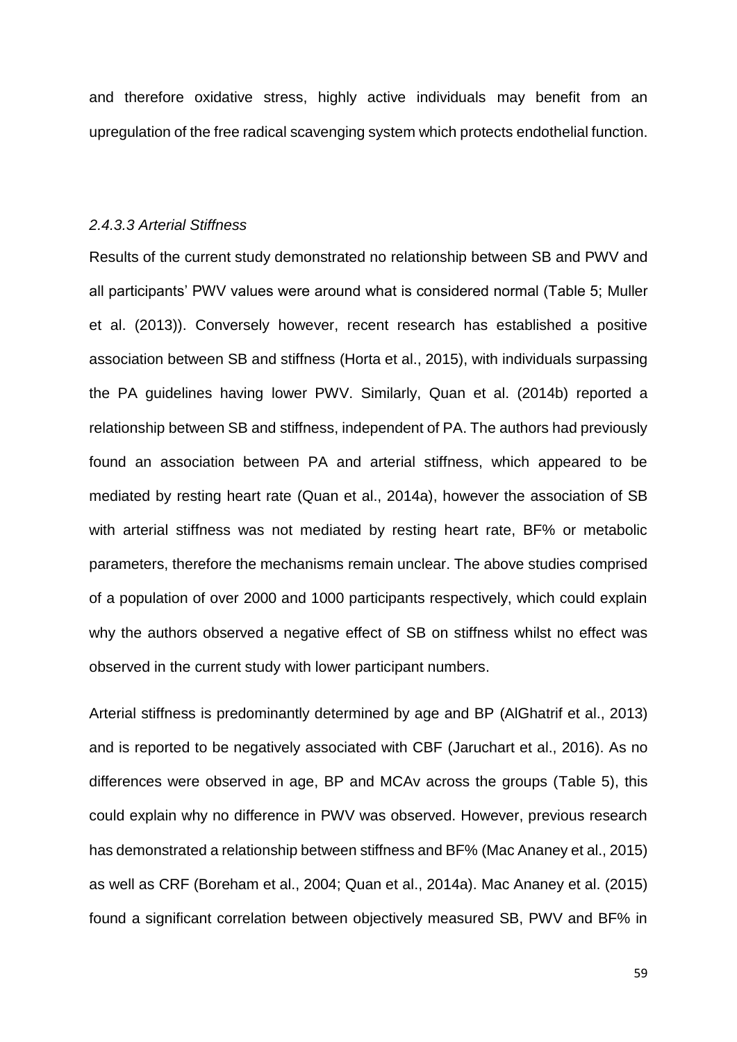and therefore oxidative stress, highly active individuals may benefit from an upregulation of the free radical scavenging system which protects endothelial function.

#### *2.4.3.3 Arterial Stiffness*

Results of the current study demonstrated no relationship between SB and PWV and all participants' PWV values were around what is considered normal (Table 5; Muller et al. (2013)). Conversely however, recent research has established a positive association between SB and stiffness (Horta et al., 2015), with individuals surpassing the PA guidelines having lower PWV. Similarly, Quan et al. (2014b) reported a relationship between SB and stiffness, independent of PA. The authors had previously found an association between PA and arterial stiffness, which appeared to be mediated by resting heart rate (Quan et al., 2014a), however the association of SB with arterial stiffness was not mediated by resting heart rate, BF% or metabolic parameters, therefore the mechanisms remain unclear. The above studies comprised of a population of over 2000 and 1000 participants respectively, which could explain why the authors observed a negative effect of SB on stiffness whilst no effect was observed in the current study with lower participant numbers.

Arterial stiffness is predominantly determined by age and BP (AlGhatrif et al., 2013) and is reported to be negatively associated with CBF (Jaruchart et al., 2016). As no differences were observed in age, BP and MCAv across the groups (Table 5), this could explain why no difference in PWV was observed. However, previous research has demonstrated a relationship between stiffness and BF% (Mac Ananey et al., 2015) as well as CRF (Boreham et al., 2004; Quan et al., 2014a). Mac Ananey et al. (2015) found a significant correlation between objectively measured SB, PWV and BF% in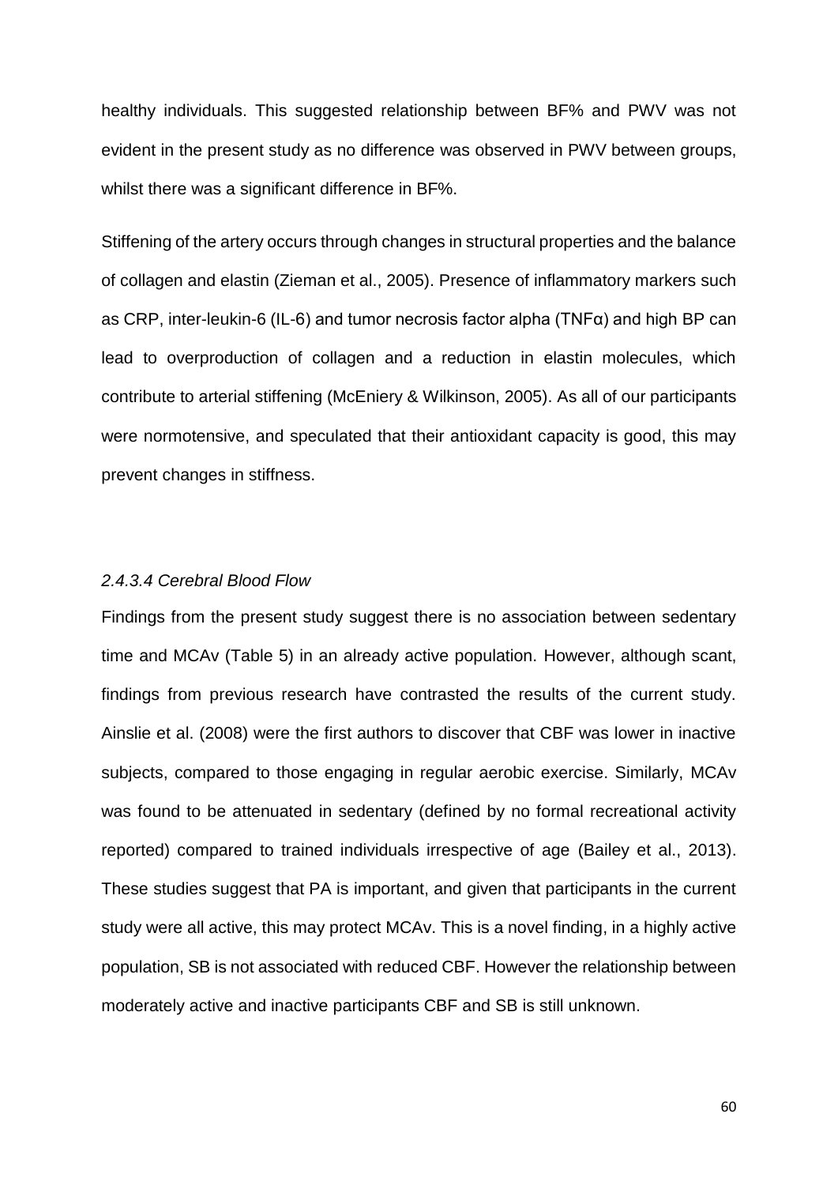healthy individuals. This suggested relationship between BF% and PWV was not evident in the present study as no difference was observed in PWV between groups, whilst there was a significant difference in BF%.

Stiffening of the artery occurs through changes in structural properties and the balance of collagen and elastin (Zieman et al., 2005). Presence of inflammatory markers such as CRP, inter-leukin-6 (IL-6) and tumor necrosis factor alpha (TNFα) and high BP can lead to overproduction of collagen and a reduction in elastin molecules, which contribute to arterial stiffening (McEniery & Wilkinson, 2005). As all of our participants were normotensive, and speculated that their antioxidant capacity is good, this may prevent changes in stiffness.

### *2.4.3.4 Cerebral Blood Flow*

Findings from the present study suggest there is no association between sedentary time and MCAv (Table 5) in an already active population. However, although scant, findings from previous research have contrasted the results of the current study. Ainslie et al. (2008) were the first authors to discover that CBF was lower in inactive subjects, compared to those engaging in regular aerobic exercise. Similarly, MCAv was found to be attenuated in sedentary (defined by no formal recreational activity reported) compared to trained individuals irrespective of age (Bailey et al., 2013). These studies suggest that PA is important, and given that participants in the current study were all active, this may protect MCAv. This is a novel finding, in a highly active population, SB is not associated with reduced CBF. However the relationship between moderately active and inactive participants CBF and SB is still unknown.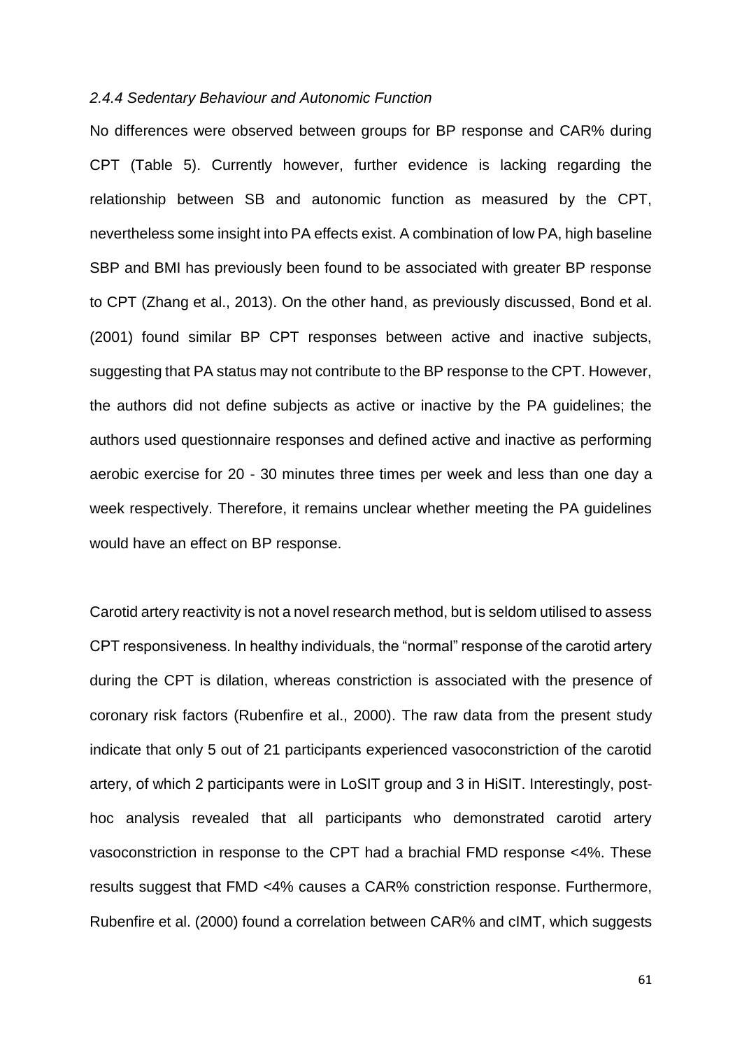### *2.4.4 Sedentary Behaviour and Autonomic Function*

No differences were observed between groups for BP response and CAR% during CPT (Table 5). Currently however, further evidence is lacking regarding the relationship between SB and autonomic function as measured by the CPT, nevertheless some insight into PA effects exist. A combination of low PA, high baseline SBP and BMI has previously been found to be associated with greater BP response to CPT (Zhang et al., 2013). On the other hand, as previously discussed, Bond et al. (2001) found similar BP CPT responses between active and inactive subjects, suggesting that PA status may not contribute to the BP response to the CPT. However, the authors did not define subjects as active or inactive by the PA guidelines; the authors used questionnaire responses and defined active and inactive as performing aerobic exercise for 20 - 30 minutes three times per week and less than one day a week respectively. Therefore, it remains unclear whether meeting the PA guidelines would have an effect on BP response.

Carotid artery reactivity is not a novel research method, but is seldom utilised to assess CPT responsiveness. In healthy individuals, the "normal" response of the carotid artery during the CPT is dilation, whereas constriction is associated with the presence of coronary risk factors (Rubenfire et al., 2000). The raw data from the present study indicate that only 5 out of 21 participants experienced vasoconstriction of the carotid artery, of which 2 participants were in LoSIT group and 3 in HiSIT. Interestingly, post-hoc analysis revealed that all participants who demonstrated carotid artery vasoconstriction in response to the CPT had a brachial FMD response <4%. These results suggest that FMD <4% causes a CAR% constriction response. Furthermore, Rubenfire et al. (2000) found a correlation between CAR% and cIMT, which suggests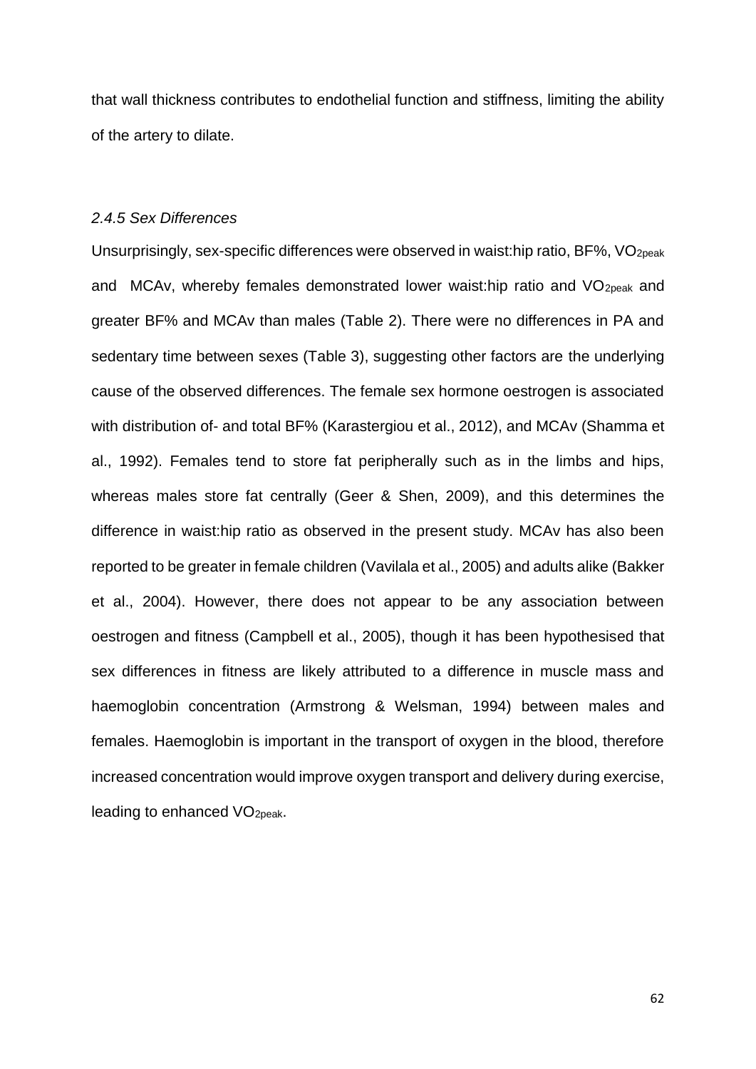that wall thickness contributes to endothelial function and stiffness, limiting the ability of the artery to dilate.

### *2.4.5 Sex Differences*

Unsurprisingly, sex-specific differences were observed in waist:hip ratio, BF%, $VO_{2peak}$ and MCAv, whereby females demonstrated lower waist:hip ratio and $VO_{2peak}$ and greater BF% and MCAv than males (Table 2). There were no differences in PA and sedentary time between sexes (Table 3), suggesting other factors are the underlying cause of the observed differences. The female sex hormone oestrogen is associated with distribution of- and total BF% (Karastergiou et al., 2012), and MCAv (Shamma et al., 1992). Females tend to store fat peripherally such as in the limbs and hips, whereas males store fat centrally (Geer & Shen, 2009), and this determines the difference in waist:hip ratio as observed in the present study. MCAv has also been reported to be greater in female children (Vavilala et al., 2005) and adults alike (Bakker et al., 2004). However, there does not appear to be any association between oestrogen and fitness (Campbell et al., 2005), though it has been hypothesised that sex differences in fitness are likely attributed to a difference in muscle mass and haemoglobin concentration (Armstrong & Welsman, 1994) between males and females. Haemoglobin is important in the transport of oxygen in the blood, therefore increased concentration would improve oxygen transport and delivery during exercise, leading to enhanced $VO_{2peak}$.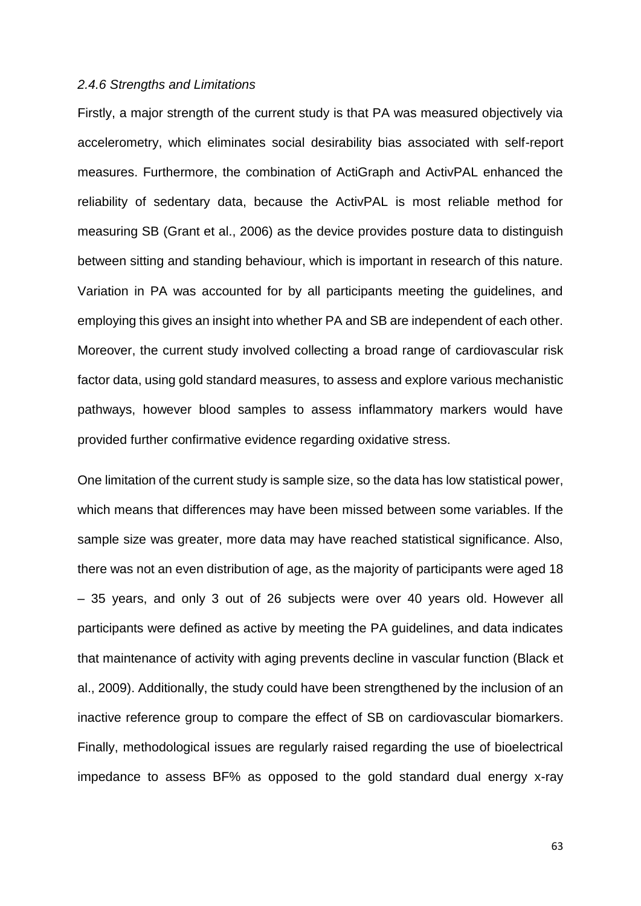### *2.4.6 Strengths and Limitations*

Firstly, a major strength of the current study is that PA was measured objectively via accelerometry, which eliminates social desirability bias associated with self-report measures. Furthermore, the combination of ActiGraph and ActivPAL enhanced the reliability of sedentary data, because the ActivPAL is most reliable method for measuring SB (Grant et al., 2006) as the device provides posture data to distinguish between sitting and standing behaviour, which is important in research of this nature. Variation in PA was accounted for by all participants meeting the guidelines, and employing this gives an insight into whether PA and SB are independent of each other. Moreover, the current study involved collecting a broad range of cardiovascular risk factor data, using gold standard measures, to assess and explore various mechanistic pathways, however blood samples to assess inflammatory markers would have provided further confirmative evidence regarding oxidative stress.

One limitation of the current study is sample size, so the data has low statistical power, which means that differences may have been missed between some variables. If the sample size was greater, more data may have reached statistical significance. Also, there was not an even distribution of age, as the majority of participants were aged 18 – 35 years, and only 3 out of 26 subjects were over 40 years old. However all participants were defined as active by meeting the PA guidelines, and data indicates that maintenance of activity with aging prevents decline in vascular function (Black et al., 2009). Additionally, the study could have been strengthened by the inclusion of an inactive reference group to compare the effect of SB on cardiovascular biomarkers. Finally, methodological issues are regularly raised regarding the use of bioelectrical impedance to assess BF% as opposed to the gold standard dual energy x-ray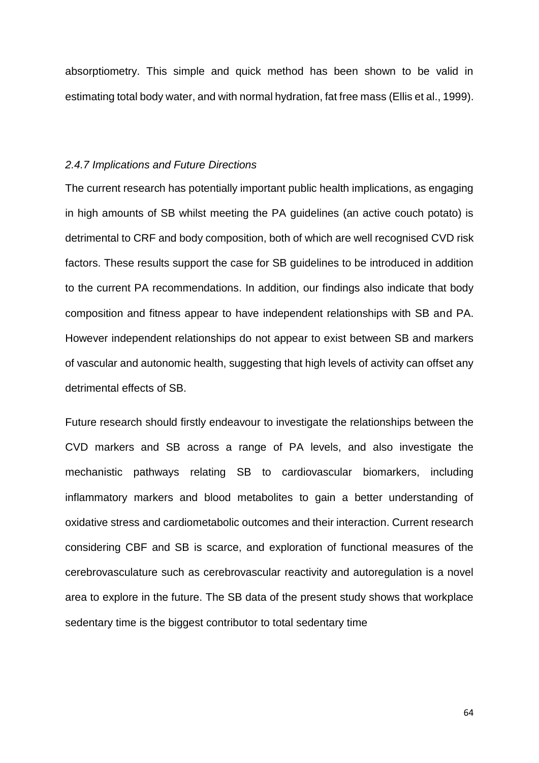absorptiometry. This simple and quick method has been shown to be valid in estimating total body water, and with normal hydration, fat free mass (Ellis et al., 1999).

### *2.4.7 Implications and Future Directions*

The current research has potentially important public health implications, as engaging in high amounts of SB whilst meeting the PA guidelines (an active couch potato) is detrimental to CRF and body composition, both of which are well recognised CVD risk factors. These results support the case for SB guidelines to be introduced in addition to the current PA recommendations. In addition, our findings also indicate that body composition and fitness appear to have independent relationships with SB and PA. However independent relationships do not appear to exist between SB and markers of vascular and autonomic health, suggesting that high levels of activity can offset any detrimental effects of SB.

Future research should firstly endeavour to investigate the relationships between the CVD markers and SB across a range of PA levels, and also investigate the mechanistic pathways relating SB to cardiovascular biomarkers, including inflammatory markers and blood metabolites to gain a better understanding of oxidative stress and cardiometabolic outcomes and their interaction. Current research considering CBF and SB is scarce, and exploration of functional measures of the cerebrovasculature such as cerebrovascular reactivity and autoregulation is a novel area to explore in the future. The SB data of the present study shows that workplace sedentary time is the biggest contributor to total sedentary time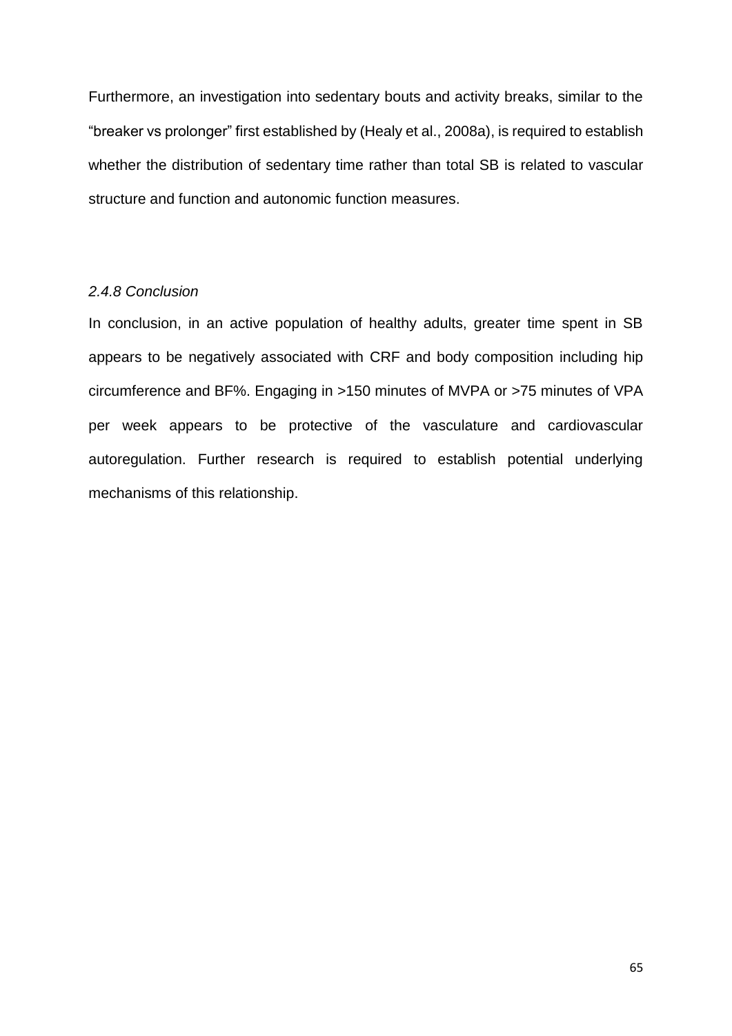Furthermore, an investigation into sedentary bouts and activity breaks, similar to the "breaker vs prolonger" first established by (Healy et al., 2008a), is required to establish whether the distribution of sedentary time rather than total SB is related to vascular structure and function and autonomic function measures.

### *2.4.8 Conclusion*

In conclusion, in an active population of healthy adults, greater time spent in SB appears to be negatively associated with CRF and body composition including hip circumference and BF%. Engaging in >150 minutes of MVPA or >75 minutes of VPA per week appears to be protective of the vasculature and cardiovascular autoregulation. Further research is required to establish potential underlying mechanisms of this relationship.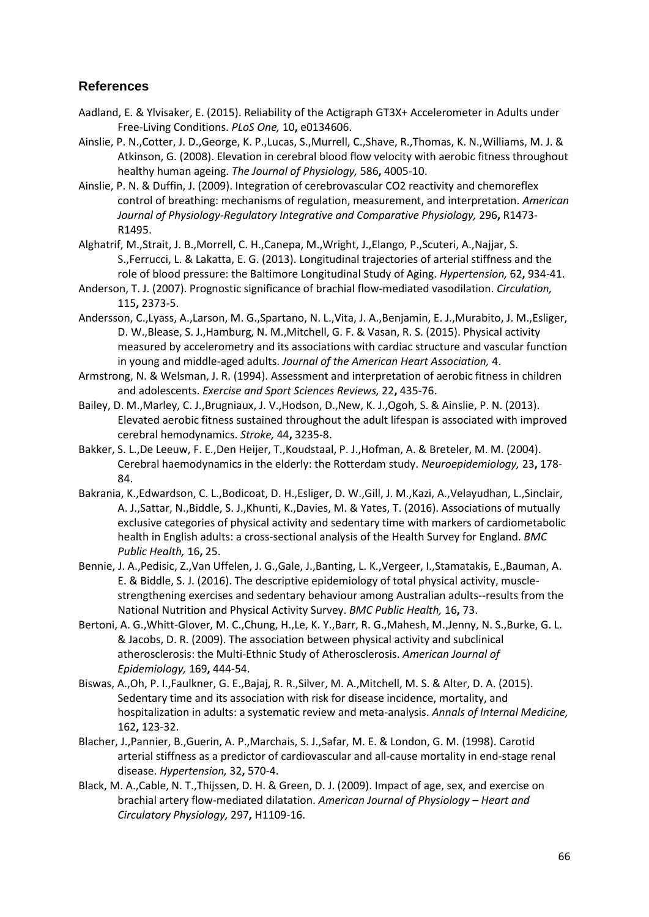## References

Aadland, E. & Ylvisaker, E. (2015). Reliability of the Actigraph GT3X+ Accelerometer in Adults under Free-Living Conditions. *PLoS One,* 10**,** e0134606.

Ainslie, P. N.,Cotter, J. D.,George, K. P.,Lucas, S.,Murrell, C.,Shave, R.,Thomas, K. N.,Williams, M. J. & Atkinson, G. (2008). Elevation in cerebral blood flow velocity with aerobic fitness throughout healthy human ageing. *The Journal of Physiology,* 586**,** 4005-10.

Ainslie, P. N. & Duffin, J. (2009). Integration of cerebrovascular CO2 reactivity and chemoreflex control of breathing: mechanisms of regulation, measurement, and interpretation. *American Journal of Physiology-Regulatory Integrative and Comparative Physiology,* 296**,** R1473-R1495.

Alghatrif, M.,Strait, J. B.,Morrell, C. H.,Canepa, M.,Wright, J.,Elango, P.,Scuteri, A.,Najjar, S. S.,Ferrucci, L. & Lakatta, E. G. (2013). Longitudinal trajectories of arterial stiffness and the role of blood pressure: the Baltimore Longitudinal Study of Aging. *Hypertension,* 62**,** 934-41.

Anderson, T. J. (2007). Prognostic significance of brachial flow-mediated vasodilation. *Circulation,* 115**,** 2373-5.

Andersson, C.,Lyass, A.,Larson, M. G.,Spartano, N. L.,Vita, J. A.,Benjamin, E. J.,Murabito, J. M.,Esliger, D. W.,Blease, S. J.,Hamburg, N. M.,Mitchell, G. F. & Vasan, R. S. (2015). Physical activity measured by accelerometry and its associations with cardiac structure and vascular function in young and middle-aged adults. *Journal of the American Heart Association,* 4.

Armstrong, N. & Welsman, J. R. (1994). Assessment and interpretation of aerobic fitness in children and adolescents. *Exercise and Sport Sciences Reviews,* 22**,** 435-76.

Bailey, D. M.,Marley, C. J.,Brugniaux, J. V.,Hodson, D.,New, K. J.,Ogoh, S. & Ainslie, P. N. (2013). Elevated aerobic fitness sustained throughout the adult lifespan is associated with improved cerebral hemodynamics. *Stroke,* 44**,** 3235-8.

Bakker, S. L.,De Leeuw, F. E.,Den Heijer, T.,Koudstaal, P. J.,Hofman, A. & Breteler, M. M. (2004). Cerebral haemodynamics in the elderly: the Rotterdam study. *Neuroepidemiology,* 23**,** 178-84.

Bakrania, K.,Edwardson, C. L.,Bodicoat, D. H.,Esliger, D. W.,Gill, J. M.,Kazi, A.,Velayudhan, L.,Sinclair, A. J.,Sattar, N.,Biddle, S. J.,Khunti, K.,Davies, M. & Yates, T. (2016). Associations of mutually exclusive categories of physical activity and sedentary time with markers of cardiometabolic health in English adults: a cross-sectional analysis of the Health Survey for England. *BMC Public Health,* 16**,** 25.

Bennie, J. A.,Pedisic, Z.,Van Uffelen, J. G.,Gale, J.,Banting, L. K.,Vergeer, I.,Stamatakis, E.,Bauman, A. E. & Biddle, S. J. (2016). The descriptive epidemiology of total physical activity, muscle-strengthening exercises and sedentary behaviour among Australian adults--results from the National Nutrition and Physical Activity Survey. *BMC Public Health,* 16**,** 73.

Bertoni, A. G.,Whitt-Glover, M. C.,Chung, H.,Le, K. Y.,Barr, R. G.,Mahesh, M.,Jenny, N. S.,Burke, G. L. & Jacobs, D. R. (2009). The association between physical activity and subclinical atherosclerosis: the Multi-Ethnic Study of Atherosclerosis. *American Journal of Epidemiology,* 169**,** 444-54.

Biswas, A.,Oh, P. I.,Faulkner, G. E.,Bajaj, R. R.,Silver, M. A.,Mitchell, M. S. & Alter, D. A. (2015). Sedentary time and its association with risk for disease incidence, mortality, and hospitalization in adults: a systematic review and meta-analysis. *Annals of Internal Medicine,* 162**,** 123-32.

Blacher, J.,Pannier, B.,Guerin, A. P.,Marchais, S. J.,Safar, M. E. & London, G. M. (1998). Carotid arterial stiffness as a predictor of cardiovascular and all-cause mortality in end-stage renal disease. *Hypertension,* 32**,** 570-4.

Black, M. A.,Cable, N. T.,Thijssen, D. H. & Green, D. J. (2009). Impact of age, sex, and exercise on brachial artery flow-mediated dilatation. *American Journal of Physiology – Heart and Circulatory Physiology,* 297**,** H1109-16.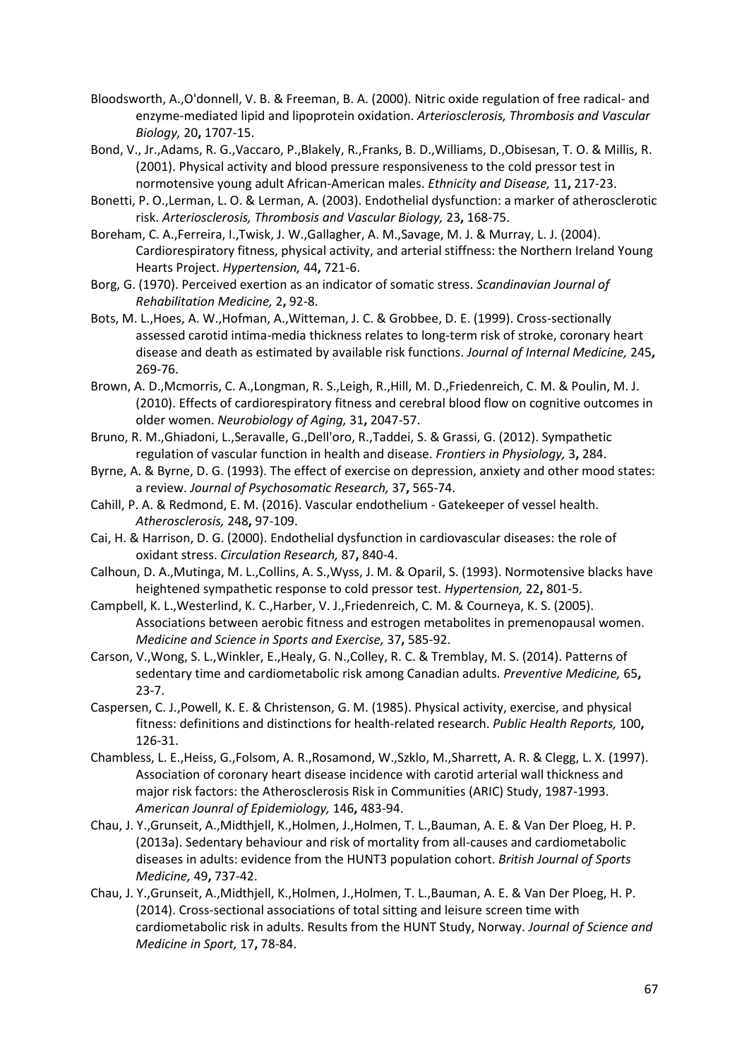Bloodsworth, A.,O'donnell, V. B. & Freeman, B. A. (2000). Nitric oxide regulation of free radical- and enzyme-mediated lipid and lipoprotein oxidation. *Arteriosclerosis, Thrombosis and Vascular Biology,* 20**,** 1707-15.

Bond, V., Jr.,Adams, R. G.,Vaccaro, P.,Blakely, R.,Franks, B. D.,Williams, D.,Obisesan, T. O. & Millis, R. (2001). Physical activity and blood pressure responsiveness to the cold pressor test in normotensive young adult African-American males. *Ethnicity and Disease,* 11**,** 217-23.

Bonetti, P. O.,Lerman, L. O. & Lerman, A. (2003). Endothelial dysfunction: a marker of atherosclerotic risk. *Arteriosclerosis, Thrombosis and Vascular Biology,* 23**,** 168-75.

Boreham, C. A.,Ferreira, I.,Twisk, J. W.,Gallagher, A. M.,Savage, M. J. & Murray, L. J. (2004). Cardiorespiratory fitness, physical activity, and arterial stiffness: the Northern Ireland Young Hearts Project. *Hypertension,* 44**,** 721-6.

Borg, G. (1970). Perceived exertion as an indicator of somatic stress. *Scandinavian Journal of Rehabilitation Medicine,* 2**,** 92-8.

Bots, M. L.,Hoes, A. W.,Hofman, A.,Witteman, J. C. & Grobbee, D. E. (1999). Cross-sectionally assessed carotid intima-media thickness relates to long-term risk of stroke, coronary heart disease and death as estimated by available risk functions. *Journal of Internal Medicine,* 245**,** 269-76.

Brown, A. D.,Mcmorris, C. A.,Longman, R. S.,Leigh, R.,Hill, M. D.,Friedenreich, C. M. & Poulin, M. J. (2010). Effects of cardiorespiratory fitness and cerebral blood flow on cognitive outcomes in older women. *Neurobiology of Aging,* 31**,** 2047-57.

Bruno, R. M.,Ghiadoni, L.,Seravalle, G.,Dell'oro, R.,Taddei, S. & Grassi, G. (2012). Sympathetic regulation of vascular function in health and disease. *Frontiers in Physiology,* 3**,** 284.

Byrne, A. & Byrne, D. G. (1993). The effect of exercise on depression, anxiety and other mood states: a review. *Journal of Psychosomatic Research,* 37**,** 565-74.

Cahill, P. A. & Redmond, E. M. (2016). Vascular endothelium - Gatekeeper of vessel health. *Atherosclerosis,* 248**,** 97-109.

Cai, H. & Harrison, D. G. (2000). Endothelial dysfunction in cardiovascular diseases: the role of oxidant stress. *Circulation Research,* 87**,** 840-4.

Calhoun, D. A.,Mutinga, M. L.,Collins, A. S.,Wyss, J. M. & Oparil, S. (1993). Normotensive blacks have heightened sympathetic response to cold pressor test. *Hypertension,* 22**,** 801-5.

Campbell, K. L.,Westerlind, K. C.,Harber, V. J.,Friedenreich, C. M. & Courneya, K. S. (2005). Associations between aerobic fitness and estrogen metabolites in premenopausal women. *Medicine and Science in Sports and Exercise,* 37**,** 585-92.

Carson, V.,Wong, S. L.,Winkler, E.,Healy, G. N.,Colley, R. C. & Tremblay, M. S. (2014). Patterns of sedentary time and cardiometabolic risk among Canadian adults. *Preventive Medicine,* 65**,** 23-7.

Caspersen, C. J.,Powell, K. E. & Christenson, G. M. (1985). Physical activity, exercise, and physical fitness: definitions and distinctions for health-related research. *Public Health Reports,* 100**,** 126-31.

Chambless, L. E.,Heiss, G.,Folsom, A. R.,Rosamond, W.,Szklo, M.,Sharrett, A. R. & Clegg, L. X. (1997). Association of coronary heart disease incidence with carotid arterial wall thickness and major risk factors: the Atherosclerosis Risk in Communities (ARIC) Study, 1987-1993. *American Jounral of Epidemiology,* 146**,** 483-94.

Chau, J. Y.,Grunseit, A.,Midthjell, K.,Holmen, J.,Holmen, T. L.,Bauman, A. E. & Van Der Ploeg, H. P. (2013a). Sedentary behaviour and risk of mortality from all-causes and cardiometabolic diseases in adults: evidence from the HUNT3 population cohort. *British Journal of Sports Medicine,* 49**,** 737-42.

Chau, J. Y.,Grunseit, A.,Midthjell, K.,Holmen, J.,Holmen, T. L.,Bauman, A. E. & Van Der Ploeg, H. P. (2014). Cross-sectional associations of total sitting and leisure screen time with cardiometabolic risk in adults. Results from the HUNT Study, Norway. *Journal of Science and Medicine in Sport,* 17**,** 78-84.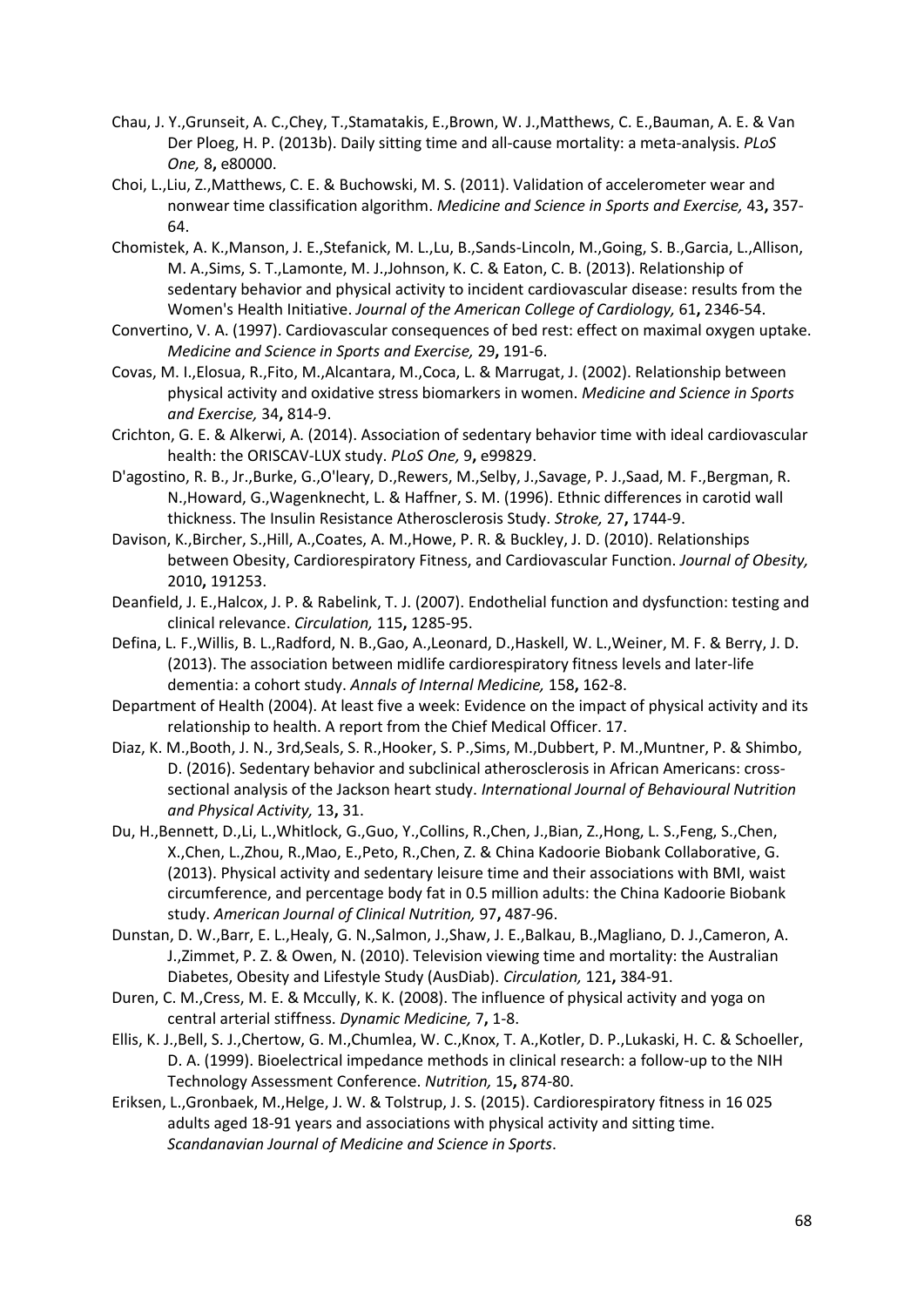Chau, J. Y.,Grunseit, A. C.,Chey, T.,Stamatakis, E.,Brown, W. J.,Matthews, C. E.,Bauman, A. E. & Van Der Ploeg, H. P. (2013b). Daily sitting time and all-cause mortality: a meta-analysis. *PLoS One,* 8**,** e80000.

Choi, L.,Liu, Z.,Matthews, C. E. & Buchowski, M. S. (2011). Validation of accelerometer wear and nonwear time classification algorithm. *Medicine and Science in Sports and Exercise,* 43**,** 357-64.

Chomistek, A. K.,Manson, J. E.,Stefanick, M. L.,Lu, B.,Sands-Lincoln, M.,Going, S. B.,Garcia, L.,Allison, M. A.,Sims, S. T.,Lamonte, M. J.,Johnson, K. C. & Eaton, C. B. (2013). Relationship of sedentary behavior and physical activity to incident cardiovascular disease: results from the Women's Health Initiative. *Journal of the American College of Cardiology,* 61**,** 2346-54.

Convertino, V. A. (1997). Cardiovascular consequences of bed rest: effect on maximal oxygen uptake. *Medicine and Science in Sports and Exercise,* 29**,** 191-6.

Covas, M. I.,Elosua, R.,Fito, M.,Alcantara, M.,Coca, L. & Marrugat, J. (2002). Relationship between physical activity and oxidative stress biomarkers in women. *Medicine and Science in Sports and Exercise,* 34**,** 814-9.

Crichton, G. E. & Alkerwi, A. (2014). Association of sedentary behavior time with ideal cardiovascular health: the ORISCAV-LUX study. *PLoS One,* 9**,** e99829.

D'agostino, R. B., Jr.,Burke, G.,O'leary, D.,Rewers, M.,Selby, J.,Savage, P. J.,Saad, M. F.,Bergman, R. N.,Howard, G.,Wagenknecht, L. & Haffner, S. M. (1996). Ethnic differences in carotid wall thickness. The Insulin Resistance Atherosclerosis Study. *Stroke,* 27**,** 1744-9.

Davison, K.,Bircher, S.,Hill, A.,Coates, A. M.,Howe, P. R. & Buckley, J. D. (2010). Relationships between Obesity, Cardiorespiratory Fitness, and Cardiovascular Function. *Journal of Obesity,* 2010**,** 191253.

Deanfield, J. E.,Halcox, J. P. & Rabelink, T. J. (2007). Endothelial function and dysfunction: testing and clinical relevance. *Circulation,* 115**,** 1285-95.

Defina, L. F.,Willis, B. L.,Radford, N. B.,Gao, A.,Leonard, D.,Haskell, W. L.,Weiner, M. F. & Berry, J. D. (2013). The association between midlife cardiorespiratory fitness levels and later-life dementia: a cohort study. *Annals of Internal Medicine,* 158**,** 162-8.

Department of Health (2004). At least five a week: Evidence on the impact of physical activity and its relationship to health. A report from the Chief Medical Officer. 17.

Diaz, K. M.,Booth, J. N., 3rd,Seals, S. R.,Hooker, S. P.,Sims, M.,Dubbert, P. M.,Muntner, P. & Shimbo, D. (2016). Sedentary behavior and subclinical atherosclerosis in African Americans: cross-sectional analysis of the Jackson heart study. *International Journal of Behavioural Nutrition and Physical Activity,* 13**,** 31.

Du, H.,Bennett, D.,Li, L.,Whitlock, G.,Guo, Y.,Collins, R.,Chen, J.,Bian, Z.,Hong, L. S.,Feng, S.,Chen, X.,Chen, L.,Zhou, R.,Mao, E.,Peto, R.,Chen, Z. & China Kadoorie Biobank Collaborative, G. (2013). Physical activity and sedentary leisure time and their associations with BMI, waist circumference, and percentage body fat in 0.5 million adults: the China Kadoorie Biobank study. *American Journal of Clinical Nutrition,* 97**,** 487-96.

Dunstan, D. W.,Barr, E. L.,Healy, G. N.,Salmon, J.,Shaw, J. E.,Balkau, B.,Magliano, D. J.,Cameron, A. J.,Zimmet, P. Z. & Owen, N. (2010). Television viewing time and mortality: the Australian Diabetes, Obesity and Lifestyle Study (AusDiab). *Circulation,* 121**,** 384-91.

Duren, C. M.,Cress, M. E. & Mccully, K. K. (2008). The influence of physical activity and yoga on central arterial stiffness. *Dynamic Medicine,* 7**,** 1-8.

Ellis, K. J.,Bell, S. J.,Chertow, G. M.,Chumlea, W. C.,Knox, T. A.,Kotler, D. P.,Lukaski, H. C. & Schoeller, D. A. (1999). Bioelectrical impedance methods in clinical research: a follow-up to the NIH Technology Assessment Conference. *Nutrition,* 15**,** 874-80.

Eriksen, L.,Gronbaek, M.,Helge, J. W. & Tolstrup, J. S. (2015). Cardiorespiratory fitness in 16 025 adults aged 18-91 years and associations with physical activity and sitting time. *Scandanavian Journal of Medicine and Science in Sports*.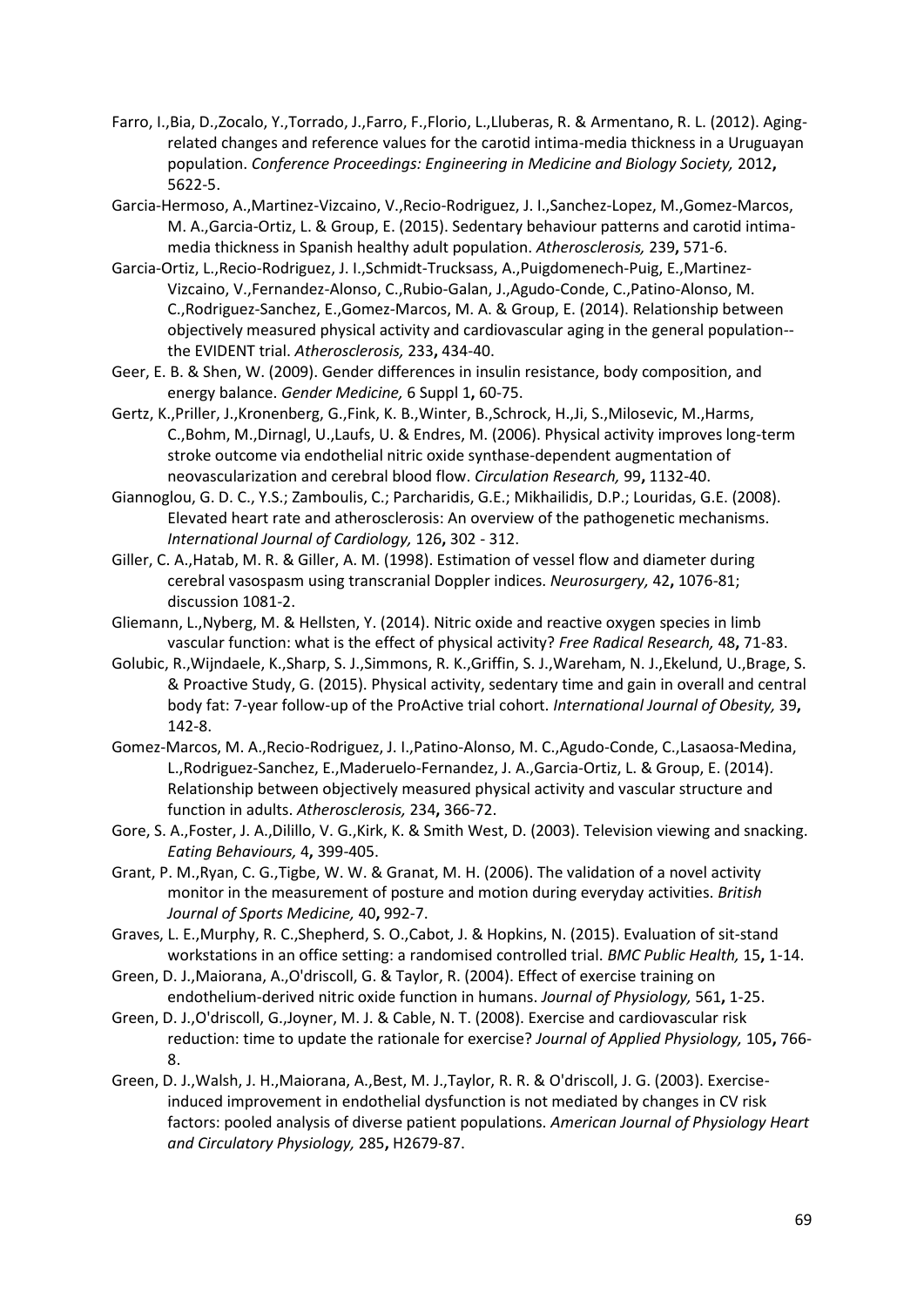Farro, I.,Bia, D.,Zocalo, Y.,Torrado, J.,Farro, F.,Florio, L.,Lluberas, R. & Armentano, R. L. (2012). Aging-related changes and reference values for the carotid intima-media thickness in a Uruguayan population. *Conference Proceedings: Engineering in Medicine and Biology Society,* 2012**,** 5622-5.

Garcia-Hermoso, A.,Martinez-Vizcaino, V.,Recio-Rodriguez, J. I.,Sanchez-Lopez, M.,Gomez-Marcos, M. A.,Garcia-Ortiz, L. & Group, E. (2015). Sedentary behaviour patterns and carotid intima-media thickness in Spanish healthy adult population. *Atherosclerosis,* 239**,** 571-6.

Garcia-Ortiz, L.,Recio-Rodriguez, J. I.,Schmidt-Trucksass, A.,Puigdomenech-Puig, E.,Martinez-Vizcaino, V.,Fernandez-Alonso, C.,Rubio-Galan, J.,Agudo-Conde, C.,Patino-Alonso, M. C.,Rodriguez-Sanchez, E.,Gomez-Marcos, M. A. & Group, E. (2014). Relationship between objectively measured physical activity and cardiovascular aging in the general population--the EVIDENT trial. *Atherosclerosis,* 233**,** 434-40.

Geer, E. B. & Shen, W. (2009). Gender differences in insulin resistance, body composition, and energy balance. *Gender Medicine,* 6 Suppl 1**,** 60-75.

Gertz, K.,Priller, J.,Kronenberg, G.,Fink, K. B.,Winter, B.,Schrock, H.,Ji, S.,Milosevic, M.,Harms, C.,Bohm, M.,Dirnagl, U.,Laufs, U. & Endres, M. (2006). Physical activity improves long-term stroke outcome via endothelial nitric oxide synthase-dependent augmentation of neovascularization and cerebral blood flow. *Circulation Research,* 99**,** 1132-40.

Giannoglou, G. D. C., Y.S.; Zamboulis, C.; Parcharidis, G.E.; Mikhailidis, D.P.; Louridas, G.E. (2008). Elevated heart rate and atherosclerosis: An overview of the pathogenetic mechanisms. *International Journal of Cardiology,* 126**,** 302 - 312.

Giller, C. A.,Hatab, M. R. & Giller, A. M. (1998). Estimation of vessel flow and diameter during cerebral vasospasm using transcranial Doppler indices. *Neurosurgery,* 42**,** 1076-81; discussion 1081-2.

Gliemann, L.,Nyberg, M. & Hellsten, Y. (2014). Nitric oxide and reactive oxygen species in limb vascular function: what is the effect of physical activity? *Free Radical Research,* 48**,** 71-83.

Golubic, R.,Wijndaele, K.,Sharp, S. J.,Simmons, R. K.,Griffin, S. J.,Wareham, N. J.,Ekelund, U.,Brage, S. & Proactive Study, G. (2015). Physical activity, sedentary time and gain in overall and central body fat: 7-year follow-up of the ProActive trial cohort. *International Journal of Obesity,* 39**,** 142-8.

Gomez-Marcos, M. A.,Recio-Rodriguez, J. I.,Patino-Alonso, M. C.,Agudo-Conde, C.,Lasaosa-Medina, L.,Rodriguez-Sanchez, E.,Maderuelo-Fernandez, J. A.,Garcia-Ortiz, L. & Group, E. (2014). Relationship between objectively measured physical activity and vascular structure and function in adults. *Atherosclerosis,* 234**,** 366-72.

Gore, S. A.,Foster, J. A.,Dilillo, V. G.,Kirk, K. & Smith West, D. (2003). Television viewing and snacking. *Eating Behaviours,* 4**,** 399-405.

Grant, P. M.,Ryan, C. G.,Tigbe, W. W. & Granat, M. H. (2006). The validation of a novel activity monitor in the measurement of posture and motion during everyday activities. *British Journal of Sports Medicine,* 40**,** 992-7.

Graves, L. E.,Murphy, R. C.,Shepherd, S. O.,Cabot, J. & Hopkins, N. (2015). Evaluation of sit-stand workstations in an office setting: a randomised controlled trial. *BMC Public Health,* 15**,** 1-14.

Green, D. J.,Maiorana, A.,O'driscoll, G. & Taylor, R. (2004). Effect of exercise training on endothelium-derived nitric oxide function in humans. *Journal of Physiology,* 561**,** 1-25.

Green, D. J.,O'driscoll, G.,Joyner, M. J. & Cable, N. T. (2008). Exercise and cardiovascular risk reduction: time to update the rationale for exercise? *Journal of Applied Physiology,* 105**,** 766-8.

Green, D. J.,Walsh, J. H.,Maiorana, A.,Best, M. J.,Taylor, R. R. & O'driscoll, J. G. (2003). Exercise-induced improvement in endothelial dysfunction is not mediated by changes in CV risk factors: pooled analysis of diverse patient populations. *American Journal of Physiology Heart and Circulatory Physiology,* 285**,** H2679-87.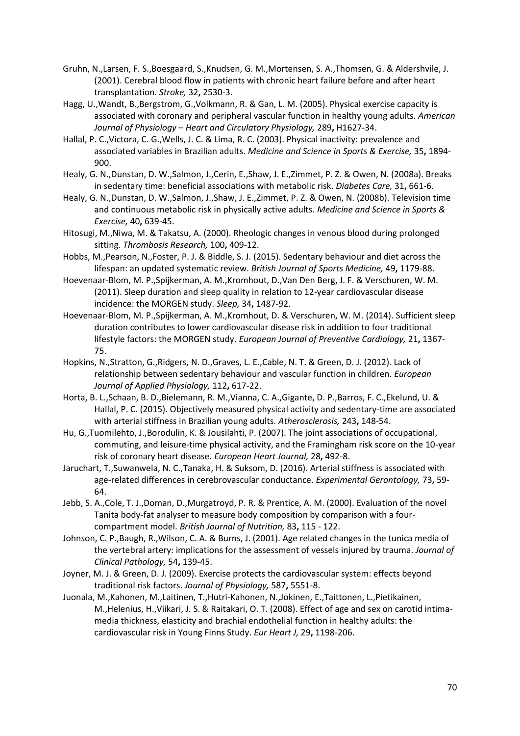Gruhn, N.,Larsen, F. S.,Boesgaard, S.,Knudsen, G. M.,Mortensen, S. A.,Thomsen, G. & Aldershvile, J. (2001). Cerebral blood flow in patients with chronic heart failure before and after heart transplantation. *Stroke,* 32**,** 2530-3.

Hagg, U.,Wandt, B.,Bergstrom, G.,Volkmann, R. & Gan, L. M. (2005). Physical exercise capacity is associated with coronary and peripheral vascular function in healthy young adults. *American Journal of Physiology – Heart and Circulatory Physiology,* 289**,** H1627-34.

Hallal, P. C.,Victora, C. G.,Wells, J. C. & Lima, R. C. (2003). Physical inactivity: prevalence and associated variables in Brazilian adults. *Medicine and Science in Sports & Exercise,* 35**,** 1894-900.

Healy, G. N.,Dunstan, D. W.,Salmon, J.,Cerin, E.,Shaw, J. E.,Zimmet, P. Z. & Owen, N. (2008a). Breaks in sedentary time: beneficial associations with metabolic risk. *Diabetes Care,* 31**,** 661-6.

Healy, G. N.,Dunstan, D. W.,Salmon, J.,Shaw, J. E.,Zimmet, P. Z. & Owen, N. (2008b). Television time and continuous metabolic risk in physically active adults. *Medicine and Science in Sports & Exercise,* 40**,** 639-45.

Hitosugi, M.,Niwa, M. & Takatsu, A. (2000). Rheologic changes in venous blood during prolonged sitting. *Thrombosis Research,* 100**,** 409-12.

Hobbs, M.,Pearson, N.,Foster, P. J. & Biddle, S. J. (2015). Sedentary behaviour and diet across the lifespan: an updated systematic review. *British Journal of Sports Medicine,* 49**,** 1179-88.

Hoevenaar-Blom, M. P.,Spijkerman, A. M.,Kromhout, D.,Van Den Berg, J. F. & Verschuren, W. M. (2011). Sleep duration and sleep quality in relation to 12-year cardiovascular disease incidence: the MORGEN study. *Sleep,* 34**,** 1487-92.

Hoevenaar-Blom, M. P.,Spijkerman, A. M.,Kromhout, D. & Verschuren, W. M. (2014). Sufficient sleep duration contributes to lower cardiovascular disease risk in addition to four traditional lifestyle factors: the MORGEN study. *European Journal of Preventive Cardiology,* 21**,** 1367-75.

Hopkins, N.,Stratton, G.,Ridgers, N. D.,Graves, L. E.,Cable, N. T. & Green, D. J. (2012). Lack of relationship between sedentary behaviour and vascular function in children. *European Journal of Applied Physiology,* 112**,** 617-22.

Horta, B. L.,Schaan, B. D.,Bielemann, R. M.,Vianna, C. A.,Gigante, D. P.,Barros, F. C.,Ekelund, U. & Hallal, P. C. (2015). Objectively measured physical activity and sedentary-time are associated with arterial stiffness in Brazilian young adults. *Atherosclerosis,* 243**,** 148-54.

Hu, G.,Tuomilehto, J.,Borodulin, K. & Jousilahti, P. (2007). The joint associations of occupational, commuting, and leisure-time physical activity, and the Framingham risk score on the 10-year risk of coronary heart disease. *European Heart Journal,* 28**,** 492-8.

Jaruchart, T.,Suwanwela, N. C.,Tanaka, H. & Suksom, D. (2016). Arterial stiffness is associated with age-related differences in cerebrovascular conductance. *Experimental Gerontology,* 73**,** 59-64.

Jebb, S. A.,Cole, T. J.,Doman, D.,Murgatroyd, P. R. & Prentice, A. M. (2000). Evaluation of the novel Tanita body-fat analyser to measure body composition by comparison with a four-compartment model. *British Journal of Nutrition,* 83**,** 115 - 122.

Johnson, C. P.,Baugh, R.,Wilson, C. A. & Burns, J. (2001). Age related changes in the tunica media of the vertebral artery: implications for the assessment of vessels injured by trauma. *Journal of Clinical Pathology,* 54**,** 139-45.

Joyner, M. J. & Green, D. J. (2009). Exercise protects the cardiovascular system: effects beyond traditional risk factors. *Journal of Physiology,* 587**,** 5551-8.

Juonala, M.,Kahonen, M.,Laitinen, T.,Hutri-Kahonen, N.,Jokinen, E.,Taittonen, L.,Pietikainen, M.,Helenius, H.,Viikari, J. S. & Raitakari, O. T. (2008). Effect of age and sex on carotid intima-media thickness, elasticity and brachial endothelial function in healthy adults: the cardiovascular risk in Young Finns Study. *Eur Heart J,* 29**,** 1198-206.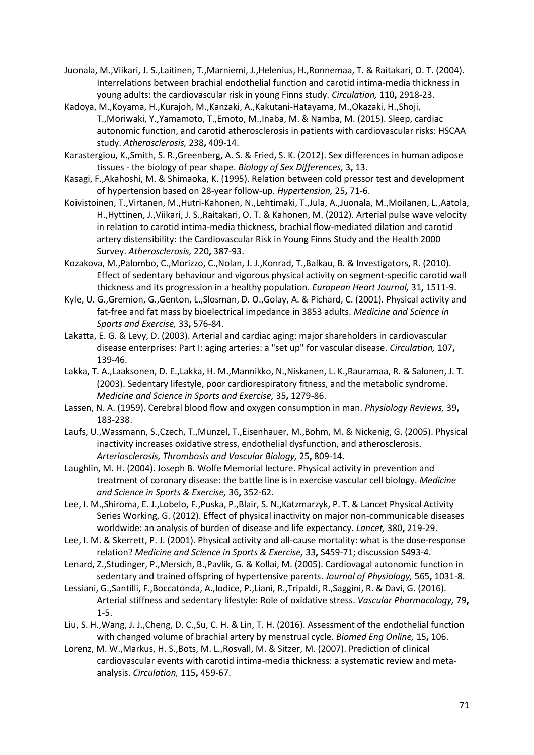Juonala, M.,Viikari, J. S.,Laitinen, T.,Marniemi, J.,Helenius, H.,Ronnemaa, T. & Raitakari, O. T. (2004). Interrelations between brachial endothelial function and carotid intima-media thickness in young adults: the cardiovascular risk in young Finns study. *Circulation,* 110**,** 2918-23.

Kadoya, M.,Koyama, H.,Kurajoh, M.,Kanzaki, A.,Kakutani-Hatayama, M.,Okazaki, H.,Shoji, T.,Moriwaki, Y.,Yamamoto, T.,Emoto, M.,Inaba, M. & Namba, M. (2015). Sleep, cardiac autonomic function, and carotid atherosclerosis in patients with cardiovascular risks: HSCAA study. *Atherosclerosis,* 238**,** 409-14.

Karastergiou, K.,Smith, S. R.,Greenberg, A. S. & Fried, S. K. (2012). Sex differences in human adipose tissues - the biology of pear shape. *Biology of Sex Differences,* 3**,** 13.

Kasagi, F.,Akahoshi, M. & Shimaoka, K. (1995). Relation between cold pressor test and development of hypertension based on 28-year follow-up. *Hypertension,* 25**,** 71-6.

Koivistoinen, T.,Virtanen, M.,Hutri-Kahonen, N.,Lehtimaki, T.,Jula, A.,Juonala, M.,Moilanen, L.,Aatola, H.,Hyttinen, J.,Viikari, J. S.,Raitakari, O. T. & Kahonen, M. (2012). Arterial pulse wave velocity in relation to carotid intima-media thickness, brachial flow-mediated dilation and carotid artery distensibility: the Cardiovascular Risk in Young Finns Study and the Health 2000 Survey. *Atherosclerosis,* 220**,** 387-93.

Kozakova, M.,Palombo, C.,Morizzo, C.,Nolan, J. J.,Konrad, T.,Balkau, B. & Investigators, R. (2010). Effect of sedentary behaviour and vigorous physical activity on segment-specific carotid wall thickness and its progression in a healthy population. *European Heart Journal,* 31**,** 1511-9.

Kyle, U. G.,Gremion, G.,Genton, L.,Slosman, D. O.,Golay, A. & Pichard, C. (2001). Physical activity and fat-free and fat mass by bioelectrical impedance in 3853 adults. *Medicine and Science in Sports and Exercise,* 33**,** 576-84.

Lakatta, E. G. & Levy, D. (2003). Arterial and cardiac aging: major shareholders in cardiovascular disease enterprises: Part I: aging arteries: a "set up" for vascular disease. *Circulation,* 107**,** 139-46.

Lakka, T. A.,Laaksonen, D. E.,Lakka, H. M.,Mannikko, N.,Niskanen, L. K.,Rauramaa, R. & Salonen, J. T. (2003). Sedentary lifestyle, poor cardiorespiratory fitness, and the metabolic syndrome. *Medicine and Science in Sports and Exercise,* 35**,** 1279-86.

Lassen, N. A. (1959). Cerebral blood flow and oxygen consumption in man. *Physiology Reviews,* 39**,** 183-238.

Laufs, U.,Wassmann, S.,Czech, T.,Munzel, T.,Eisenhauer, M.,Bohm, M. & Nickenig, G. (2005). Physical inactivity increases oxidative stress, endothelial dysfunction, and atherosclerosis. *Arteriosclerosis, Thrombosis and Vascular Biology,* 25**,** 809-14.

Laughlin, M. H. (2004). Joseph B. Wolfe Memorial lecture. Physical activity in prevention and treatment of coronary disease: the battle line is in exercise vascular cell biology. *Medicine and Science in Sports & Exercise,* 36**,** 352-62.

Lee, I. M.,Shiroma, E. J.,Lobelo, F.,Puska, P.,Blair, S. N.,Katzmarzyk, P. T. & Lancet Physical Activity Series Working, G. (2012). Effect of physical inactivity on major non-communicable diseases worldwide: an analysis of burden of disease and life expectancy. *Lancet,* 380**,** 219-29.

Lee, I. M. & Skerrett, P. J. (2001). Physical activity and all-cause mortality: what is the dose-response relation? *Medicine and Science in Sports & Exercise,* 33**,** S459-71; discussion S493-4.

Lenard, Z.,Studinger, P.,Mersich, B.,Pavlik, G. & Kollai, M. (2005). Cardiovagal autonomic function in sedentary and trained offspring of hypertensive parents. *Journal of Physiology,* 565**,** 1031-8.

Lessiani, G.,Santilli, F.,Boccatonda, A.,Iodice, P.,Liani, R.,Tripaldi, R.,Saggini, R. & Davi, G. (2016). Arterial stiffness and sedentary lifestyle: Role of oxidative stress. *Vascular Pharmacology,* 79**,** 1-5.

Liu, S. H.,Wang, J. J.,Cheng, D. C.,Su, C. H. & Lin, T. H. (2016). Assessment of the endothelial function with changed volume of brachial artery by menstrual cycle. *Biomed Eng Online,* 15**,** 106.

Lorenz, M. W.,Markus, H. S.,Bots, M. L.,Rosvall, M. & Sitzer, M. (2007). Prediction of clinical cardiovascular events with carotid intima-media thickness: a systematic review and meta-analysis. *Circulation,* 115**,** 459-67.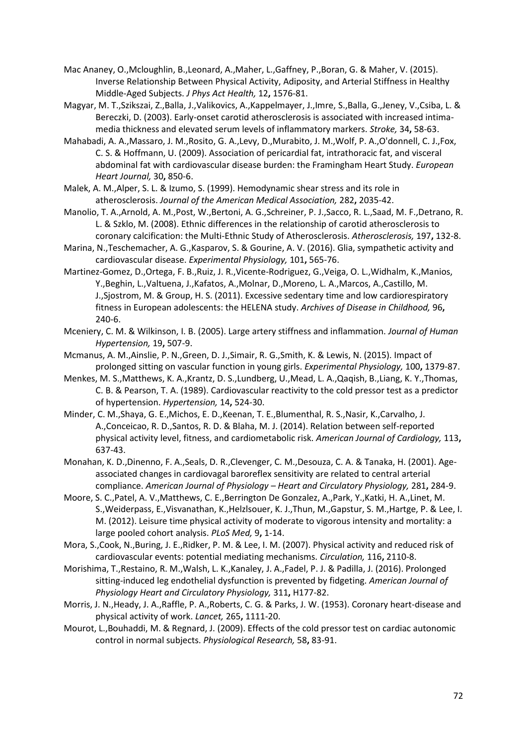Mac Ananey, O.,Mcloughlin, B.,Leonard, A.,Maher, L.,Gaffney, P.,Boran, G. & Maher, V. (2015). Inverse Relationship Between Physical Activity, Adiposity, and Arterial Stiffness in Healthy Middle-Aged Subjects. *J Phys Act Health,* 12**,** 1576-81.

Magyar, M. T.,Szikszai, Z.,Balla, J.,Valikovics, A.,Kappelmayer, J.,Imre, S.,Balla, G.,Jeney, V.,Csiba, L. & Bereczki, D. (2003). Early-onset carotid atherosclerosis is associated with increased intima-media thickness and elevated serum levels of inflammatory markers. *Stroke,* 34**,** 58-63.

Mahabadi, A. A.,Massaro, J. M.,Rosito, G. A.,Levy, D.,Murabito, J. M.,Wolf, P. A.,O'donnell, C. J.,Fox, C. S. & Hoffmann, U. (2009). Association of pericardial fat, intrathoracic fat, and visceral abdominal fat with cardiovascular disease burden: the Framingham Heart Study. *European Heart Journal,* 30**,** 850-6.

Malek, A. M.,Alper, S. L. & Izumo, S. (1999). Hemodynamic shear stress and its role in atherosclerosis. *Journal of the American Medical Association,* 282**,** 2035-42.

Manolio, T. A.,Arnold, A. M.,Post, W.,Bertoni, A. G.,Schreiner, P. J.,Sacco, R. L.,Saad, M. F.,Detrano, R. L. & Szklo, M. (2008). Ethnic differences in the relationship of carotid atherosclerosis to coronary calcification: the Multi-Ethnic Study of Atherosclerosis. *Atherosclerosis,* 197**,** 132-8.

Marina, N.,Teschemacher, A. G.,Kasparov, S. & Gourine, A. V. (2016). Glia, sympathetic activity and cardiovascular disease. *Experimental Physiology,* 101**,** 565-76.

Martinez-Gomez, D.,Ortega, F. B.,Ruiz, J. R.,Vicente-Rodriguez, G.,Veiga, O. L.,Widhalm, K.,Manios, Y.,Beghin, L.,Valtuena, J.,Kafatos, A.,Molnar, D.,Moreno, L. A.,Marcos, A.,Castillo, M. J.,Sjostrom, M. & Group, H. S. (2011). Excessive sedentary time and low cardiorespiratory fitness in European adolescents: the HELENA study. *Archives of Disease in Childhood,* 96**,** 240-6.

Mceniery, C. M. & Wilkinson, I. B. (2005). Large artery stiffness and inflammation. *Journal of Human Hypertension,* 19**,** 507-9.

Mcmanus, A. M.,Ainslie, P. N.,Green, D. J.,Simair, R. G.,Smith, K. & Lewis, N. (2015). Impact of prolonged sitting on vascular function in young girls. *Experimental Physiology,* 100**,** 1379-87.

Menkes, M. S.,Matthews, K. A.,Krantz, D. S.,Lundberg, U.,Mead, L. A.,Qaqish, B.,Liang, K. Y.,Thomas, C. B. & Pearson, T. A. (1989). Cardiovascular reactivity to the cold pressor test as a predictor of hypertension. *Hypertension,* 14**,** 524-30.

Minder, C. M.,Shaya, G. E.,Michos, E. D.,Keenan, T. E.,Blumenthal, R. S.,Nasir, K.,Carvalho, J. A.,Conceicao, R. D.,Santos, R. D. & Blaha, M. J. (2014). Relation between self-reported physical activity level, fitness, and cardiometabolic risk. *American Journal of Cardiology,* 113**,** 637-43.

Monahan, K. D.,Dinenno, F. A.,Seals, D. R.,Clevenger, C. M.,Desouza, C. A. & Tanaka, H. (2001). Age-associated changes in cardiovagal baroreflex sensitivity are related to central arterial compliance. *American Journal of Physiology – Heart and Circulatory Physiology,* 281**,** 284-9.

Moore, S. C.,Patel, A. V.,Matthews, C. E.,Berrington De Gonzalez, A.,Park, Y.,Katki, H. A.,Linet, M. S.,Weiderpass, E.,Visvanathan, K.,Helzlsouer, K. J.,Thun, M.,Gapstur, S. M.,Hartge, P. & Lee, I. M. (2012). Leisure time physical activity of moderate to vigorous intensity and mortality: a large pooled cohort analysis. *PLoS Med,* 9**,** 1-14.

Mora, S.,Cook, N.,Buring, J. E.,Ridker, P. M. & Lee, I. M. (2007). Physical activity and reduced risk of cardiovascular events: potential mediating mechanisms. *Circulation,* 116**,** 2110-8.

Morishima, T.,Restaino, R. M.,Walsh, L. K.,Kanaley, J. A.,Fadel, P. J. & Padilla, J. (2016). Prolonged sitting-induced leg endothelial dysfunction is prevented by fidgeting. *American Journal of Physiology Heart and Circulatory Physiology,* 311**,** H177-82.

Morris, J. N.,Heady, J. A.,Raffle, P. A.,Roberts, C. G. & Parks, J. W. (1953). Coronary heart-disease and physical activity of work. *Lancet,* 265**,** 1111-20.

Mourot, L.,Bouhaddi, M. & Regnard, J. (2009). Effects of the cold pressor test on cardiac autonomic control in normal subjects. *Physiological Research,* 58**,** 83-91.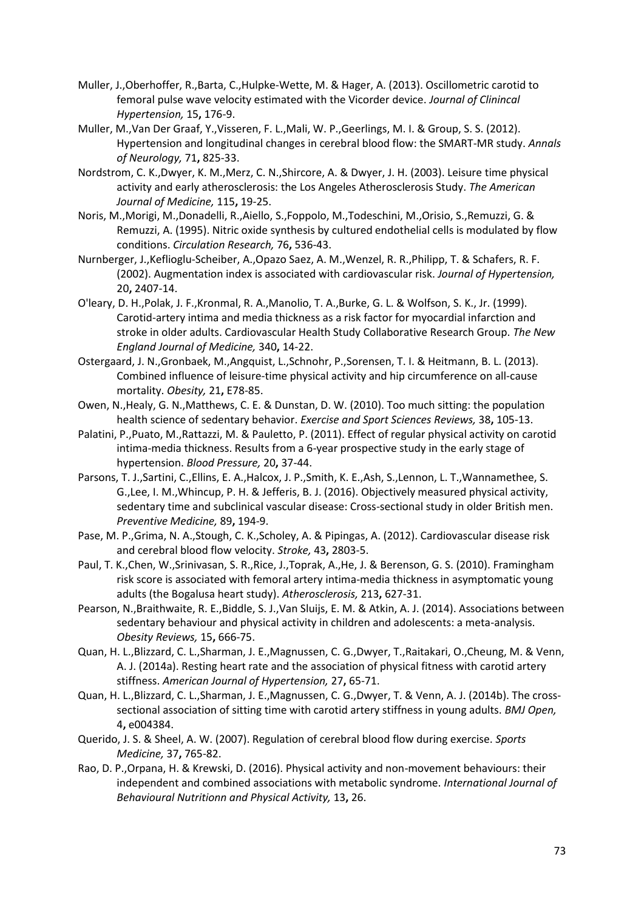Muller, J.,Oberhoffer, R.,Barta, C.,Hulpke-Wette, M. & Hager, A. (2013). Oscillometric carotid to femoral pulse wave velocity estimated with the Vicorder device. *Journal of Clinincal Hypertension,* 15**,** 176-9.

Muller, M.,Van Der Graaf, Y.,Visseren, F. L.,Mali, W. P.,Geerlings, M. I. & Group, S. S. (2012). Hypertension and longitudinal changes in cerebral blood flow: the SMART-MR study. *Annals of Neurology,* 71**,** 825-33.

Nordstrom, C. K.,Dwyer, K. M.,Merz, C. N.,Shircore, A. & Dwyer, J. H. (2003). Leisure time physical activity and early atherosclerosis: the Los Angeles Atherosclerosis Study. *The American Journal of Medicine,* 115**,** 19-25.

Noris, M.,Morigi, M.,Donadelli, R.,Aiello, S.,Foppolo, M.,Todeschini, M.,Orisio, S.,Remuzzi, G. & Remuzzi, A. (1995). Nitric oxide synthesis by cultured endothelial cells is modulated by flow conditions. *Circulation Research,* 76**,** 536-43.

Nurnberger, J.,Keflioglu-Scheiber, A.,Opazo Saez, A. M.,Wenzel, R. R.,Philipp, T. & Schafers, R. F. (2002). Augmentation index is associated with cardiovascular risk. *Journal of Hypertension,* 20**,** 2407-14.

O'leary, D. H.,Polak, J. F.,Kronmal, R. A.,Manolio, T. A.,Burke, G. L. & Wolfson, S. K., Jr. (1999). Carotid-artery intima and media thickness as a risk factor for myocardial infarction and stroke in older adults. Cardiovascular Health Study Collaborative Research Group. *The New England Journal of Medicine,* 340**,** 14-22.

Ostergaard, J. N.,Gronbaek, M.,Angquist, L.,Schnohr, P.,Sorensen, T. I. & Heitmann, B. L. (2013). Combined influence of leisure-time physical activity and hip circumference on all-cause mortality. *Obesity,* 21**,** E78-85.

Owen, N.,Healy, G. N.,Matthews, C. E. & Dunstan, D. W. (2010). Too much sitting: the population health science of sedentary behavior. *Exercise and Sport Sciences Reviews,* 38**,** 105-13.

Palatini, P.,Puato, M.,Rattazzi, M. & Pauletto, P. (2011). Effect of regular physical activity on carotid intima-media thickness. Results from a 6-year prospective study in the early stage of hypertension. *Blood Pressure,* 20**,** 37-44.

Parsons, T. J.,Sartini, C.,Ellins, E. A.,Halcox, J. P.,Smith, K. E.,Ash, S.,Lennon, L. T.,Wannamethee, S. G.,Lee, I. M.,Whincup, P. H. & Jefferis, B. J. (2016). Objectively measured physical activity, sedentary time and subclinical vascular disease: Cross-sectional study in older British men. *Preventive Medicine,* 89**,** 194-9.

Pase, M. P.,Grima, N. A.,Stough, C. K.,Scholey, A. & Pipingas, A. (2012). Cardiovascular disease risk and cerebral blood flow velocity. *Stroke,* 43**,** 2803-5.

Paul, T. K.,Chen, W.,Srinivasan, S. R.,Rice, J.,Toprak, A.,He, J. & Berenson, G. S. (2010). Framingham risk score is associated with femoral artery intima-media thickness in asymptomatic young adults (the Bogalusa heart study). *Atherosclerosis,* 213**,** 627-31.

Pearson, N.,Braithwaite, R. E.,Biddle, S. J.,Van Sluijs, E. M. & Atkin, A. J. (2014). Associations between sedentary behaviour and physical activity in children and adolescents: a meta-analysis. *Obesity Reviews,* 15**,** 666-75.

Quan, H. L.,Blizzard, C. L.,Sharman, J. E.,Magnussen, C. G.,Dwyer, T.,Raitakari, O.,Cheung, M. & Venn, A. J. (2014a). Resting heart rate and the association of physical fitness with carotid artery stiffness. *American Journal of Hypertension,* 27**,** 65-71.

Quan, H. L.,Blizzard, C. L.,Sharman, J. E.,Magnussen, C. G.,Dwyer, T. & Venn, A. J. (2014b). The cross-sectional association of sitting time with carotid artery stiffness in young adults. *BMJ Open,* 4**,** e004384.

Querido, J. S. & Sheel, A. W. (2007). Regulation of cerebral blood flow during exercise. *Sports Medicine,* 37**,** 765-82.

Rao, D. P.,Orpana, H. & Krewski, D. (2016). Physical activity and non-movement behaviours: their independent and combined associations with metabolic syndrome. *International Journal of Behavioural Nutritionn and Physical Activity,* 13**,** 26.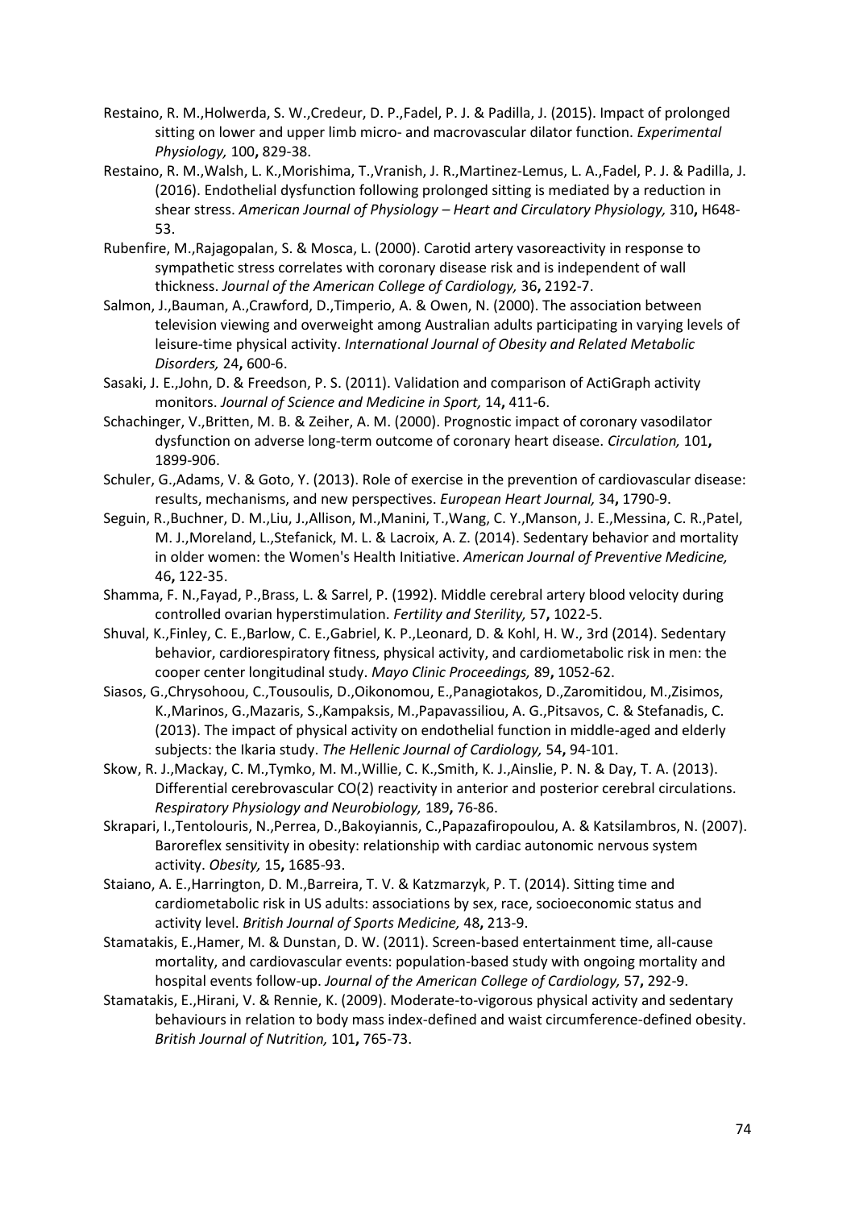Restaino, R. M.,Holwerda, S. W.,Credeur, D. P.,Fadel, P. J. & Padilla, J. (2015). Impact of prolonged sitting on lower and upper limb micro- and macrovascular dilator function. *Experimental Physiology,* 100**,** 829-38.

Restaino, R. M.,Walsh, L. K.,Morishima, T.,Vranish, J. R.,Martinez-Lemus, L. A.,Fadel, P. J. & Padilla, J. (2016). Endothelial dysfunction following prolonged sitting is mediated by a reduction in shear stress. *American Journal of Physiology – Heart and Circulatory Physiology,* 310**,** H648-53.

Rubenfire, M.,Rajagopalan, S. & Mosca, L. (2000). Carotid artery vasoreactivity in response to sympathetic stress correlates with coronary disease risk and is independent of wall thickness. *Journal of the American College of Cardiology,* 36**,** 2192-7.

Salmon, J.,Bauman, A.,Crawford, D.,Timperio, A. & Owen, N. (2000). The association between television viewing and overweight among Australian adults participating in varying levels of leisure-time physical activity. *International Journal of Obesity and Related Metabolic Disorders,* 24**,** 600-6.

Sasaki, J. E.,John, D. & Freedson, P. S. (2011). Validation and comparison of ActiGraph activity monitors. *Journal of Science and Medicine in Sport,* 14**,** 411-6.

Schachinger, V.,Britten, M. B. & Zeiher, A. M. (2000). Prognostic impact of coronary vasodilator dysfunction on adverse long-term outcome of coronary heart disease. *Circulation,* 101**,** 1899-906.

Schuler, G.,Adams, V. & Goto, Y. (2013). Role of exercise in the prevention of cardiovascular disease: results, mechanisms, and new perspectives. *European Heart Journal,* 34**,** 1790-9.

Seguin, R.,Buchner, D. M.,Liu, J.,Allison, M.,Manini, T.,Wang, C. Y.,Manson, J. E.,Messina, C. R.,Patel, M. J.,Moreland, L.,Stefanick, M. L. & Lacroix, A. Z. (2014). Sedentary behavior and mortality in older women: the Women's Health Initiative. *American Journal of Preventive Medicine,* 46**,** 122-35.

Shamma, F. N.,Fayad, P.,Brass, L. & Sarrel, P. (1992). Middle cerebral artery blood velocity during controlled ovarian hyperstimulation. *Fertility and Sterility,* 57**,** 1022-5.

Shuval, K.,Finley, C. E.,Barlow, C. E.,Gabriel, K. P.,Leonard, D. & Kohl, H. W., 3rd (2014). Sedentary behavior, cardiorespiratory fitness, physical activity, and cardiometabolic risk in men: the cooper center longitudinal study. *Mayo Clinic Proceedings,* 89**,** 1052-62.

Siasos, G.,Chrysohoou, C.,Tousoulis, D.,Oikonomou, E.,Panagiotakos, D.,Zaromitidou, M.,Zisimos, K.,Marinos, G.,Mazaris, S.,Kampaksis, M.,Papavassiliou, A. G.,Pitsavos, C. & Stefanadis, C. (2013). The impact of physical activity on endothelial function in middle-aged and elderly subjects: the Ikaria study. *The Hellenic Journal of Cardiology,* 54**,** 94-101.

Skow, R. J.,Mackay, C. M.,Tymko, M. M.,Willie, C. K.,Smith, K. J.,Ainslie, P. N. & Day, T. A. (2013). Differential cerebrovascular CO(2) reactivity in anterior and posterior cerebral circulations. *Respiratory Physiology and Neurobiology,* 189**,** 76-86.

Skrapari, I.,Tentolouris, N.,Perrea, D.,Bakoyiannis, C.,Papazafiropoulou, A. & Katsilambros, N. (2007). Baroreflex sensitivity in obesity: relationship with cardiac autonomic nervous system activity. *Obesity,* 15**,** 1685-93.

Staiano, A. E.,Harrington, D. M.,Barreira, T. V. & Katzmarzyk, P. T. (2014). Sitting time and cardiometabolic risk in US adults: associations by sex, race, socioeconomic status and activity level. *British Journal of Sports Medicine,* 48**,** 213-9.

Stamatakis, E.,Hamer, M. & Dunstan, D. W. (2011). Screen-based entertainment time, all-cause mortality, and cardiovascular events: population-based study with ongoing mortality and hospital events follow-up. *Journal of the American College of Cardiology,* 57**,** 292-9.

Stamatakis, E.,Hirani, V. & Rennie, K. (2009). Moderate-to-vigorous physical activity and sedentary behaviours in relation to body mass index-defined and waist circumference-defined obesity. *British Journal of Nutrition,* 101**,** 765-73.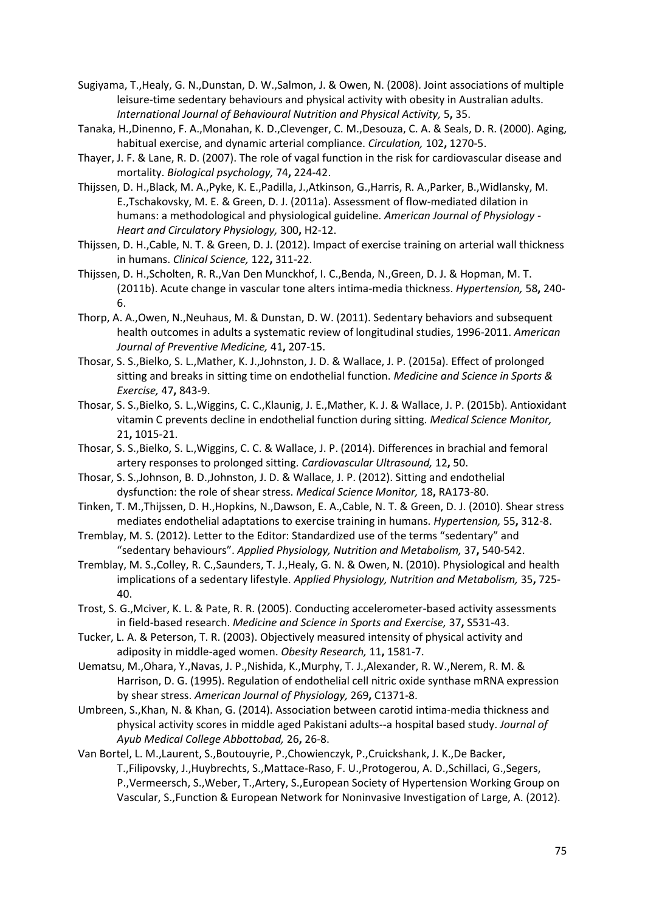Sugiyama, T.,Healy, G. N.,Dunstan, D. W.,Salmon, J. & Owen, N. (2008). Joint associations of multiple leisure-time sedentary behaviours and physical activity with obesity in Australian adults. *International Journal of Behavioural Nutrition and Physical Activity,* 5**,** 35.

Tanaka, H.,Dinenno, F. A.,Monahan, K. D.,Clevenger, C. M.,Desouza, C. A. & Seals, D. R. (2000). Aging, habitual exercise, and dynamic arterial compliance. *Circulation,* 102**,** 1270-5.

Thayer, J. F. & Lane, R. D. (2007). The role of vagal function in the risk for cardiovascular disease and mortality. *Biological psychology,* 74**,** 224-42.

Thijssen, D. H.,Black, M. A.,Pyke, K. E.,Padilla, J.,Atkinson, G.,Harris, R. A.,Parker, B.,Widlansky, M. E.,Tschakovsky, M. E. & Green, D. J. (2011a). Assessment of flow-mediated dilation in humans: a methodological and physiological guideline. *American Journal of Physiology - Heart and Circulatory Physiology,* 300**,** H2-12.

Thijssen, D. H.,Cable, N. T. & Green, D. J. (2012). Impact of exercise training on arterial wall thickness in humans. *Clinical Science,* 122**,** 311-22.

Thijssen, D. H.,Scholten, R. R.,Van Den Munckhof, I. C.,Benda, N.,Green, D. J. & Hopman, M. T. (2011b). Acute change in vascular tone alters intima-media thickness. *Hypertension,* 58**,** 240-6.

Thorp, A. A.,Owen, N.,Neuhaus, M. & Dunstan, D. W. (2011). Sedentary behaviors and subsequent health outcomes in adults a systematic review of longitudinal studies, 1996-2011. *American Journal of Preventive Medicine,* 41**,** 207-15.

Thosar, S. S.,Bielko, S. L.,Mather, K. J.,Johnston, J. D. & Wallace, J. P. (2015a). Effect of prolonged sitting and breaks in sitting time on endothelial function. *Medicine and Science in Sports & Exercise,* 47**,** 843-9.

Thosar, S. S.,Bielko, S. L.,Wiggins, C. C.,Klaunig, J. E.,Mather, K. J. & Wallace, J. P. (2015b). Antioxidant vitamin C prevents decline in endothelial function during sitting. *Medical Science Monitor,* 21**,** 1015-21.

Thosar, S. S.,Bielko, S. L.,Wiggins, C. C. & Wallace, J. P. (2014). Differences in brachial and femoral artery responses to prolonged sitting. *Cardiovascular Ultrasound,* 12**,** 50.

Thosar, S. S.,Johnson, B. D.,Johnston, J. D. & Wallace, J. P. (2012). Sitting and endothelial dysfunction: the role of shear stress. *Medical Science Monitor,* 18**,** RA173-80.

Tinken, T. M.,Thijssen, D. H.,Hopkins, N.,Dawson, E. A.,Cable, N. T. & Green, D. J. (2010). Shear stress mediates endothelial adaptations to exercise training in humans. *Hypertension,* 55**,** 312-8.

Tremblay, M. S. (2012). Letter to the Editor: Standardized use of the terms "sedentary" and "sedentary behaviours". *Applied Physiology, Nutrition and Metabolism,* 37**,** 540-542.

Tremblay, M. S.,Colley, R. C.,Saunders, T. J.,Healy, G. N. & Owen, N. (2010). Physiological and health implications of a sedentary lifestyle. *Applied Physiology, Nutrition and Metabolism,* 35**,** 725-40.

Trost, S. G.,Mciver, K. L. & Pate, R. R. (2005). Conducting accelerometer-based activity assessments in field-based research. *Medicine and Science in Sports and Exercise,* 37**,** S531-43.

Tucker, L. A. & Peterson, T. R. (2003). Objectively measured intensity of physical activity and adiposity in middle-aged women. *Obesity Research,* 11**,** 1581-7.

Uematsu, M.,Ohara, Y.,Navas, J. P.,Nishida, K.,Murphy, T. J.,Alexander, R. W.,Nerem, R. M. & Harrison, D. G. (1995). Regulation of endothelial cell nitric oxide synthase mRNA expression by shear stress. *American Journal of Physiology,* 269**,** C1371-8.

Umbreen, S.,Khan, N. & Khan, G. (2014). Association between carotid intima-media thickness and physical activity scores in middle aged Pakistani adults--a hospital based study. *Journal of Ayub Medical College Abbottobad,* 26**,** 26-8.

Van Bortel, L. M.,Laurent, S.,Boutouyrie, P.,Chowienczyk, P.,Cruickshank, J. K.,De Backer, T.,Filipovsky, J.,Huybrechts, S.,Mattace-Raso, F. U.,Protogerou, A. D.,Schillaci, G.,Segers, P.,Vermeersch, S.,Weber, T.,Artery, S.,European Society of Hypertension Working Group on Vascular, S.,Function & European Network for Noninvasive Investigation of Large, A. (2012).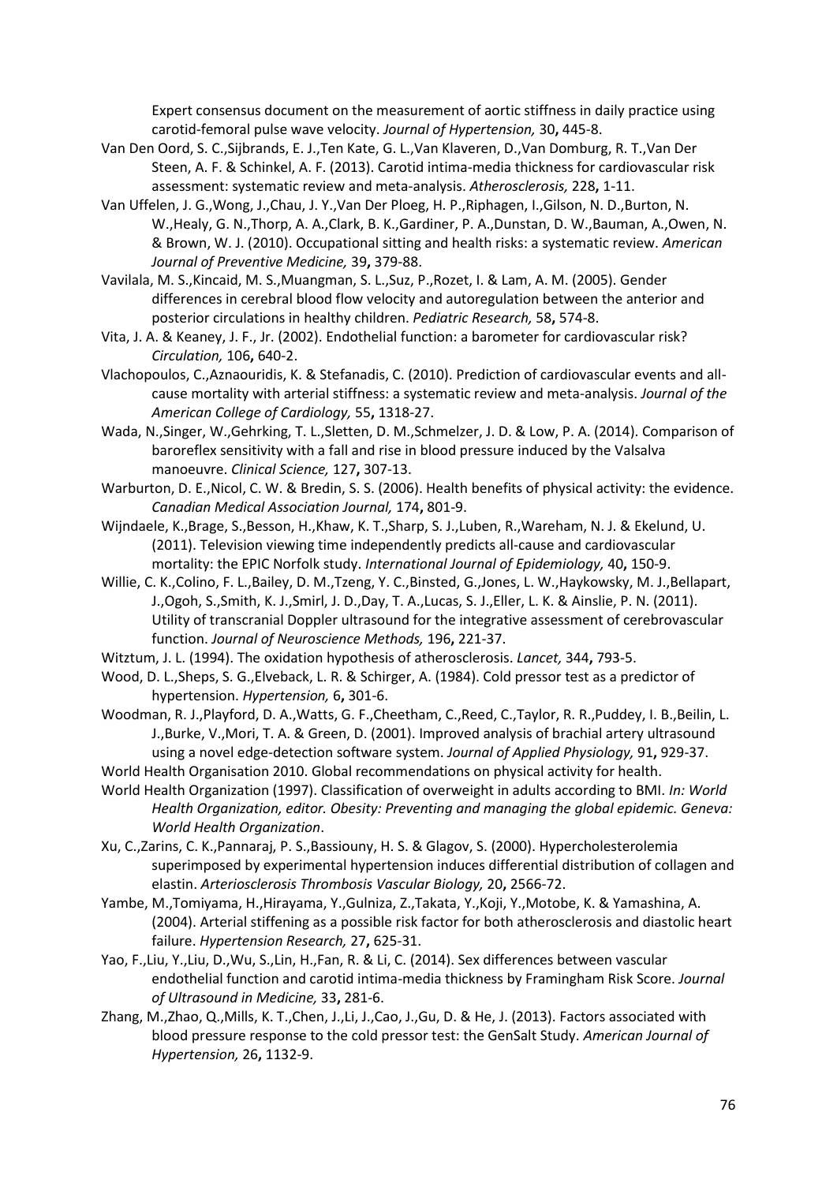Expert consensus document on the measurement of aortic stiffness in daily practice using carotid-femoral pulse wave velocity. *Journal of Hypertension,* 30**,** 445-8.

Van Den Oord, S. C.,Sijbrands, E. J.,Ten Kate, G. L.,Van Klaveren, D.,Van Domburg, R. T.,Van Der Steen, A. F. & Schinkel, A. F. (2013). Carotid intima-media thickness for cardiovascular risk assessment: systematic review and meta-analysis. *Atherosclerosis,* 228**,** 1-11.

Van Uffelen, J. G.,Wong, J.,Chau, J. Y.,Van Der Ploeg, H. P.,Riphagen, I.,Gilson, N. D.,Burton, N. W.,Healy, G. N.,Thorp, A. A.,Clark, B. K.,Gardiner, P. A.,Dunstan, D. W.,Bauman, A.,Owen, N. & Brown, W. J. (2010). Occupational sitting and health risks: a systematic review. *American Journal of Preventive Medicine,* 39**,** 379-88.

Vavilala, M. S.,Kincaid, M. S.,Muangman, S. L.,Suz, P.,Rozet, I. & Lam, A. M. (2005). Gender differences in cerebral blood flow velocity and autoregulation between the anterior and posterior circulations in healthy children. *Pediatric Research,* 58**,** 574-8.

Vita, J. A. & Keaney, J. F., Jr. (2002). Endothelial function: a barometer for cardiovascular risk? *Circulation,* 106**,** 640-2.

Vlachopoulos, C.,Aznaouridis, K. & Stefanadis, C. (2010). Prediction of cardiovascular events and all-cause mortality with arterial stiffness: a systematic review and meta-analysis. *Journal of the American College of Cardiology,* 55**,** 1318-27.

Wada, N.,Singer, W.,Gehrking, T. L.,Sletten, D. M.,Schmelzer, J. D. & Low, P. A. (2014). Comparison of baroreflex sensitivity with a fall and rise in blood pressure induced by the Valsalva manoeuvre. *Clinical Science,* 127**,** 307-13.

Warburton, D. E.,Nicol, C. W. & Bredin, S. S. (2006). Health benefits of physical activity: the evidence. *Canadian Medical Association Journal,* 174**,** 801-9.

Wijndaele, K.,Brage, S.,Besson, H.,Khaw, K. T.,Sharp, S. J.,Luben, R.,Wareham, N. J. & Ekelund, U. (2011). Television viewing time independently predicts all-cause and cardiovascular mortality: the EPIC Norfolk study. *International Journal of Epidemiology,* 40**,** 150-9.

Willie, C. K.,Colino, F. L.,Bailey, D. M.,Tzeng, Y. C.,Binsted, G.,Jones, L. W.,Haykowsky, M. J.,Bellapart, J.,Ogoh, S.,Smith, K. J.,Smirl, J. D.,Day, T. A.,Lucas, S. J.,Eller, L. K. & Ainslie, P. N. (2011). Utility of transcranial Doppler ultrasound for the integrative assessment of cerebrovascular function. *Journal of Neuroscience Methods,* 196**,** 221-37.

Witztum, J. L. (1994). The oxidation hypothesis of atherosclerosis. *Lancet,* 344**,** 793-5.

Wood, D. L.,Sheps, S. G.,Elveback, L. R. & Schirger, A. (1984). Cold pressor test as a predictor of hypertension. *Hypertension,* 6**,** 301-6.

Woodman, R. J.,Playford, D. A.,Watts, G. F.,Cheetham, C.,Reed, C.,Taylor, R. R.,Puddey, I. B.,Beilin, L. J.,Burke, V.,Mori, T. A. & Green, D. (2001). Improved analysis of brachial artery ultrasound using a novel edge-detection software system. *Journal of Applied Physiology,* 91**,** 929-37.

World Health Organisation 2010. Global recommendations on physical activity for health.

World Health Organization (1997). Classification of overweight in adults according to BMI. *In: World Health Organization, editor. Obesity: Preventing and managing the global epidemic. Geneva: World Health Organization*.

Xu, C.,Zarins, C. K.,Pannaraj, P. S.,Bassiouny, H. S. & Glagov, S. (2000). Hypercholesterolemia superimposed by experimental hypertension induces differential distribution of collagen and elastin. *Arteriosclerosis Thrombosis Vascular Biology,* 20**,** 2566-72.

Yambe, M.,Tomiyama, H.,Hirayama, Y.,Gulniza, Z.,Takata, Y.,Koji, Y.,Motobe, K. & Yamashina, A. (2004). Arterial stiffening as a possible risk factor for both atherosclerosis and diastolic heart failure. *Hypertension Research,* 27**,** 625-31.

Yao, F.,Liu, Y.,Liu, D.,Wu, S.,Lin, H.,Fan, R. & Li, C. (2014). Sex differences between vascular endothelial function and carotid intima-media thickness by Framingham Risk Score. *Journal of Ultrasound in Medicine,* 33**,** 281-6.

Zhang, M.,Zhao, Q.,Mills, K. T.,Chen, J.,Li, J.,Cao, J.,Gu, D. & He, J. (2013). Factors associated with blood pressure response to the cold pressor test: the GenSalt Study. *American Journal of Hypertension,* 26**,** 1132-9.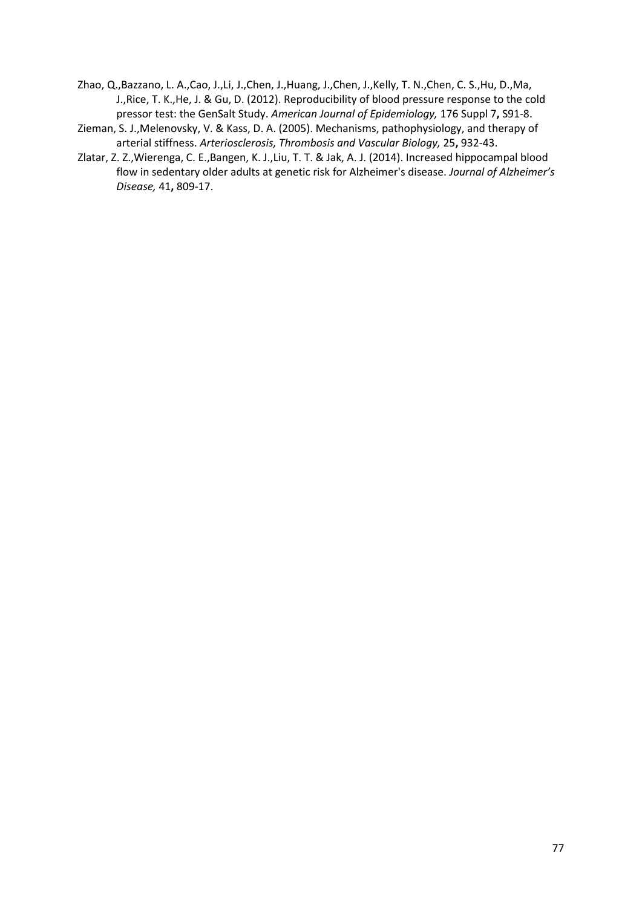Zhao, Q.,Bazzano, L. A.,Cao, J.,Li, J.,Chen, J.,Huang, J.,Chen, J.,Kelly, T. N.,Chen, C. S.,Hu, D.,Ma, J.,Rice, T. K.,He, J. & Gu, D. (2012). Reproducibility of blood pressure response to the cold pressor test: the GenSalt Study. *American Journal of Epidemiology,* 176 Suppl 7**,** S91-8.

Zieman, S. J.,Melenovsky, V. & Kass, D. A. (2005). Mechanisms, pathophysiology, and therapy of arterial stiffness. *Arteriosclerosis, Thrombosis and Vascular Biology,* 25**,** 932-43.

Zlatar, Z. Z.,Wierenga, C. E.,Bangen, K. J.,Liu, T. T. & Jak, A. J. (2014). Increased hippocampal blood flow in sedentary older adults at genetic risk for Alzheimer's disease. *Journal of Alzheimer's Disease,* 41**,** 809-17.